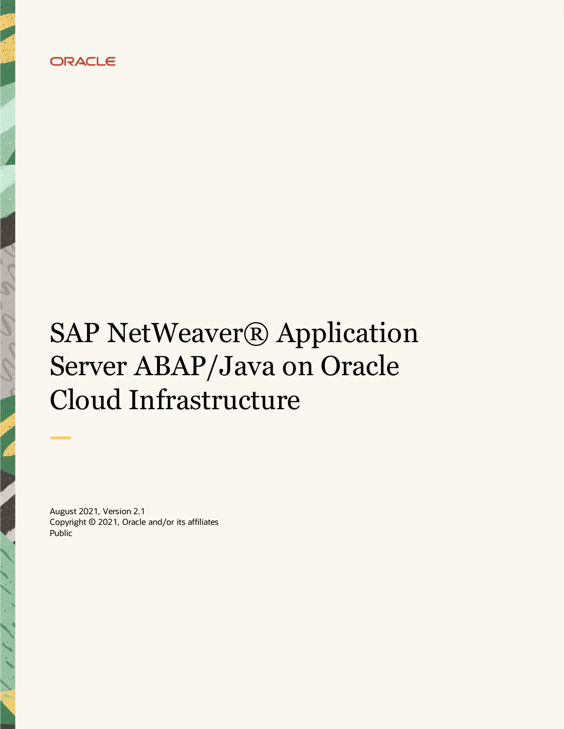ORACLE

# SAP NetWeaver® Application Server ABAP/Java on Oracle Cloud Infrastructure

August 2021, Version 2.1
Copyright © 2021, Oracle and/or its affiliates
Public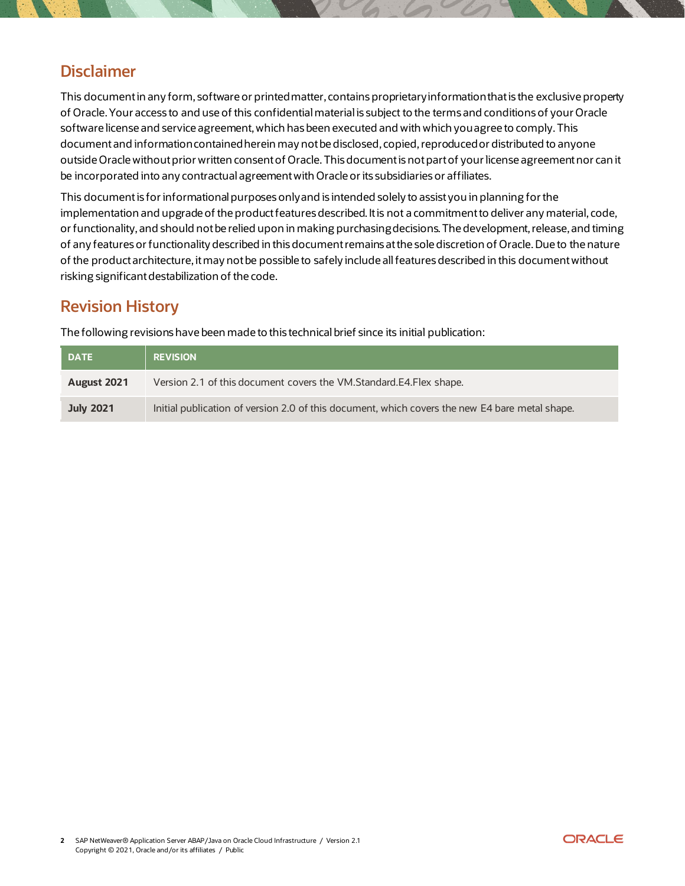## Disclaimer

This document in any form, software or printed matter, contains proprietary information that is the exclusive property of Oracle. Your access to and use of this confidential material is subject to the terms and conditions of your Oracle software license and service agreement, which has been executed and with which you agree to comply. This document and information contained herein may not be disclosed, copied, reproduced or distributed to anyone outside Oracle without prior written consent of Oracle. This document is not part of your license agreement nor can it be incorporated into any contractual agreement with Oracle or its subsidiaries or affiliates.

This document is for informational purposes only and is intended solely to assist you in planning for the implementation and upgrade of the product features described. It is not a commitment to deliver any material, code, or functionality, and should not be relied upon in making purchasing decisions. The development, release, and timing of any features or functionality described in this document remains at the sole discretion of Oracle. Due to the nature of the product architecture, it may not be possible to safely include all features described in this document without risking significant destabilization of the code.

## Revision History

The following revisions have been made to this technical brief since its initial publication:

| DATE | REVISION |
|---|---|
| **August 2021** | Version 2.1 of this document covers the VM.Standard.E4.Flex shape. |
| **July 2021** | Initial publication of version 2.0 of this document, which covers the new E4 bare metal shape. |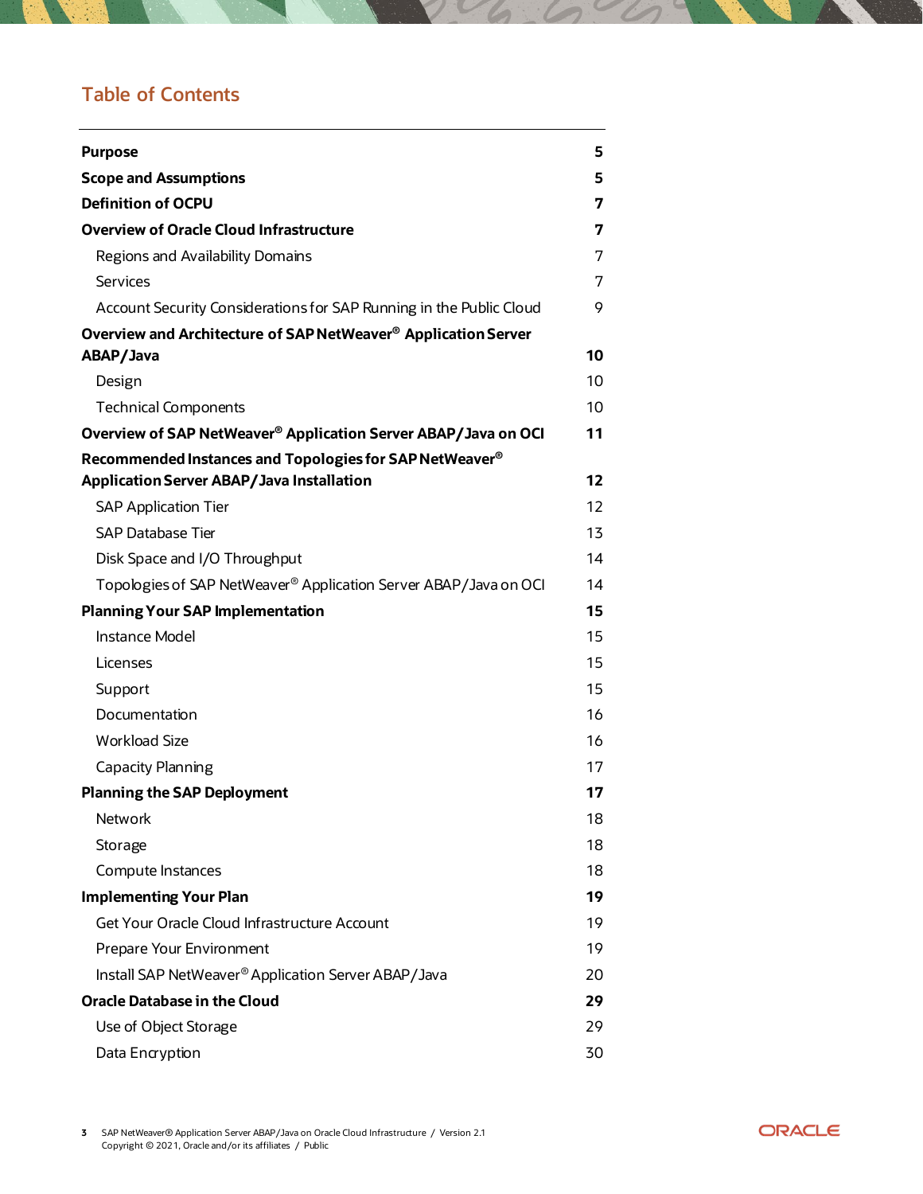## Table of Contents

| | |
|---|---|
| **Purpose** | **5** |
| **Scope and Assumptions** | **5** |
| **Definition of OCPU** | **7** |
| **Overview of Oracle Cloud Infrastructure** | **7** |
| Regions and Availability Domains | 7 |
| Services | 7 |
| Account Security Considerations for SAP Running in the Public Cloud | 9 |
| **Overview and Architecture of SAP NetWeaver® Application Server ABAP/Java** | **10** |
| Design | 10 |
| Technical Components | 10 |
| **Overview of SAP NetWeaver® Application Server ABAP/Java on OCI** | **11** |
| **Recommended Instances and Topologies for SAP NetWeaver® Application Server ABAP/Java Installation** | **12** |
| SAP Application Tier | 12 |
| SAP Database Tier | 13 |
| Disk Space and I/O Throughput | 14 |
| Topologies of SAP NetWeaver® Application Server ABAP/Java on OCI | 14 |
| **Planning Your SAP Implementation** | **15** |
| Instance Model | 15 |
| Licenses | 15 |
| Support | 15 |
| Documentation | 16 |
| Workload Size | 16 |
| Capacity Planning | 17 |
| **Planning the SAP Deployment** | **17** |
| Network | 18 |
| Storage | 18 |
| Compute Instances | 18 |
| **Implementing Your Plan** | **19** |
| Get Your Oracle Cloud Infrastructure Account | 19 |
| Prepare Your Environment | 19 |
| Install SAP NetWeaver® Application Server ABAP/Java | 20 |
| **Oracle Database in the Cloud** | **29** |
| Use of Object Storage | 29 |
| Data Encryption | 30 |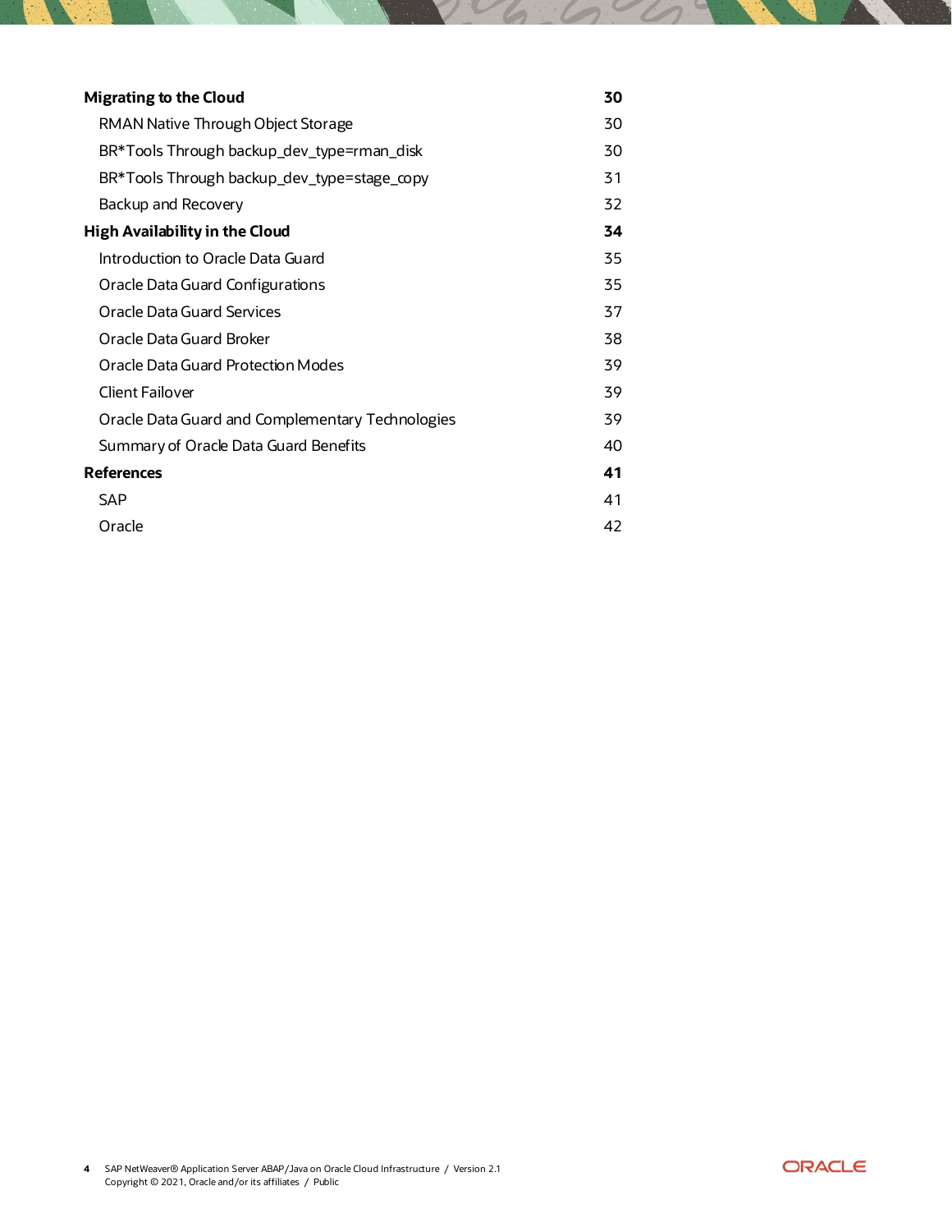**Migrating to the Cloud** **30**

RMAN Native Through Object Storage 30

BR*Tools Through backup_dev_type=rman_disk 30

BR*Tools Through backup_dev_type=stage_copy 31

Backup and Recovery 32

**High Availability in the Cloud** **34**

Introduction to Oracle Data Guard 35

Oracle Data Guard Configurations 35

Oracle Data Guard Services 37

Oracle Data Guard Broker 38

Oracle Data Guard Protection Modes 39

Client Failover 39

Oracle Data Guard and Complementary Technologies 39

Summary of Oracle Data Guard Benefits 40

**References** **41**

SAP 41

Oracle 42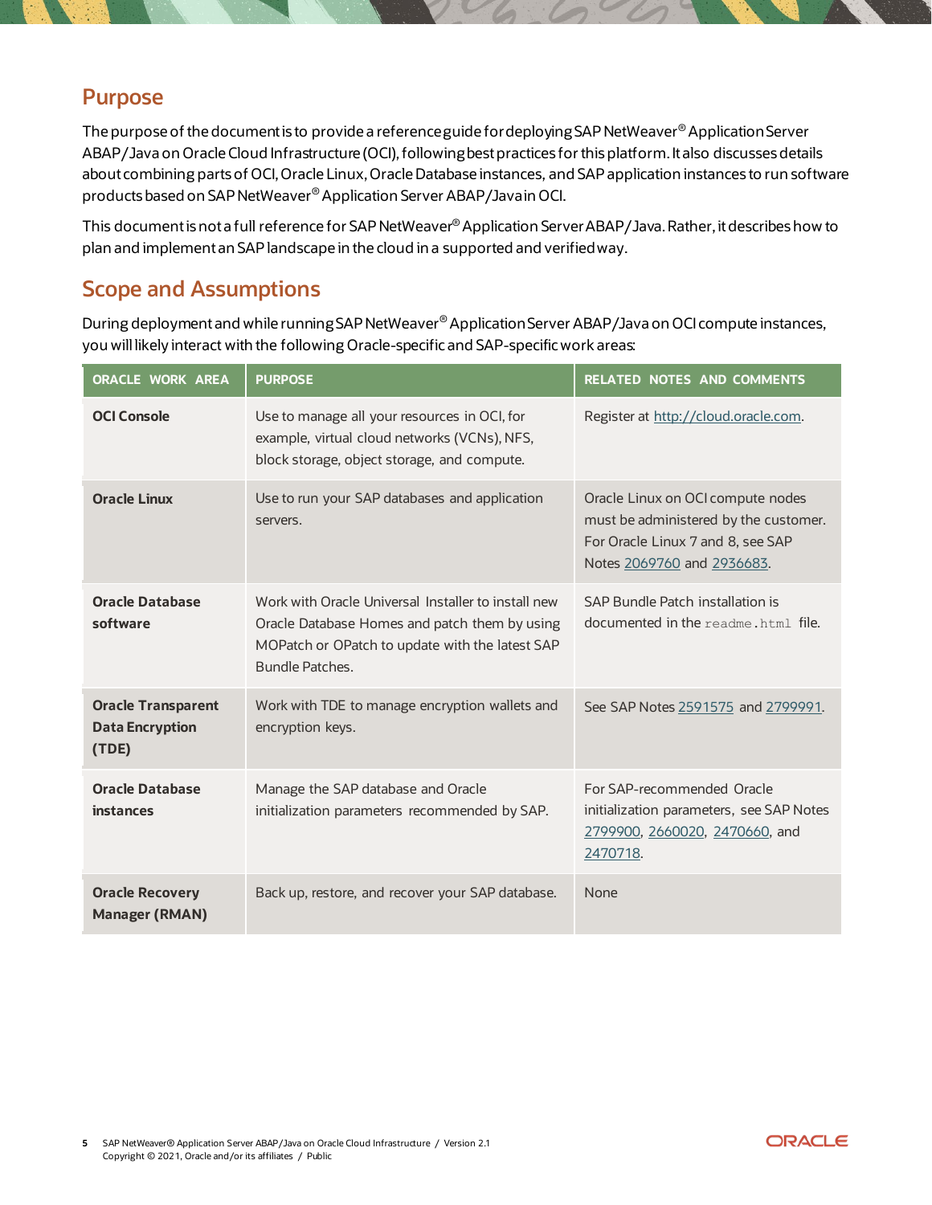## Purpose

The purpose of the document is to provide a reference guide for deploying SAP NetWeaver® Application Server ABAP/Java on Oracle Cloud Infrastructure (OCI), following best practices for this platform. It also discusses details about combining parts of OCI, Oracle Linux, Oracle Database instances, and SAP application instances to run software products based on SAP NetWeaver® Application Server ABAP/Java in OCI.

This document is not a full reference for SAP NetWeaver® Application Server ABAP/Java. Rather, it describes how to plan and implement an SAP landscape in the cloud in a supported and verified way.

## Scope and Assumptions

During deployment and while running SAP NetWeaver® Application Server ABAP/Java on OCI compute instances, you will likely interact with the following Oracle-specific and SAP-specific work areas:

| ORACLE WORK AREA | PURPOSE | RELATED NOTES AND COMMENTS |
|---|---|---|
| **OCI Console** | Use to manage all your resources in OCI, for example, virtual cloud networks (VCNs), NFS, block storage, object storage, and compute. | Register at http://cloud.oracle.com. |
| **Oracle Linux** | Use to run your SAP databases and application servers. | Oracle Linux on OCI compute nodes must be administered by the customer. For Oracle Linux 7 and 8, see SAP Notes 2069760 and 2936683. |
| **Oracle Database software** | Work with Oracle Universal Installer to install new Oracle Database Homes and patch them by using MOPatch or OPatch to update with the latest SAP Bundle Patches. | SAP Bundle Patch installation is documented in the `readme.html` file. |
| **Oracle Transparent Data Encryption (TDE)** | Work with TDE to manage encryption wallets and encryption keys. | See SAP Notes 2591575 and 2799991. |
| **Oracle Database instances** | Manage the SAP database and Oracle initialization parameters recommended by SAP. | For SAP-recommended Oracle initialization parameters, see SAP Notes 2799900, 2660020, 2470660, and 2470718. |
| **Oracle Recovery Manager (RMAN)** | Back up, restore, and recover your SAP database. | None |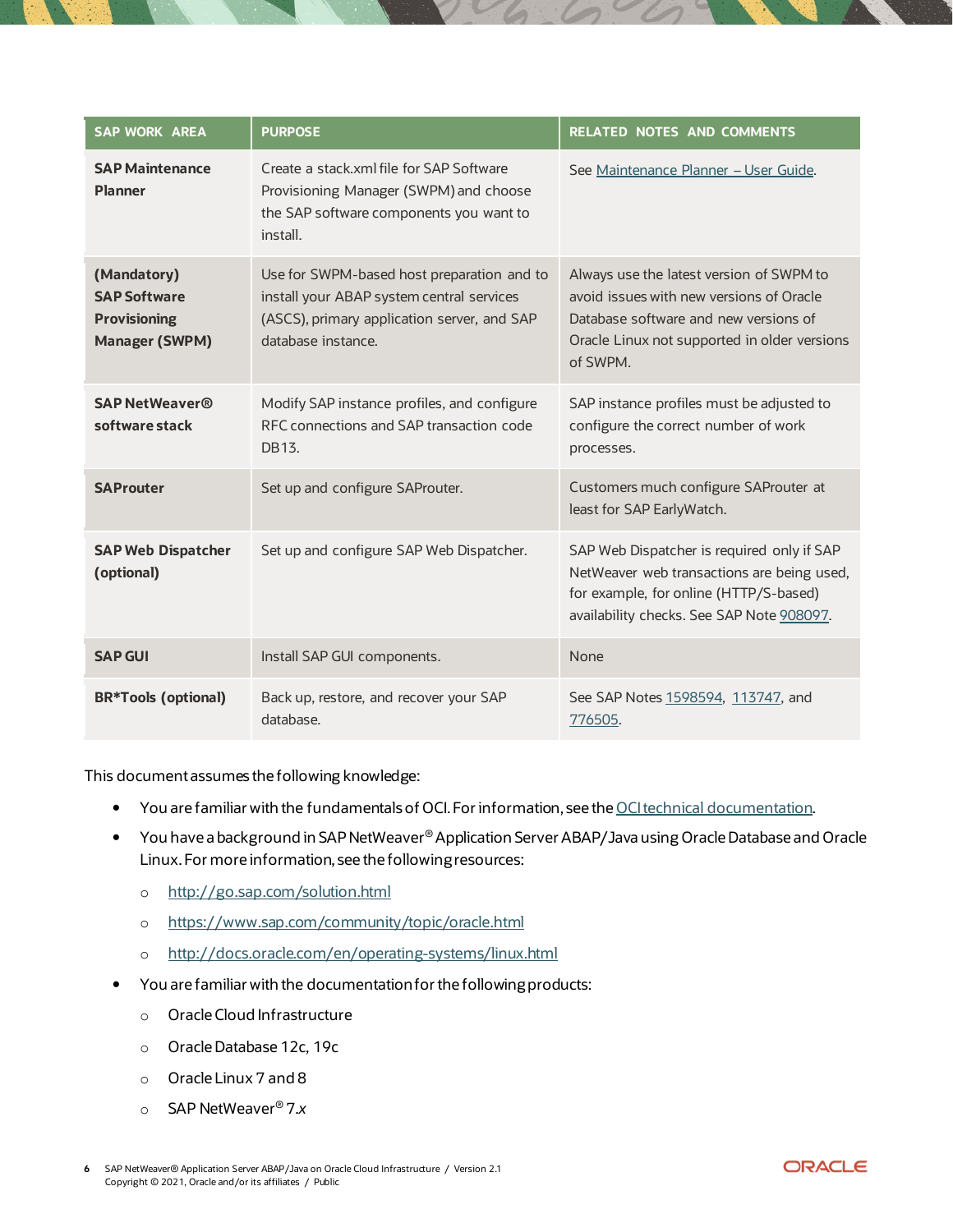| SAP WORK AREA | PURPOSE | RELATED NOTES AND COMMENTS |
| --- | --- | --- |
| **SAP Maintenance Planner** | Create a stack.xml file for SAP Software Provisioning Manager (SWPM) and choose the SAP software components you want to install. | See Maintenance Planner – User Guide. |
| **(Mandatory) SAP Software Provisioning Manager (SWPM)** | Use for SWPM-based host preparation and to install your ABAP system central services (ASCS), primary application server, and SAP database instance. | Always use the latest version of SWPM to avoid issues with new versions of Oracle Database software and new versions of Oracle Linux not supported in older versions of SWPM. |
| **SAP NetWeaver® software stack** | Modify SAP instance profiles, and configure RFC connections and SAP transaction code DB13. | SAP instance profiles must be adjusted to configure the correct number of work processes. |
| **SAProuter** | Set up and configure SAProuter. | Customers much configure SAProuter at least for SAP EarlyWatch. |
| **SAP Web Dispatcher (optional)** | Set up and configure SAP Web Dispatcher. | SAP Web Dispatcher is required only if SAP NetWeaver web transactions are being used, for example, for online (HTTP/S-based) availability checks. See SAP Note 908097. |
| **SAP GUI** | Install SAP GUI components. | None |
| **BR*Tools (optional)** | Back up, restore, and recover your SAP database. | See SAP Notes 1598594, 113747, and 776505. |

This document assumes the following knowledge:

- You are familiar with the fundamentals of OCI. For information, see the OCI technical documentation.
- You have a background in SAP NetWeaver® Application Server ABAP/Java using Oracle Database and Oracle Linux. For more information, see the following resources:
    - http://go.sap.com/solution.html
    - https://www.sap.com/community/topic/oracle.html
    - http://docs.oracle.com/en/operating-systems/linux.html
- You are familiar with the documentation for the following products:
    - Oracle Cloud Infrastructure
    - Oracle Database 12c, 19c
    - Oracle Linux 7 and 8
    - SAP NetWeaver® 7.*x*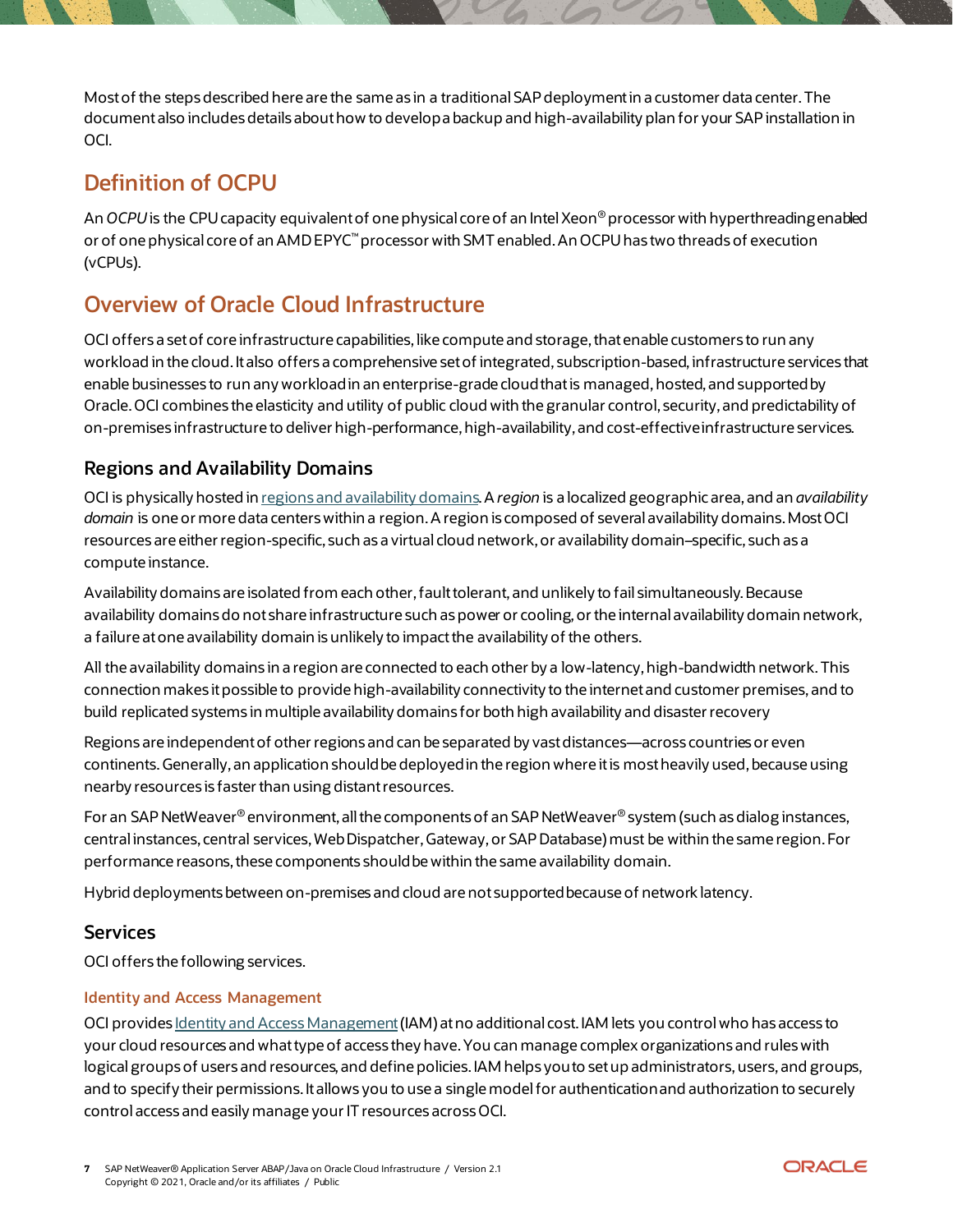Most of the steps described here are the same as in a traditional SAP deployment in a customer data center. The document also includes details about how to develop a backup and high-availability plan for your SAP installation in OCI.

## Definition of OCPU

An *OCPU* is the CPU capacity equivalent of one physical core of an Intel Xeon® processor with hyperthreading enabled or of one physical core of an AMD EPYC™ processor with SMT enabled. An OCPU has two threads of execution (vCPUs).

## Overview of Oracle Cloud Infrastructure

OCI offers a set of core infrastructure capabilities, like compute and storage, that enable customers to run any workload in the cloud. It also offers a comprehensive set of integrated, subscription-based, infrastructure services that enable businesses to run any workload in an enterprise-grade cloud that is managed, hosted, and supported by Oracle. OCI combines the elasticity and utility of public cloud with the granular control, security, and predictability of on-premises infrastructure to deliver high-performance, high-availability, and cost-effective infrastructure services.

### Regions and Availability Domains

OCI is physically hosted in regions and availability domains. A *region* is a localized geographic area, and an *availability domain* is one or more data centers within a region. A region is composed of several availability domains. Most OCI resources are either region-specific, such as a virtual cloud network, or availability domain–specific, such as a compute instance.

Availability domains are isolated from each other, fault tolerant, and unlikely to fail simultaneously. Because availability domains do not share infrastructure such as power or cooling, or the internal availability domain network, a failure at one availability domain is unlikely to impact the availability of the others.

All the availability domains in a region are connected to each other by a low-latency, high-bandwidth network. This connection makes it possible to provide high-availability connectivity to the internet and customer premises, and to build replicated systems in multiple availability domains for both high availability and disaster recovery

Regions are independent of other regions and can be separated by vast distances—across countries or even continents. Generally, an application should be deployed in the region where it is most heavily used, because using nearby resources is faster than using distant resources.

For an SAP NetWeaver® environment, all the components of an SAP NetWeaver® system (such as dialog instances, central instances, central services, Web Dispatcher, Gateway, or SAP Database) must be within the same region. For performance reasons, these components should be within the same availability domain.

Hybrid deployments between on-premises and cloud are not supported because of network latency.

### Services

OCI offers the following services.

#### Identity and Access Management

OCI provides Identity and Access Management (IAM) at no additional cost. IAM lets you control who has access to your cloud resources and what type of access they have. You can manage complex organizations and rules with logical groups of users and resources, and define policies. IAM helps you to set up administrators, users, and groups, and to specify their permissions. It allows you to use a single model for authentication and authorization to securely control access and easily manage your IT resources across OCI.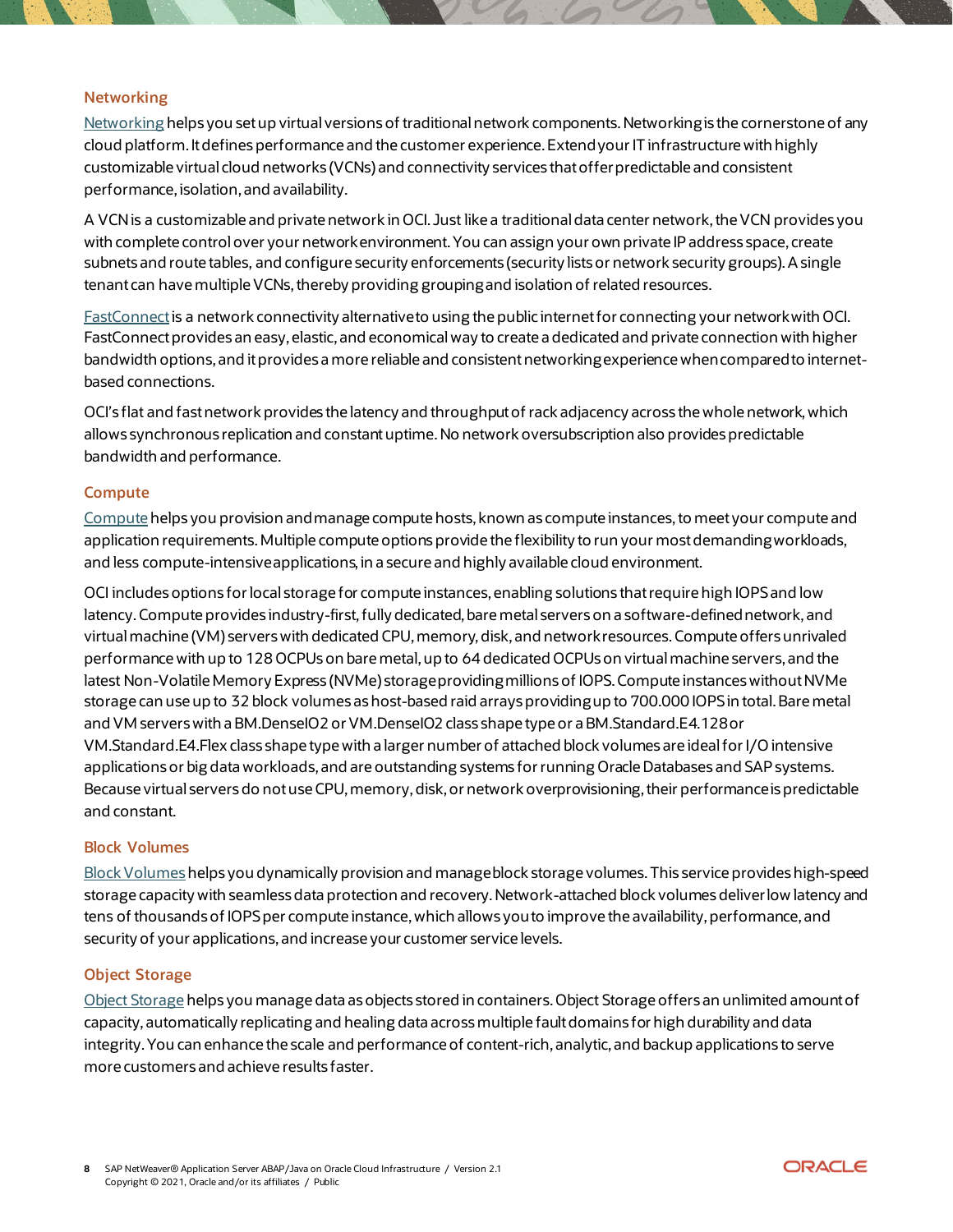### Networking

Networking helps you set up virtual versions of traditional network components. Networking is the cornerstone of any cloud platform. It defines performance and the customer experience. Extend your IT infrastructure with highly customizable virtual cloud networks (VCNs) and connectivity services that offer predictable and consistent performance, isolation, and availability.

A VCN is a customizable and private network in OCI. Just like a traditional data center network, the VCN provides you with complete control over your network environment. You can assign your own private IP address space, create subnets and route tables, and configure security enforcements (security lists or network security groups). A single tenant can have multiple VCNs, thereby providing grouping and isolation of related resources.

FastConnect is a network connectivity alternative to using the public internet for connecting your network with OCI. FastConnect provides an easy, elastic, and economical way to create a dedicated and private connection with higher bandwidth options, and it provides a more reliable and consistent networking experience when compared to internet-based connections.

OCI's flat and fast network provides the latency and throughput of rack adjacency across the whole network, which allows synchronous replication and constant uptime. No network oversubscription also provides predictable bandwidth and performance.

### Compute

Compute helps you provision and manage compute hosts, known as compute instances, to meet your compute and application requirements. Multiple compute options provide the flexibility to run your most demanding workloads, and less compute-intensive applications, in a secure and highly available cloud environment.

OCI includes options for local storage for compute instances, enabling solutions that require high IOPS and low latency. Compute provides industry-first, fully dedicated, bare metal servers on a software-defined network, and virtual machine (VM) servers with dedicated CPU, memory, disk, and network resources. Compute offers unrivaled performance with up to 128 OCPUs on bare metal, up to 64 dedicated OCPUs on virtual machine servers, and the latest Non-Volatile Memory Express (NVMe) storage providing millions of IOPS. Compute instances without NVMe storage can use up to 32 block volumes as host-based raid arrays providing up to 700.000 IOPS in total. Bare metal and VM servers with a BM.DenseIO2 or VM.DenseIO2 class shape type or a BM.Standard.E4.128 or VM.Standard.E4.Flex class shape type with a larger number of attached block volumes are ideal for I/O intensive applications or big data workloads, and are outstanding systems for running Oracle Databases and SAP systems. Because virtual servers do not use CPU, memory, disk, or network overprovisioning, their performance is predictable and constant.

### Block Volumes

Block Volumes helps you dynamically provision and manage block storage volumes. This service provides high-speed storage capacity with seamless data protection and recovery. Network-attached block volumes deliver low latency and tens of thousands of IOPS per compute instance, which allows you to improve the availability, performance, and security of your applications, and increase your customer service levels.

### Object Storage

Object Storage helps you manage data as objects stored in containers. Object Storage offers an unlimited amount of capacity, automatically replicating and healing data across multiple fault domains for high durability and data integrity. You can enhance the scale and performance of content-rich, analytic, and backup applications to serve more customers and achieve results faster.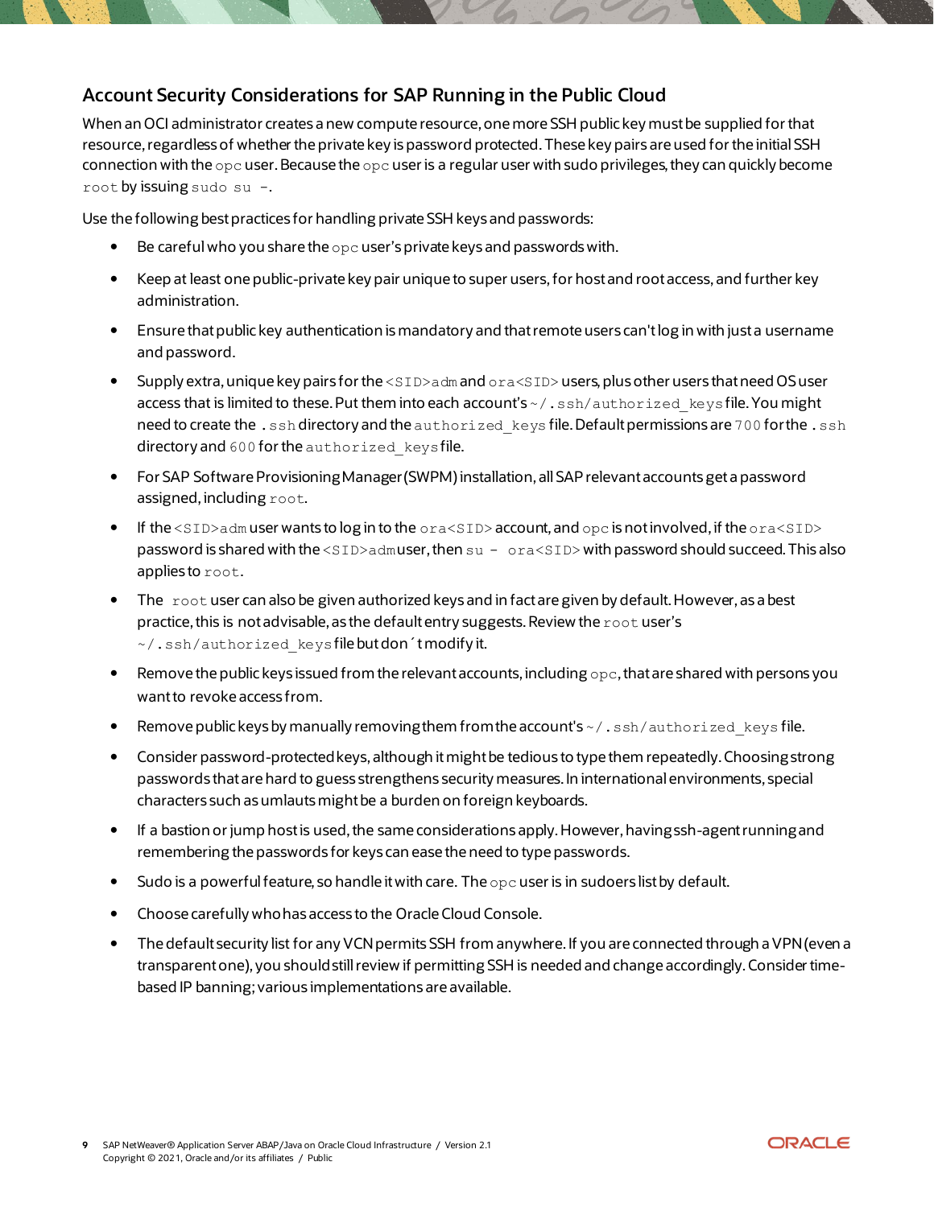## Account Security Considerations for SAP Running in the Public Cloud

When an OCI administrator creates a new compute resource, one more SSH public key must be supplied for that resource, regardless of whether the private key is password protected. These key pairs are used for the initial SSH connection with the `opc` user. Because the `opc` user is a regular user with sudo privileges, they can quickly become `root` by issuing `sudo su -`.

Use the following best practices for handling private SSH keys and passwords:

- Be careful who you share the `opc` user's private keys and passwords with.
- Keep at least one public-private key pair unique to super users, for host and root access, and further key administration.
- Ensure that public key authentication is mandatory and that remote users can't log in with just a username and password.
- Supply extra, unique key pairs for the `<SID>adm` and `ora<SID>` users, plus other users that need OS user access that is limited to these. Put them into each account's `~/.ssh/authorized_keys` file. You might need to create the `.ssh` directory and the `authorized_keys` file. Default permissions are `700` for the `.ssh` directory and `600` for the `authorized_keys` file.
- For SAP Software Provisioning Manager (SWPM) installation, all SAP relevant accounts get a password assigned, including `root`.
- If the `<SID>adm` user wants to log in to the `ora<SID>` account, and `opc` is not involved, if the `ora<SID>` password is shared with the `<SID>adm` user, then `su - ora<SID>` with password should succeed. This also applies to `root`.
- The `root` user can also be given authorized keys and in fact are given by default. However, as a best practice, this is not advisable, as the default entry suggests. Review the `root` user's `~/.ssh/authorized_keys` file but don´t modify it.
- Remove the public keys issued from the relevant accounts, including `opc`, that are shared with persons you want to revoke access from.
- Remove public keys by manually removing them from the account's `~/.ssh/authorized_keys` file.
- Consider password-protected keys, although it might be tedious to type them repeatedly. Choosing strong passwords that are hard to guess strengthens security measures. In international environments, special characters such as umlauts might be a burden on foreign keyboards.
- If a bastion or jump host is used, the same considerations apply. However, having ssh-agent running and remembering the passwords for keys can ease the need to type passwords.
- Sudo is a powerful feature, so handle it with care. The `opc` user is in sudoers list by default.
- Choose carefully who has access to the Oracle Cloud Console.
- The default security list for any VCN permits SSH from anywhere. If you are connected through a VPN (even a transparent one), you should still review if permitting SSH is needed and change accordingly. Consider time-based IP banning; various implementations are available.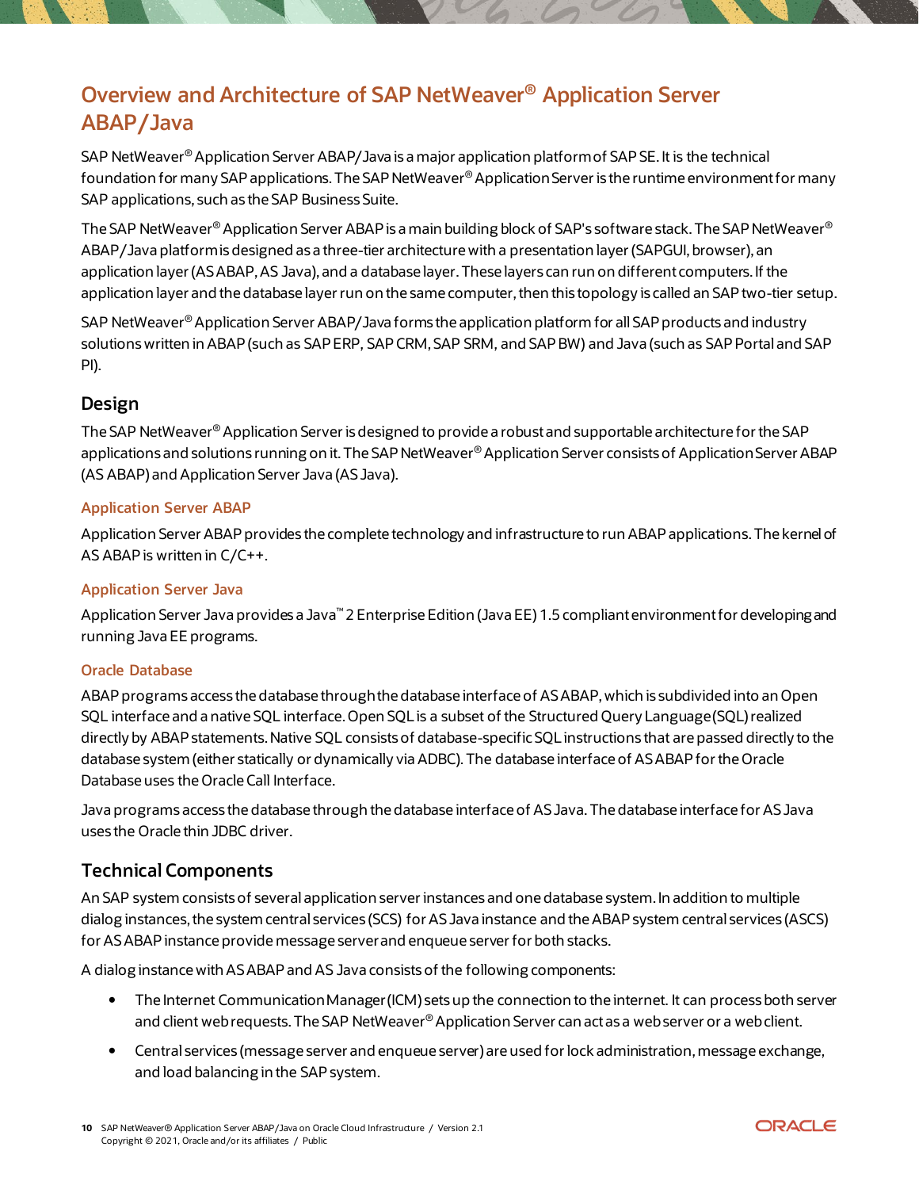## Overview and Architecture of SAP NetWeaver® Application Server ABAP/Java

SAP NetWeaver® Application Server ABAP/Java is a major application platform of SAP SE. It is the technical foundation for many SAP applications. The SAP NetWeaver® Application Server is the runtime environment for many SAP applications, such as the SAP Business Suite.

The SAP NetWeaver® Application Server ABAP is a main building block of SAP's software stack. The SAP NetWeaver® ABAP/Java platform is designed as a three-tier architecture with a presentation layer (SAPGUI, browser), an application layer (AS ABAP, AS Java), and a database layer. These layers can run on different computers. If the application layer and the database layer run on the same computer, then this topology is called an SAP two-tier setup.

SAP NetWeaver® Application Server ABAP/Java forms the application platform for all SAP products and industry solutions written in ABAP (such as SAP ERP, SAP CRM, SAP SRM, and SAP BW) and Java (such as SAP Portal and SAP PI).

### Design

The SAP NetWeaver® Application Server is designed to provide a robust and supportable architecture for the SAP applications and solutions running on it. The SAP NetWeaver® Application Server consists of Application Server ABAP (AS ABAP) and Application Server Java (AS Java).

#### Application Server ABAP

Application Server ABAP provides the complete technology and infrastructure to run ABAP applications. The kernel of AS ABAP is written in C/C++.

#### Application Server Java

Application Server Java provides a Java™ 2 Enterprise Edition (Java EE) 1.5 compliant environment for developing and running Java EE programs.

#### Oracle Database

ABAP programs access the database through the database interface of AS ABAP, which is subdivided into an Open SQL interface and a native SQL interface. Open SQL is a subset of the Structured Query Language (SQL) realized directly by ABAP statements. Native SQL consists of database-specific SQL instructions that are passed directly to the database system (either statically or dynamically via ADBC). The database interface of AS ABAP for the Oracle Database uses the Oracle Call Interface.

Java programs access the database through the database interface of AS Java. The database interface for AS Java uses the Oracle thin JDBC driver.

### Technical Components

An SAP system consists of several application server instances and one database system. In addition to multiple dialog instances, the system central services (SCS) for AS Java instance and the ABAP system central services (ASCS) for AS ABAP instance provide message server and enqueue server for both stacks.

A dialog instance with AS ABAP and AS Java consists of the following components:

- The Internet Communication Manager (ICM) sets up the connection to the internet. It can process both server and client web requests. The SAP NetWeaver® Application Server can act as a web server or a web client.
- Central services (message server and enqueue server) are used for lock administration, message exchange, and load balancing in the SAP system.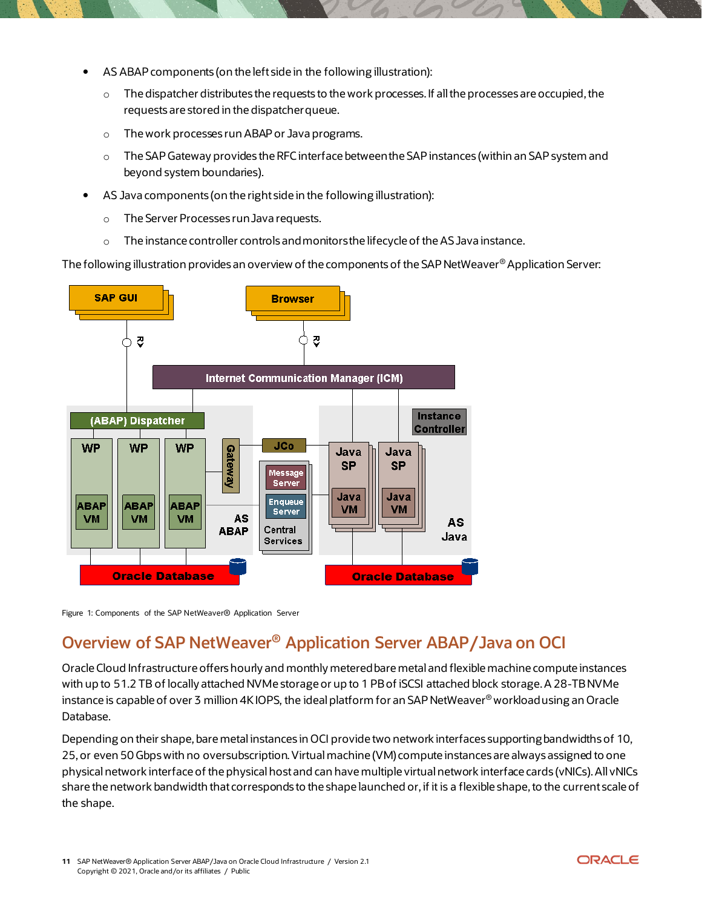- AS ABAP components (on the left side in the following illustration):
  - The dispatcher distributes the requests to the work processes. If all the processes are occupied, the requests are stored in the dispatcher queue.
  - The work processes run ABAP or Java programs.
  - The SAP Gateway provides the RFC interface between the SAP instances (within an SAP system and beyond system boundaries).
- AS Java components (on the right side in the following illustration):
  - The Server Processes run Java requests.
  - The instance controller controls and monitors the lifecycle of the AS Java instance.

The following illustration provides an overview of the components of the SAP NetWeaver® Application Server:

Figure 1: Components of the SAP NetWeaver® Application Server

## Overview of SAP NetWeaver® Application Server ABAP/Java on OCI

Oracle Cloud Infrastructure offers hourly and monthly metered bare metal and flexible machine compute instances with up to 51.2 TB of locally attached NVMe storage or up to 1 PB of iSCSI attached block storage. A 28-TB NVMe instance is capable of over 3 million 4K IOPS, the ideal platform for an SAP NetWeaver® workload using an Oracle Database.

Depending on their shape, bare metal instances in OCI provide two network interfaces supporting bandwidths of 10, 25, or even 50 Gbps with no oversubscription. Virtual machine (VM) compute instances are always assigned to one physical network interface of the physical host and can have multiple virtual network interface cards (vNICs). All vNICs share the network bandwidth that corresponds to the shape launched or, if it is a flexible shape, to the current scale of the shape.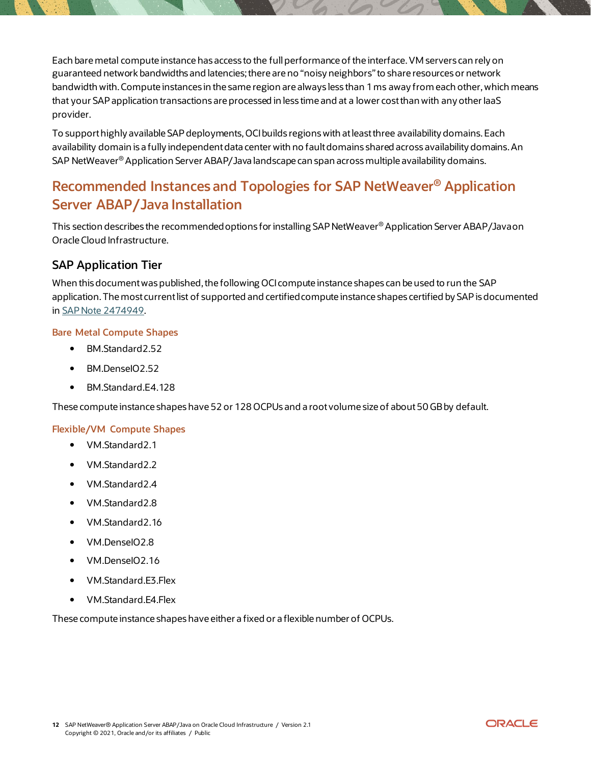Each bare metal compute instance has access to the full performance of the interface. VM servers can rely on guaranteed network bandwidths and latencies; there are no "noisy neighbors" to share resources or network bandwidth with. Compute instances in the same region are always less than 1 ms away from each other, which means that your SAP application transactions are processed in less time and at a lower cost than with any other IaaS provider.

To support highly available SAP deployments, OCI builds regions with at least three availability domains. Each availability domain is a fully independent data center with no fault domains shared across availability domains. An SAP NetWeaver® Application Server ABAP/Java landscape can span across multiple availability domains.

## Recommended Instances and Topologies for SAP NetWeaver® Application Server ABAP/Java Installation

This section describes the recommended options for installing SAP NetWeaver® Application Server ABAP/Java on Oracle Cloud Infrastructure.

### SAP Application Tier

When this document was published, the following OCI compute instance shapes can be used to run the SAP application. The most current list of supported and certified compute instance shapes certified by SAP is documented in SAP Note 2474949.

#### Bare Metal Compute Shapes

- BM.Standard2.52
- BM.DenseIO2.52
- BM.Standard.E4.128

These compute instance shapes have 52 or 128 OCPUs and a root volume size of about 50 GB by default.

#### Flexible/VM Compute Shapes

- VM.Standard2.1
- VM.Standard2.2
- VM.Standard2.4
- VM.Standard2.8
- VM.Standard2.16
- VM.DenseIO2.8
- VM.DenseIO2.16
- VM.Standard.E3.Flex
- VM.Standard.E4.Flex

These compute instance shapes have either a fixed or a flexible number of OCPUs.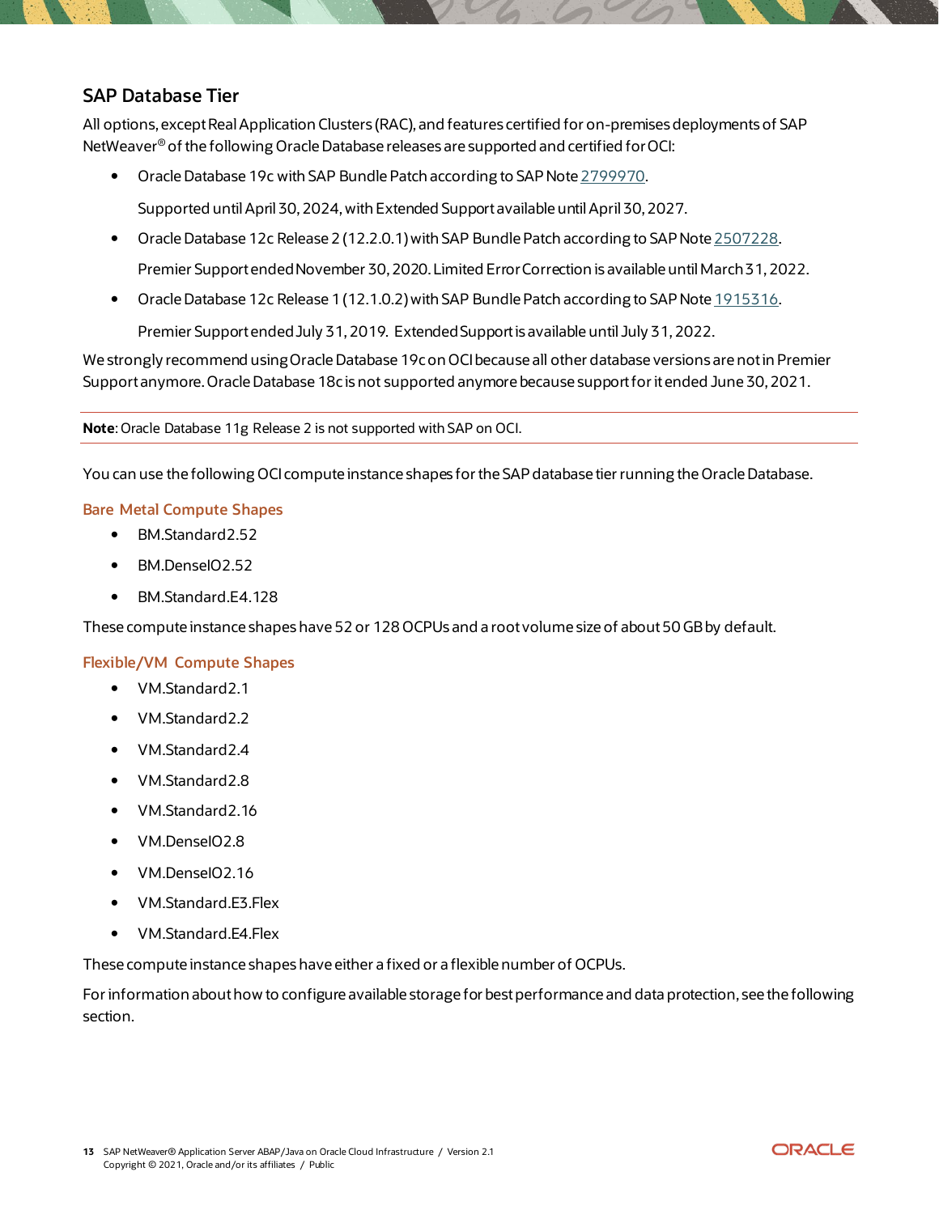## SAP Database Tier

All options, except Real Application Clusters (RAC), and features certified for on-premises deployments of SAP NetWeaver® of the following Oracle Database releases are supported and certified for OCI:

- Oracle Database 19c with SAP Bundle Patch according to SAP Note [2799970](2799970).

  Supported until April 30, 2024, with Extended Support available until April 30, 2027.

- Oracle Database 12c Release 2 (12.2.0.1) with SAP Bundle Patch according to SAP Note [2507228](2507228).

  Premier Support ended November 30, 2020. Limited Error Correction is available until March 31, 2022.

- Oracle Database 12c Release 1 (12.1.0.2) with SAP Bundle Patch according to SAP Note [1915316](1915316).

  Premier Support ended July 31, 2019. Extended Support is available until July 31, 2022.

We strongly recommend using Oracle Database 19c on OCI because all other database versions are not in Premier Support anymore. Oracle Database 18c is not supported anymore because support for it ended June 30, 2021.

---

**Note**: Oracle Database 11g Release 2 is not supported with SAP on OCI.

---

You can use the following OCI compute instance shapes for the SAP database tier running the Oracle Database.

### Bare Metal Compute Shapes

- BM.Standard2.52
- BM.DenseIO2.52
- BM.Standard.E4.128

These compute instance shapes have 52 or 128 OCPUs and a root volume size of about 50 GB by default.

### Flexible/VM Compute Shapes

- VM.Standard2.1
- VM.Standard2.2
- VM.Standard2.4
- VM.Standard2.8
- VM.Standard2.16
- VM.DenseIO2.8
- VM.DenseIO2.16
- VM.Standard.E3.Flex
- VM.Standard.E4.Flex

These compute instance shapes have either a fixed or a flexible number of OCPUs.

For information about how to configure available storage for best performance and data protection, see the following section.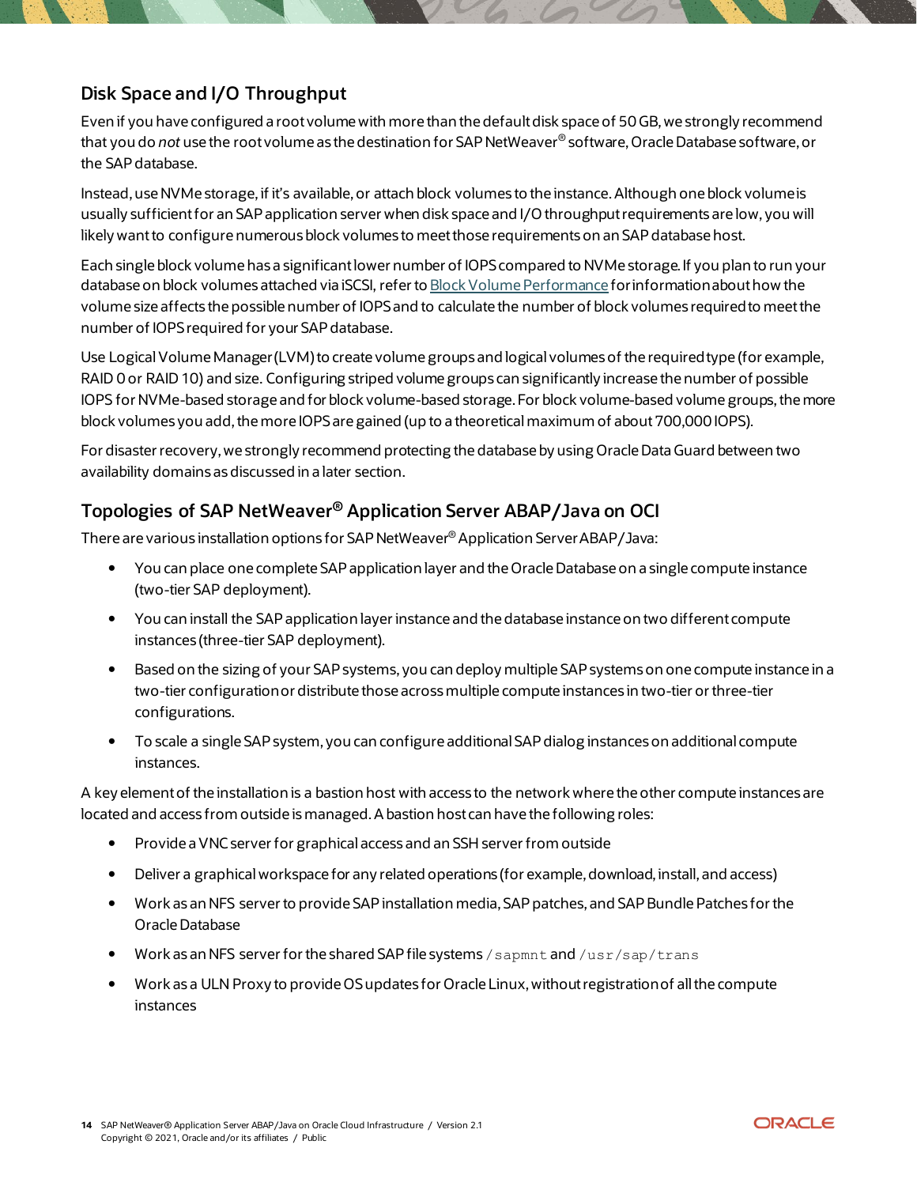## Disk Space and I/O Throughput

Even if you have configured a root volume with more than the default disk space of 50 GB, we strongly recommend that you do *not* use the root volume as the destination for SAP NetWeaver® software, Oracle Database software, or the SAP database.

Instead, use NVMe storage, if it's available, or attach block volumes to the instance. Although one block volume is usually sufficient for an SAP application server when disk space and I/O throughput requirements are low, you will likely want to configure numerous block volumes to meet those requirements on an SAP database host.

Each single block volume has a significant lower number of IOPS compared to NVMe storage. If you plan to run your database on block volumes attached via iSCSI, refer to [Block Volume Performance](#) for information about how the volume size affects the possible number of IOPS and to calculate the number of block volumes required to meet the number of IOPS required for your SAP database.

Use Logical Volume Manager (LVM) to create volume groups and logical volumes of the required type (for example, RAID 0 or RAID 10) and size. Configuring striped volume groups can significantly increase the number of possible IOPS for NVMe-based storage and for block volume-based storage. For block volume-based volume groups, the more block volumes you add, the more IOPS are gained (up to a theoretical maximum of about 700,000 IOPS).

For disaster recovery, we strongly recommend protecting the database by using Oracle Data Guard between two availability domains as discussed in a later section.

## Topologies of SAP NetWeaver® Application Server ABAP/Java on OCI

There are various installation options for SAP NetWeaver® Application Server ABAP/Java:

- You can place one complete SAP application layer and the Oracle Database on a single compute instance (two-tier SAP deployment).
- You can install the SAP application layer instance and the database instance on two different compute instances (three-tier SAP deployment).
- Based on the sizing of your SAP systems, you can deploy multiple SAP systems on one compute instance in a two-tier configuration or distribute those across multiple compute instances in two-tier or three-tier configurations.
- To scale a single SAP system, you can configure additional SAP dialog instances on additional compute instances.

A key element of the installation is a bastion host with access to the network where the other compute instances are located and access from outside is managed. A bastion host can have the following roles:

- Provide a VNC server for graphical access and an SSH server from outside
- Deliver a graphical workspace for any related operations (for example, download, install, and access)
- Work as an NFS server to provide SAP installation media, SAP patches, and SAP Bundle Patches for the Oracle Database
- Work as an NFS server for the shared SAP file systems `/sapmnt` and `/usr/sap/trans`
- Work as a ULN Proxy to provide OS updates for Oracle Linux, without registration of all the compute instances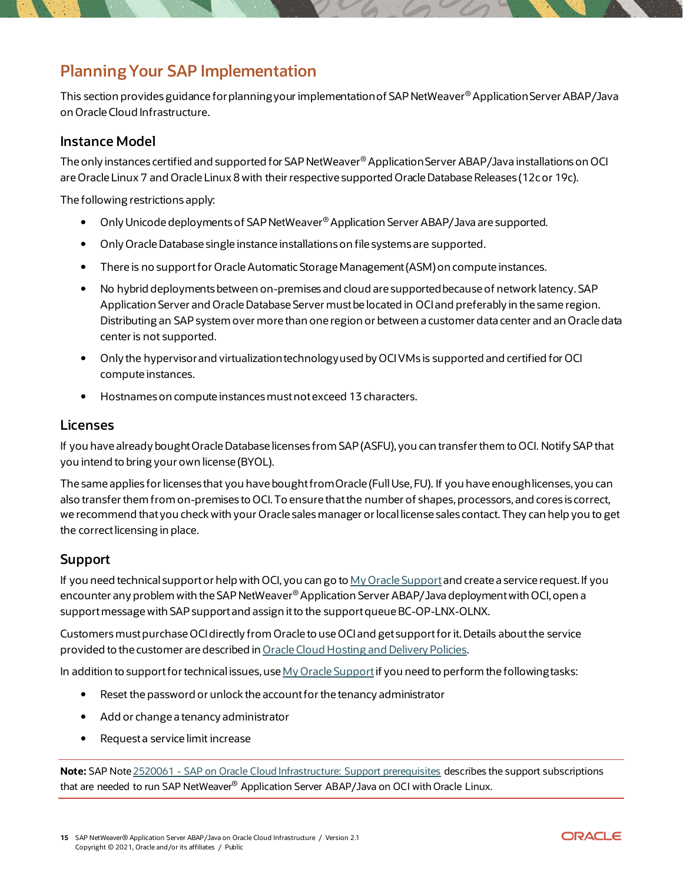# Planning Your SAP Implementation

This section provides guidance for planning your implementation of SAP NetWeaver® Application Server ABAP/Java on Oracle Cloud Infrastructure.

## Instance Model

The only instances certified and supported for SAP NetWeaver® Application Server ABAP/Java installations on OCI are Oracle Linux 7 and Oracle Linux 8 with their respective supported Oracle Database Releases (12c or 19c).

The following restrictions apply:

- Only Unicode deployments of SAP NetWeaver® Application Server ABAP/Java are supported.
- Only Oracle Database single instance installations on file systems are supported.
- There is no support for Oracle Automatic Storage Management (ASM) on compute instances.
- No hybrid deployments between on-premises and cloud are supported because of network latency. SAP Application Server and Oracle Database Server must be located in OCI and preferably in the same region. Distributing an SAP system over more than one region or between a customer data center and an Oracle data center is not supported.
- Only the hypervisor and virtualization technology used by OCI VMs is supported and certified for OCI compute instances.
- Hostnames on compute instances must not exceed 13 characters.

## Licenses

If you have already bought Oracle Database licenses from SAP (ASFU), you can transfer them to OCI. Notify SAP that you intend to bring your own license (BYOL).

The same applies for licenses that you have bought from Oracle (Full Use, FU). If you have enough licenses, you can also transfer them from on-premises to OCI. To ensure that the number of shapes, processors, and cores is correct, we recommend that you check with your Oracle sales manager or local license sales contact. They can help you to get the correct licensing in place.

## Support

If you need technical support or help with OCI, you can go to [My Oracle Support] and create a service request. If you encounter any problem with the SAP NetWeaver® Application Server ABAP/Java deployment with OCI, open a support message with SAP support and assign it to the support queue BC-OP-LNX-OLNX.

Customers must purchase OCI directly from Oracle to use OCI and get support for it. Details about the service provided to the customer are described in [Oracle Cloud Hosting and Delivery Policies].

In addition to support for technical issues, use [My Oracle Support] if you need to perform the following tasks:

- Reset the password or unlock the account for the tenancy administrator
- Add or change a tenancy administrator
- Request a service limit increase

**Note:** SAP Note [2520061 - SAP on Oracle Cloud Infrastructure: Support prerequisites] describes the support subscriptions that are needed to run SAP NetWeaver® Application Server ABAP/Java on OCI with Oracle Linux.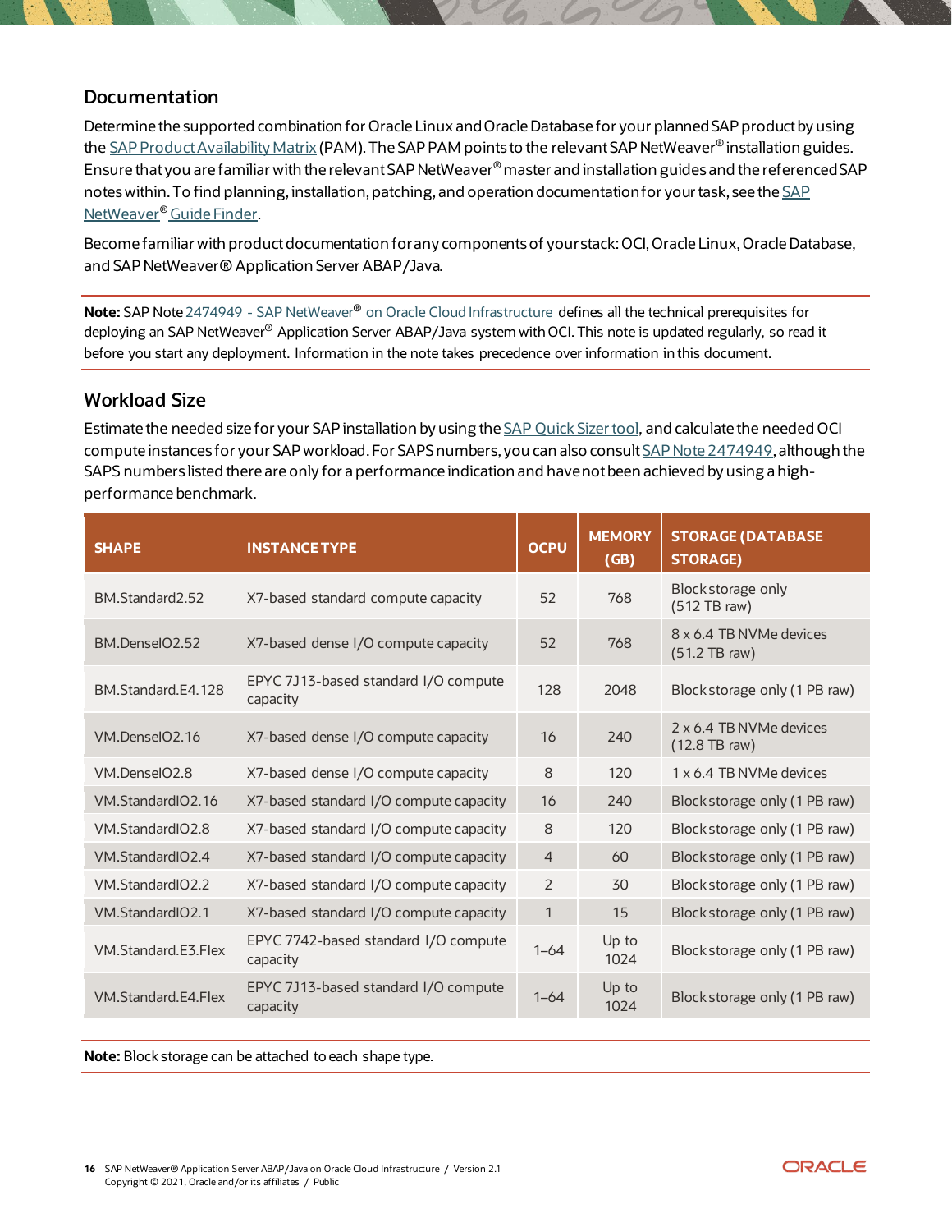## Documentation

Determine the supported combination for Oracle Linux and Oracle Database for your planned SAP product by using the SAP Product Availability Matrix (PAM). The SAP PAM points to the relevant SAP NetWeaver® installation guides. Ensure that you are familiar with the relevant SAP NetWeaver® master and installation guides and the referenced SAP notes within. To find planning, installation, patching, and operation documentation for your task, see the SAP NetWeaver® Guide Finder.

Become familiar with product documentation for any components of your stack: OCI, Oracle Linux, Oracle Database, and SAP NetWeaver® Application Server ABAP/Java.

**Note:** SAP Note 2474949 - SAP NetWeaver® on Oracle Cloud Infrastructure defines all the technical prerequisites for deploying an SAP NetWeaver® Application Server ABAP/Java system with OCI. This note is updated regularly, so read it before you start any deployment. Information in the note takes precedence over information in this document.

## Workload Size

Estimate the needed size for your SAP installation by using the SAP Quick Sizer tool, and calculate the needed OCI compute instances for your SAP workload. For SAPS numbers, you can also consult SAP Note 2474949, although the SAPS numbers listed there are only for a performance indication and have not been achieved by using a high-performance benchmark.

| SHAPE | INSTANCE TYPE | OCPU | MEMORY (GB) | STORAGE (DATABASE STORAGE) |
|---|---|---|---|---|
| BM.Standard2.52 | X7-based standard compute capacity | 52 | 768 | Block storage only (512 TB raw) |
| BM.DenseIO2.52 | X7-based dense I/O compute capacity | 52 | 768 | 8 x 6.4 TB NVMe devices (51.2 TB raw) |
| BM.Standard.E4.128 | EPYC 7J13-based standard I/O compute capacity | 128 | 2048 | Block storage only (1 PB raw) |
| VM.DenseIO2.16 | X7-based dense I/O compute capacity | 16 | 240 | 2 x 6.4 TB NVMe devices (12.8 TB raw) |
| VM.DenseIO2.8 | X7-based dense I/O compute capacity | 8 | 120 | 1 x 6.4 TB NVMe devices |
| VM.StandardIO2.16 | X7-based standard I/O compute capacity | 16 | 240 | Block storage only (1 PB raw) |
| VM.StandardIO2.8 | X7-based standard I/O compute capacity | 8 | 120 | Block storage only (1 PB raw) |
| VM.StandardIO2.4 | X7-based standard I/O compute capacity | 4 | 60 | Block storage only (1 PB raw) |
| VM.StandardIO2.2 | X7-based standard I/O compute capacity | 2 | 30 | Block storage only (1 PB raw) |
| VM.StandardIO2.1 | X7-based standard I/O compute capacity | 1 | 15 | Block storage only (1 PB raw) |
| VM.Standard.E3.Flex | EPYC 7742-based standard I/O compute capacity | 1–64 | Up to 1024 | Block storage only (1 PB raw) |
| VM.Standard.E4.Flex | EPYC 7J13-based standard I/O compute capacity | 1–64 | Up to 1024 | Block storage only (1 PB raw) |

**Note:** Block storage can be attached to each shape type.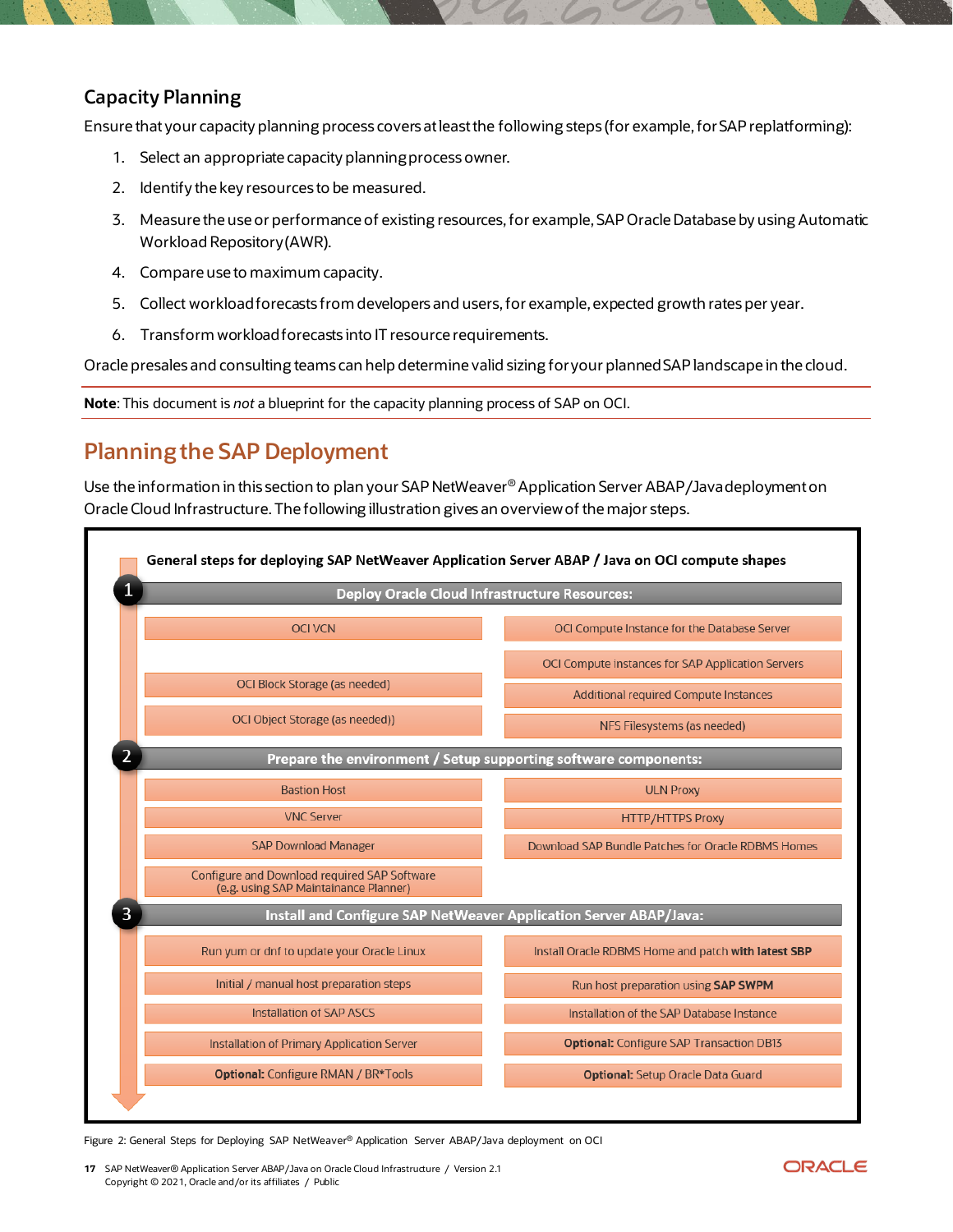### Capacity Planning

Ensure that your capacity planning process covers at least the following steps (for example, for SAP replatforming):

1. Select an appropriate capacity planning process owner.
2. Identify the key resources to be measured.
3. Measure the use or performance of existing resources, for example, SAP Oracle Database by using Automatic Workload Repository (AWR).
4. Compare use to maximum capacity.
5. Collect workload forecasts from developers and users, for example, expected growth rates per year.
6. Transform workload forecasts into IT resource requirements.

Oracle presales and consulting teams can help determine valid sizing for your planned SAP landscape in the cloud.

**Note**: This document is *not* a blueprint for the capacity planning process of SAP on OCI.

## Planning the SAP Deployment

Use the information in this section to plan your SAP NetWeaver® Application Server ABAP/Java deployment on Oracle Cloud Infrastructure. The following illustration gives an overview of the major steps.

**General steps for deploying SAP NetWeaver Application Server ABAP / Java on OCI compute shapes**

**1 Deploy Oracle Cloud Infrastructure Resources:**

- OCI VCN
- OCI Compute Instance for the Database Server
- OCI Compute instances for SAP Application Servers
- OCI Block Storage (as needed)
- Additional required Compute Instances
- OCI Object Storage (as needed))
- NFS Filesystems (as needed)

**2 Prepare the environment / Setup supporting software components:**

- Bastion Host
- ULN Proxy
- VNC Server
- HTTP/HTTPS Proxy
- SAP Download Manager
- Download SAP Bundle Patches for Oracle RDBMS Homes
- Configure and Download required SAP Software (e.g. using SAP Maintainance Planner)

**3 Install and Configure SAP NetWeaver Application Server ABAP/Java:**

- Run yum or dnf to update your Oracle Linux
- Install Oracle RDBMS Home and patch **with latest SBP**
- Initial / manual host preparation steps
- Run host preparation using **SAP SWPM**
- Installation of SAP ASCS
- Installation of the SAP Database Instance
- Installation of Primary Application Server
- **Optional:** Configure SAP Transaction DB13
- **Optional:** Configure RMAN / BR*Tools
- **Optional:** Setup Oracle Data Guard

Figure 2: General Steps for Deploying SAP NetWeaver® Application Server ABAP/Java deployment on OCI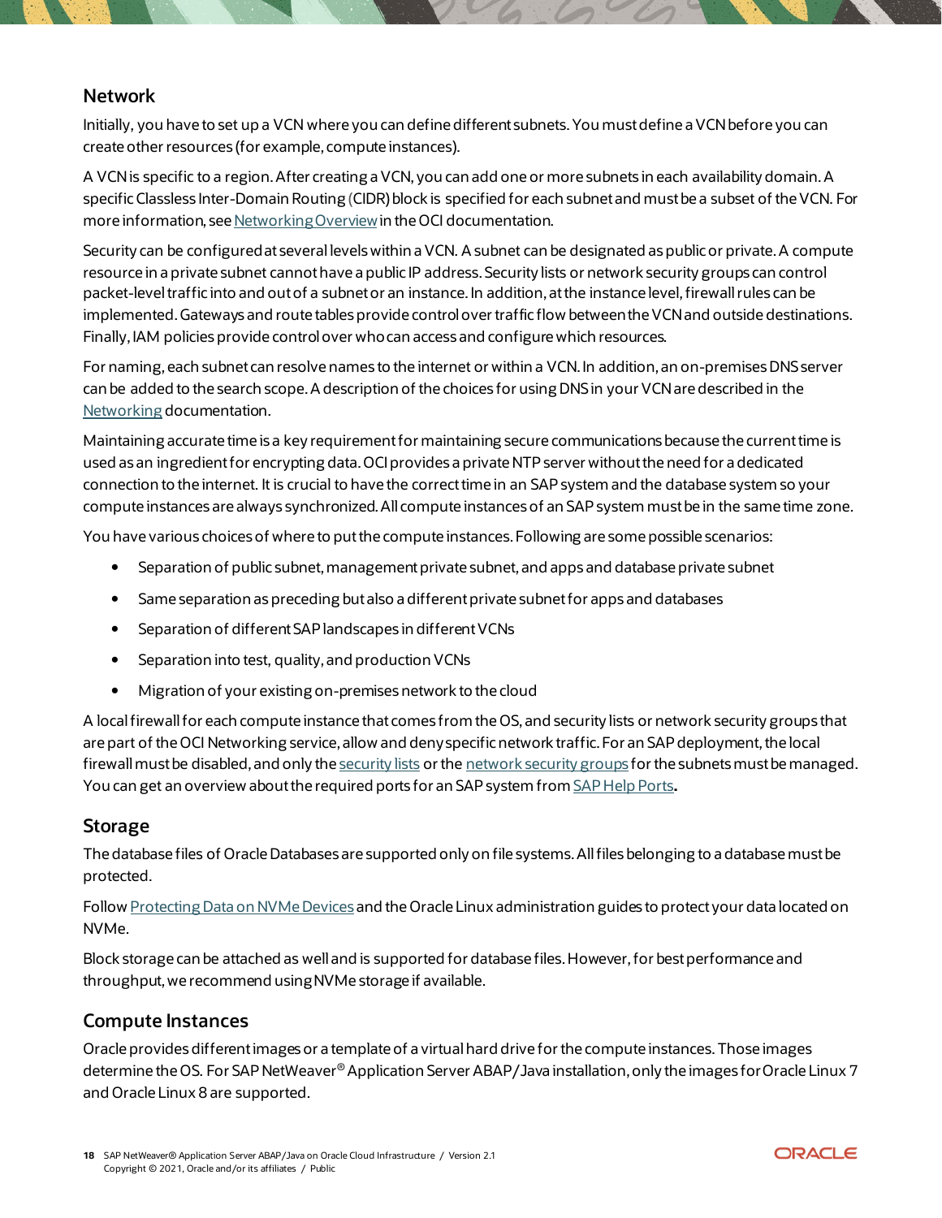## Network

Initially, you have to set up a VCN where you can define different subnets. You must define a VCN before you can create other resources (for example, compute instances).

A VCN is specific to a region. After creating a VCN, you can add one or more subnets in each availability domain. A specific Classless Inter-Domain Routing (CIDR) block is specified for each subnet and must be a subset of the VCN. For more information, see Networking Overview in the OCI documentation.

Security can be configured at several levels within a VCN. A subnet can be designated as public or private. A compute resource in a private subnet cannot have a public IP address. Security lists or network security groups can control packet-level traffic into and out of a subnet or an instance. In addition, at the instance level, firewall rules can be implemented. Gateways and route tables provide control over traffic flow between the VCN and outside destinations. Finally, IAM policies provide control over who can access and configure which resources.

For naming, each subnet can resolve names to the internet or within a VCN. In addition, an on-premises DNS server can be added to the search scope. A description of the choices for using DNS in your VCN are described in the Networking documentation.

Maintaining accurate time is a key requirement for maintaining secure communications because the current time is used as an ingredient for encrypting data. OCI provides a private NTP server without the need for a dedicated connection to the internet. It is crucial to have the correct time in an SAP system and the database system so your compute instances are always synchronized. All compute instances of an SAP system must be in the same time zone.

You have various choices of where to put the compute instances. Following are some possible scenarios:

- Separation of public subnet, management private subnet, and apps and database private subnet
- Same separation as preceding but also a different private subnet for apps and databases
- Separation of different SAP landscapes in different VCNs
- Separation into test, quality, and production VCNs
- Migration of your existing on-premises network to the cloud

A local firewall for each compute instance that comes from the OS, and security lists or network security groups that are part of the OCI Networking service, allow and deny specific network traffic. For an SAP deployment, the local firewall must be disabled, and only the security lists or the network security groups for the subnets must be managed. You can get an overview about the required ports for an SAP system from SAP Help Ports.

## Storage

The database files of Oracle Databases are supported only on file systems. All files belonging to a database must be protected.

Follow Protecting Data on NVMe Devices and the Oracle Linux administration guides to protect your data located on NVMe.

Block storage can be attached as well and is supported for database files. However, for best performance and throughput, we recommend using NVMe storage if available.

## Compute Instances

Oracle provides different images or a template of a virtual hard drive for the compute instances. Those images determine the OS. For SAP NetWeaver® Application Server ABAP/Java installation, only the images for Oracle Linux 7 and Oracle Linux 8 are supported.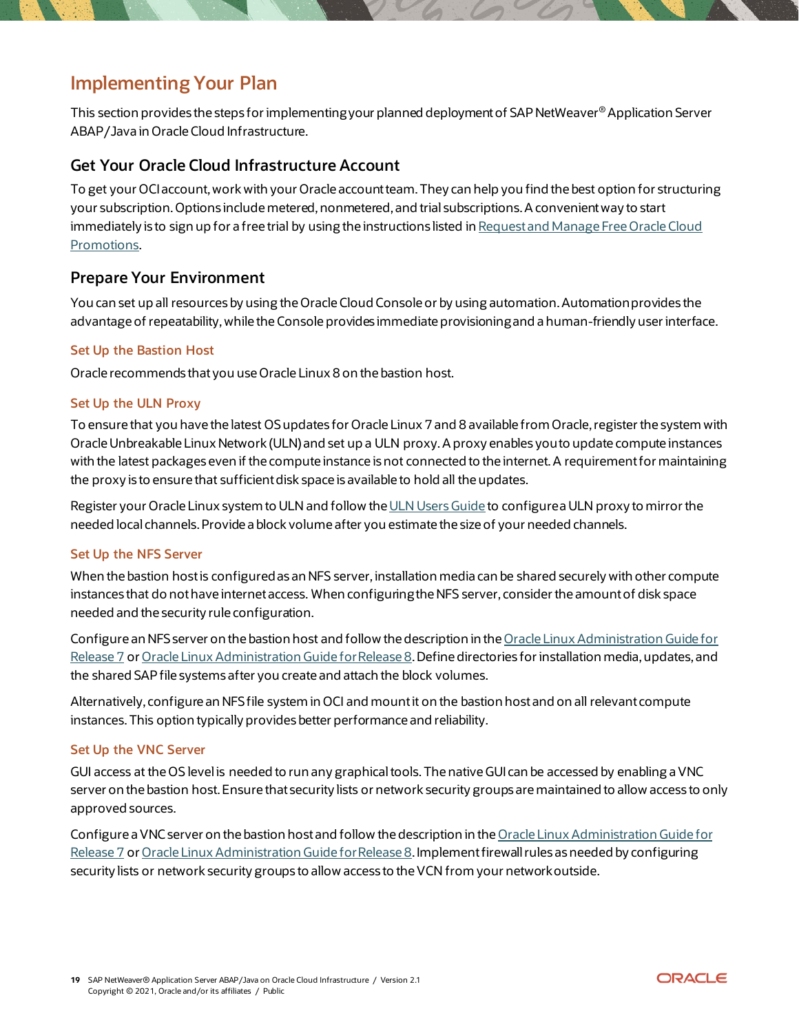## Implementing Your Plan

This section provides the steps for implementing your planned deployment of SAP NetWeaver® Application Server ABAP/Java in Oracle Cloud Infrastructure.

### Get Your Oracle Cloud Infrastructure Account

To get your OCI account, work with your Oracle account team. They can help you find the best option for structuring your subscription. Options include metered, nonmetered, and trial subscriptions. A convenient way to start immediately is to sign up for a free trial by using the instructions listed in [Request and Manage Free Oracle Cloud Promotions]().

### Prepare Your Environment

You can set up all resources by using the Oracle Cloud Console or by using automation. Automation provides the advantage of repeatability, while the Console provides immediate provisioning and a human-friendly user interface.

#### Set Up the Bastion Host

Oracle recommends that you use Oracle Linux 8 on the bastion host.

#### Set Up the ULN Proxy

To ensure that you have the latest OS updates for Oracle Linux 7 and 8 available from Oracle, register the system with Oracle Unbreakable Linux Network (ULN) and set up a ULN proxy. A proxy enables you to update compute instances with the latest packages even if the compute instance is not connected to the internet. A requirement for maintaining the proxy is to ensure that sufficient disk space is available to hold all the updates.

Register your Oracle Linux system to ULN and follow the [ULN Users Guide]() to configure a ULN proxy to mirror the needed local channels. Provide a block volume after you estimate the size of your needed channels.

#### Set Up the NFS Server

When the bastion host is configured as an NFS server, installation media can be shared securely with other compute instances that do not have internet access. When configuring the NFS server, consider the amount of disk space needed and the security rule configuration.

Configure an NFS server on the bastion host and follow the description in the [Oracle Linux Administration Guide for Release 7]() or [Oracle Linux Administration Guide for Release 8](). Define directories for installation media, updates, and the shared SAP file systems after you create and attach the block volumes.

Alternatively, configure an NFS file system in OCI and mount it on the bastion host and on all relevant compute instances. This option typically provides better performance and reliability.

#### Set Up the VNC Server

GUI access at the OS level is needed to run any graphical tools. The native GUI can be accessed by enabling a VNC server on the bastion host. Ensure that security lists or network security groups are maintained to allow access to only approved sources.

Configure a VNC server on the bastion host and follow the description in the [Oracle Linux Administration Guide for Release 7]() or [Oracle Linux Administration Guide for Release 8](). Implement firewall rules as needed by configuring security lists or network security groups to allow access to the VCN from your network outside.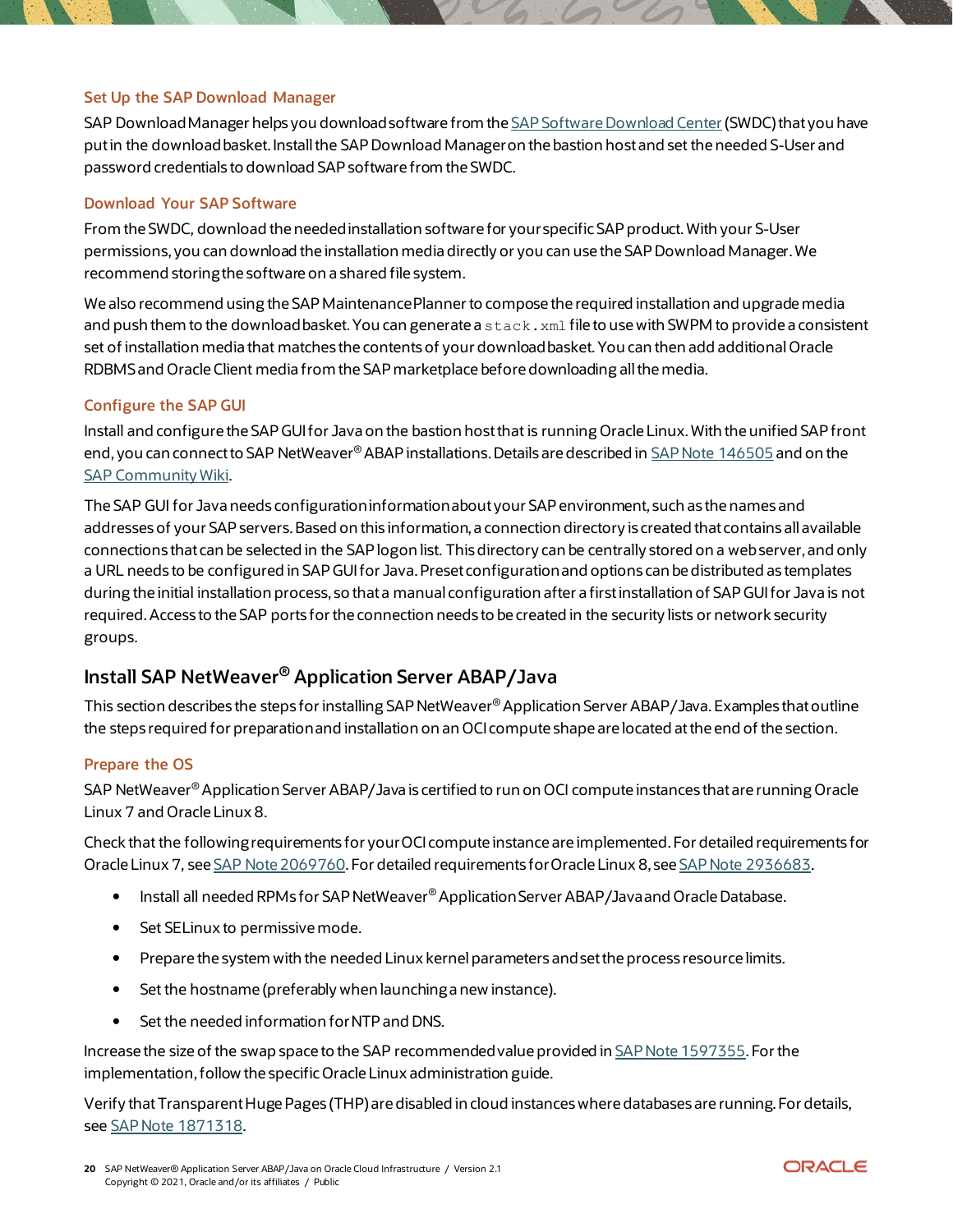### Set Up the SAP Download Manager

SAP Download Manager helps you download software from the SAP Software Download Center (SWDC) that you have put in the download basket. Install the SAP Download Manager on the bastion host and set the needed S-User and password credentials to download SAP software from the SWDC.

### Download Your SAP Software

From the SWDC, download the needed installation software for your specific SAP product. With your S-User permissions, you can download the installation media directly or you can use the SAP Download Manager. We recommend storing the software on a shared file system.

We also recommend using the SAP Maintenance Planner to compose the required installation and upgrade media and push them to the download basket. You can generate a `stack.xml` file to use with SWPM to provide a consistent set of installation media that matches the contents of your download basket. You can then add additional Oracle RDBMS and Oracle Client media from the SAP marketplace before downloading all the media.

### Configure the SAP GUI

Install and configure the SAP GUI for Java on the bastion host that is running Oracle Linux. With the unified SAP front end, you can connect to SAP NetWeaver® ABAP installations. Details are described in SAP Note 146505 and on the SAP Community Wiki.

The SAP GUI for Java needs configuration information about your SAP environment, such as the names and addresses of your SAP servers. Based on this information, a connection directory is created that contains all available connections that can be selected in the SAP logon list. This directory can be centrally stored on a web server, and only a URL needs to be configured in SAP GUI for Java. Preset configuration and options can be distributed as templates during the initial installation process, so that a manual configuration after a first installation of SAP GUI for Java is not required. Access to the SAP ports for the connection needs to be created in the security lists or network security groups.

## Install SAP NetWeaver® Application Server ABAP/Java

This section describes the steps for installing SAP NetWeaver® Application Server ABAP/Java. Examples that outline the steps required for preparation and installation on an OCI compute shape are located at the end of the section.

### Prepare the OS

SAP NetWeaver® Application Server ABAP/Java is certified to run on OCI compute instances that are running Oracle Linux 7 and Oracle Linux 8.

Check that the following requirements for your OCI compute instance are implemented. For detailed requirements for Oracle Linux 7, see SAP Note 2069760. For detailed requirements for Oracle Linux 8, see SAP Note 2936683.

- Install all needed RPMs for SAP NetWeaver® Application Server ABAP/Java and Oracle Database.
- Set SELinux to permissive mode.
- Prepare the system with the needed Linux kernel parameters and set the process resource limits.
- Set the hostname (preferably when launching a new instance).
- Set the needed information for NTP and DNS.

Increase the size of the swap space to the SAP recommended value provided in SAP Note 1597355. For the implementation, follow the specific Oracle Linux administration guide.

Verify that Transparent Huge Pages (THP) are disabled in cloud instances where databases are running. For details, see SAP Note 1871318.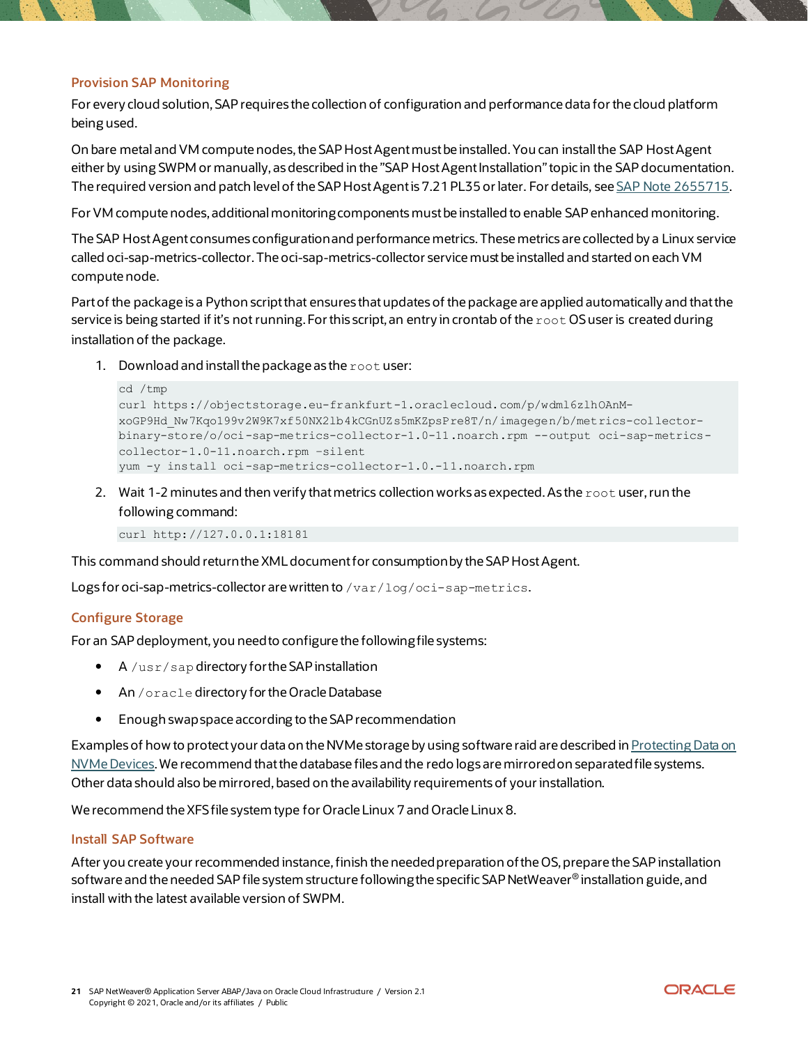### Provision SAP Monitoring

For every cloud solution, SAP requires the collection of configuration and performance data for the cloud platform being used.

On bare metal and VM compute nodes, the SAP Host Agent must be installed. You can install the SAP Host Agent either by using SWPM or manually, as described in the "SAP Host Agent Installation" topic in the SAP documentation. The required version and patch level of the SAP Host Agent is 7.21 PL35 or later. For details, see SAP Note 2655715.

For VM compute nodes, additional monitoring components must be installed to enable SAP enhanced monitoring.

The SAP Host Agent consumes configuration and performance metrics. These metrics are collected by a Linux service called oci-sap-metrics-collector. The oci-sap-metrics-collector service must be installed and started on each VM compute node.

Part of the package is a Python script that ensures that updates of the package are applied automatically and that the service is being started if it's not running. For this script, an entry in crontab of the `root` OS user is created during installation of the package.

1. Download and install the package as the `root` user:

```
cd /tmp
curl https://objectstorage.eu-frankfurt-1.oraclecloud.com/p/wdml6zlhOAnM-xoGP9Hd_Nw7Kqo199v2W9K7xf50NX2lb4kCGnUZs5mKZpsPre8T/n/imagegen/b/metrics-collector-binary-store/o/oci-sap-metrics-collector-1.0-11.noarch.rpm --output oci-sap-metrics-collector-1.0-11.noarch.rpm –silent
yum -y install oci-sap-metrics-collector-1.0.-11.noarch.rpm
```

2. Wait 1-2 minutes and then verify that metrics collection works as expected. As the `root` user, run the following command:

```
curl http://127.0.0.1:18181
```

This command should return the XML document for consumption by the SAP Host Agent.

Logs for oci-sap-metrics-collector are written to `/var/log/oci-sap-metrics`.

### Configure Storage

For an SAP deployment, you need to configure the following file systems:

- A `/usr/sap` directory for the SAP installation
- An `/oracle` directory for the Oracle Database
- Enough swap space according to the SAP recommendation

Examples of how to protect your data on the NVMe storage by using software raid are described in Protecting Data on NVMe Devices. We recommend that the database files and the redo logs are mirrored on separated file systems. Other data should also be mirrored, based on the availability requirements of your installation.

We recommend the XFS file system type for Oracle Linux 7 and Oracle Linux 8.

### Install SAP Software

After you create your recommended instance, finish the needed preparation of the OS, prepare the SAP installation software and the needed SAP file system structure following the specific SAP NetWeaver® installation guide, and install with the latest available version of SWPM.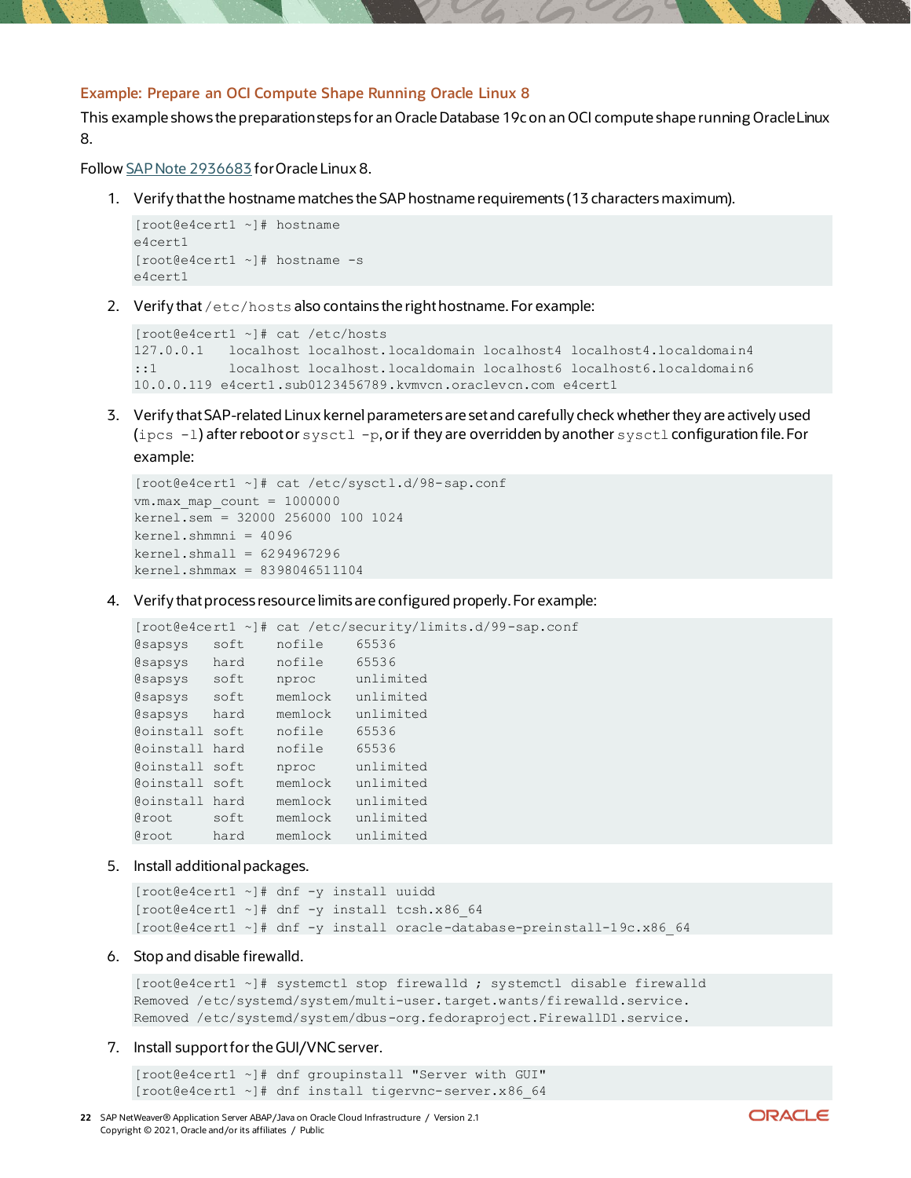### Example: Prepare an OCI Compute Shape Running Oracle Linux 8

This example shows the preparation steps for an Oracle Database 19c on an OCI compute shape running Oracle Linux 8.

Follow SAP Note 2936683 for Oracle Linux 8.

1. Verify that the hostname matches the SAP hostname requirements (13 characters maximum).

```
[root@e4cert1 ~]# hostname
e4cert1
[root@e4cert1 ~]# hostname -s
e4cert1
```

2. Verify that `/etc/hosts` also contains the right hostname. For example:

```
[root@e4cert1 ~]# cat /etc/hosts
127.0.0.1   localhost localhost.localdomain localhost4 localhost4.localdomain4
::1         localhost localhost.localdomain localhost6 localhost6.localdomain6
10.0.0.119 e4cert1.sub0123456789.kvmvcn.oraclevcn.com e4cert1
```

3. Verify that SAP-related Linux kernel parameters are set and carefully check whether they are actively used (`ipcs -l`) after reboot or `sysctl -p`, or if they are overridden by another `sysctl` configuration file. For example:

```
[root@e4cert1 ~]# cat /etc/sysctl.d/98-sap.conf
vm.max_map_count = 1000000
kernel.sem = 32000 256000 100 1024
kernel.shmmni = 4096
kernel.shmall = 6294967296
kernel.shmmax = 8398046511104
```

4. Verify that process resource limits are configured properly. For example:

```
[root@e4cert1 ~]# cat /etc/security/limits.d/99-sap.conf
@sapsys    soft    nofile    65536
@sapsys    hard    nofile    65536
@sapsys    soft    nproc     unlimited
@sapsys    soft    memlock   unlimited
@sapsys    hard    memlock   unlimited
@oinstall soft    nofile    65536
@oinstall hard    nofile    65536
@oinstall soft    nproc     unlimited
@oinstall soft    memlock   unlimited
@oinstall hard    memlock   unlimited
@root      soft    memlock   unlimited
@root      hard    memlock   unlimited
```

5. Install additional packages.

```
[root@e4cert1 ~]# dnf -y install uuidd
[root@e4cert1 ~]# dnf -y install tcsh.x86_64
[root@e4cert1 ~]# dnf -y install oracle-database-preinstall-19c.x86_64
```

6. Stop and disable firewalld.

```
[root@e4cert1 ~]# systemctl stop firewalld ; systemctl disable firewalld
Removed /etc/systemd/system/multi-user.target.wants/firewalld.service.
Removed /etc/systemd/system/dbus-org.fedoraproject.FirewallD1.service.
```

7. Install support for the GUI/VNC server.

```
[root@e4cert1 ~]# dnf groupinstall "Server with GUI"
[root@e4cert1 ~]# dnf install tigervnc-server.x86_64
```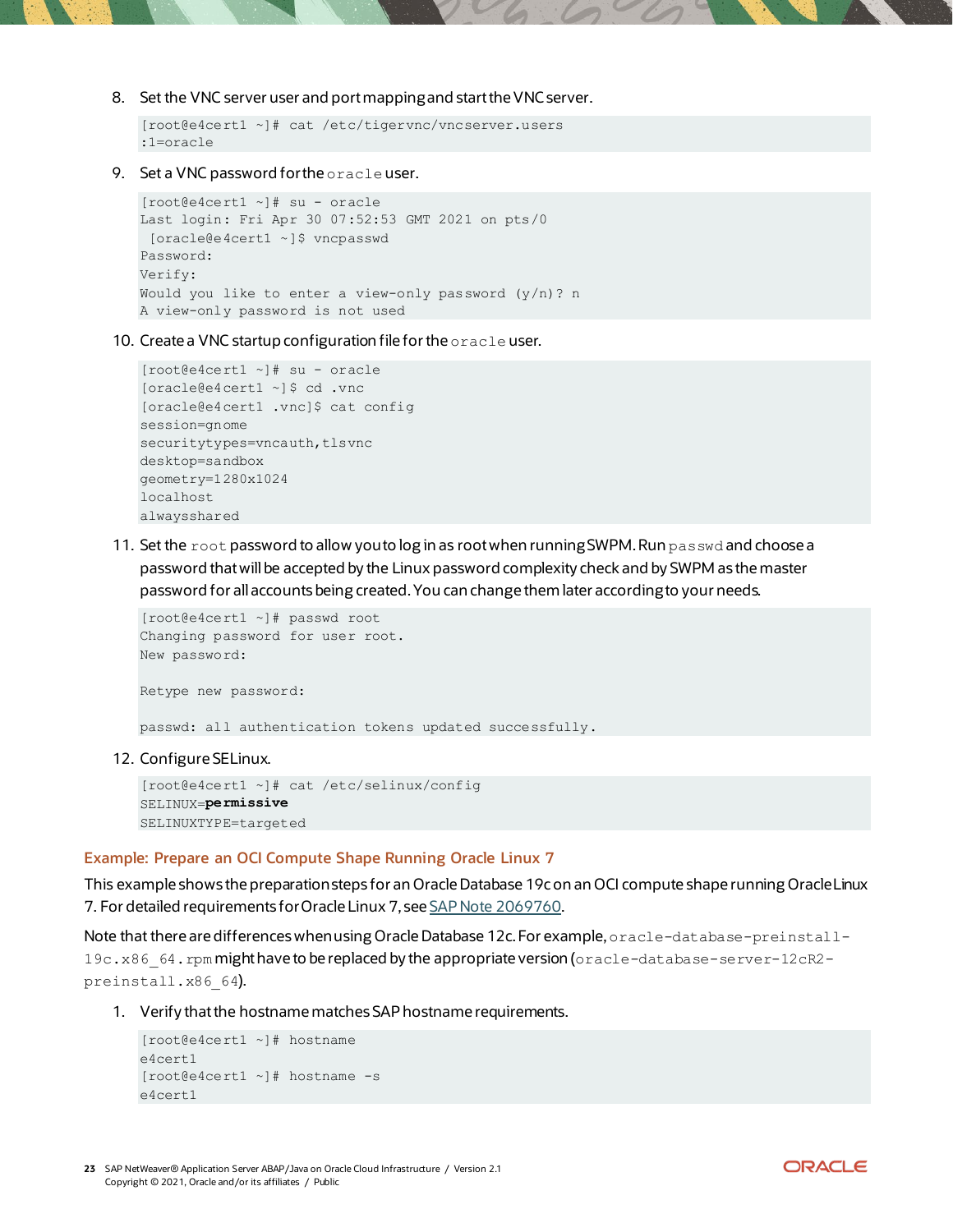8. Set the VNC server user and port mapping and start the VNC server.

```
[root@e4cert1 ~]# cat /etc/tigervnc/vncserver.users
:1=oracle
```

9. Set a VNC password for the `oracle` user.

```
[root@e4cert1 ~]# su - oracle
Last login: Fri Apr 30 07:52:53 GMT 2021 on pts/0
 [oracle@e4cert1 ~]$ vncpasswd
Password:
Verify:
Would you like to enter a view-only password (y/n)? n
A view-only password is not used
```

10. Create a VNC startup configuration file for the `oracle` user.

```
[root@e4cert1 ~]# su - oracle
[oracle@e4cert1 ~]$ cd .vnc
[oracle@e4cert1 .vnc]$ cat config
session=gnome
securitytypes=vncauth,tlsvnc
desktop=sandbox
geometry=1280x1024
localhost
alwaysshared
```

11. Set the `root` password to allow you to log in as root when running SWPM. Run `passwd` and choose a password that will be accepted by the Linux password complexity check and by SWPM as the master password for all accounts being created. You can change them later according to your needs.

```
[root@e4cert1 ~]# passwd root
Changing password for user root.
New password:

Retype new password:

passwd: all authentication tokens updated successfully.
```

12. Configure SELinux.

```
[root@e4cert1 ~]# cat /etc/selinux/config
SELINUX=permissive
SELINUXTYPE=targeted
```

### Example: Prepare an OCI Compute Shape Running Oracle Linux 7

This example shows the preparation steps for an Oracle Database 19c on an OCI compute shape running Oracle Linux 7. For detailed requirements for Oracle Linux 7, see SAP Note 2069760.

Note that there are differences when using Oracle Database 12c. For example, `oracle-database-preinstall-19c.x86_64.rpm` might have to be replaced by the appropriate version (`oracle-database-server-12cR2-preinstall.x86_64`).

1. Verify that the hostname matches SAP hostname requirements.

```
[root@e4cert1 ~]# hostname
e4cert1
[root@e4cert1 ~]# hostname -s
e4cert1
```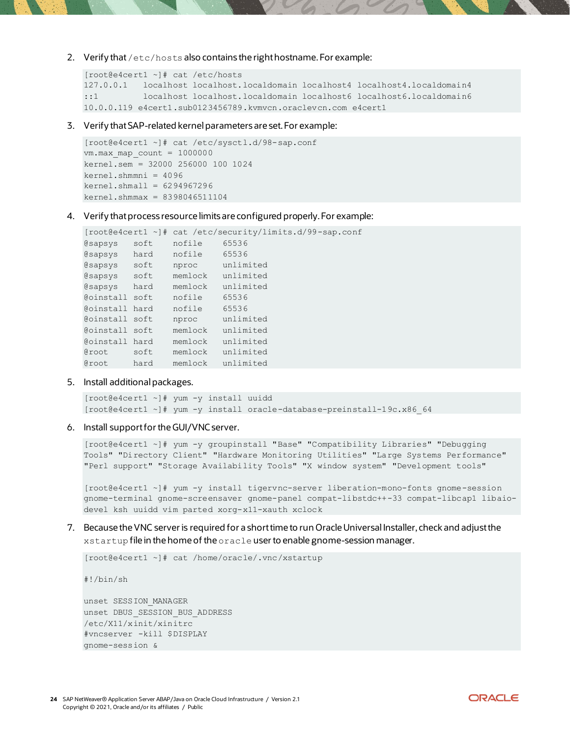2. Verify that `/etc/hosts` also contains the right hostname. For example:

```
[root@e4cert1 ~]# cat /etc/hosts
127.0.0.1   localhost localhost.localdomain localhost4 localhost4.localdomain4
::1         localhost localhost.localdomain localhost6 localhost6.localdomain6
10.0.0.119 e4cert1.sub0123456789.kvmvcn.oraclevcn.com e4cert1
```

3. Verify that SAP-related kernel parameters are set. For example:

```
[root@e4cert1 ~]# cat /etc/sysctl.d/98-sap.conf
vm.max_map_count = 1000000
kernel.sem = 32000 256000 100 1024
kernel.shmmni = 4096
kernel.shmall = 6294967296
kernel.shmmax = 8398046511104
```

4. Verify that process resource limits are configured properly. For example:

```
[root@e4cert1 ~]# cat /etc/security/limits.d/99-sap.conf
@sapsys    soft    nofile     65536
@sapsys    hard    nofile     65536
@sapsys    soft    nproc      unlimited
@sapsys    soft    memlock    unlimited
@sapsys    hard    memlock    unlimited
@oinstall  soft    nofile     65536
@oinstall  hard    nofile     65536
@oinstall  soft    nproc      unlimited
@oinstall  soft    memlock    unlimited
@oinstall  hard    memlock    unlimited
@root      soft    memlock    unlimited
@root      hard    memlock    unlimited
```

5. Install additional packages.

```
[root@e4cert1 ~]# yum -y install uuidd
[root@e4cert1 ~]# yum -y install oracle-database-preinstall-19c.x86_64
```

6. Install support for the GUI/VNC server.

```
[root@e4cert1 ~]# yum -y groupinstall "Base" "Compatibility Libraries" "Debugging
Tools" "Directory Client" "Hardware Monitoring Utilities" "Large Systems Performance"
"Perl support" "Storage Availability Tools" "X window system" "Development tools"

[root@e4cert1 ~]# yum -y install tigervnc-server liberation-mono-fonts gnome-session
gnome-terminal gnome-screensaver gnome-panel compat-libstdc++-33 compat-libcap1 libaio-
devel ksh uuidd vim parted xorg-x11-xauth xclock
```

7. Because the VNC server is required for a short time to run Oracle Universal Installer, check and adjust the `xstartup` file in the home of the `oracle` user to enable gnome-session manager.

```
[root@e4cert1 ~]# cat /home/oracle/.vnc/xstartup

#!/bin/sh

unset SESSION_MANAGER
unset DBUS_SESSION_BUS_ADDRESS
/etc/X11/xinit/xinitrc
#vncserver -kill $DISPLAY
gnome-session &
```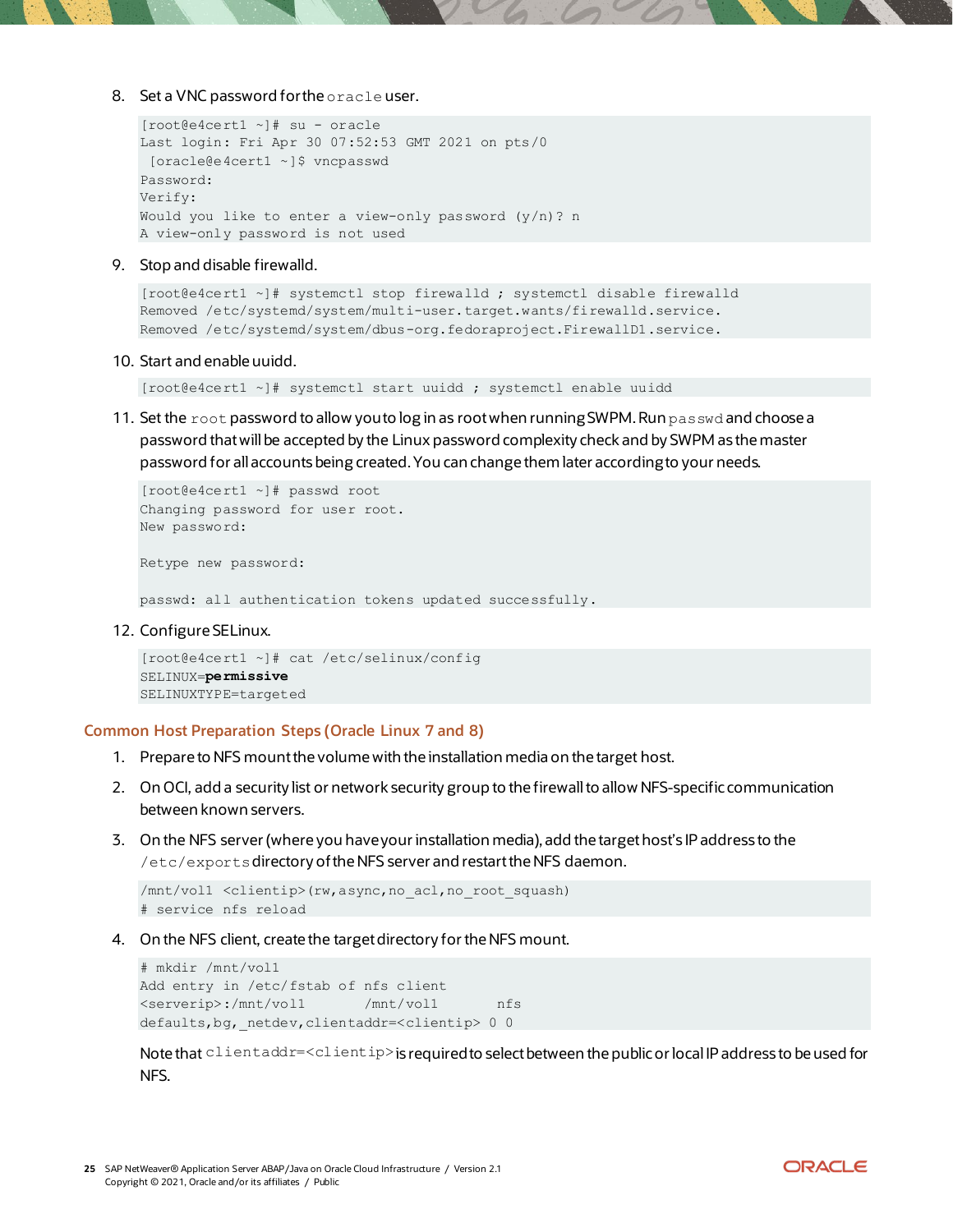8. Set a VNC password for the `oracle` user.

```
[root@e4cert1 ~]# su - oracle
Last login: Fri Apr 30 07:52:53 GMT 2021 on pts/0
 [oracle@e4cert1 ~]$ vncpasswd
Password:
Verify:
Would you like to enter a view-only password (y/n)? n
A view-only password is not used
```

9. Stop and disable firewalld.

```
[root@e4cert1 ~]# systemctl stop firewalld ; systemctl disable firewalld
Removed /etc/systemd/system/multi-user.target.wants/firewalld.service.
Removed /etc/systemd/system/dbus-org.fedoraproject.FirewallD1.service.
```

10. Start and enable uuidd.

```
[root@e4cert1 ~]# systemctl start uuidd ; systemctl enable uuidd
```

11. Set the `root` password to allow you to log in as root when running SWPM. Run `passwd` and choose a password that will be accepted by the Linux password complexity check and by SWPM as the master password for all accounts being created. You can change them later according to your needs.

```
[root@e4cert1 ~]# passwd root
Changing password for user root.
New password:

Retype new password:

passwd: all authentication tokens updated successfully.
```

12. Configure SELinux.

```
[root@e4cert1 ~]# cat /etc/selinux/config
SELINUX=permissive
SELINUXTYPE=targeted
```

### Common Host Preparation Steps (Oracle Linux 7 and 8)

1. Prepare to NFS mount the volume with the installation media on the target host.
2. On OCI, add a security list or network security group to the firewall to allow NFS-specific communication between known servers.
3. On the NFS server (where you have your installation media), add the target host's IP address to the `/etc/exports` directory of the NFS server and restart the NFS daemon.

```
/mnt/vol1 <clientip>(rw,async,no_acl,no_root_squash)
# service nfs reload
```

4. On the NFS client, create the target directory for the NFS mount.

```
# mkdir /mnt/vol1
Add entry in /etc/fstab of nfs client
<serverip>:/mnt/vol1       /mnt/vol1       nfs
defaults,bg,_netdev,clientaddr=<clientip> 0 0
```

Note that `clientaddr=<clientip>` is required to select between the public or local IP address to be used for NFS.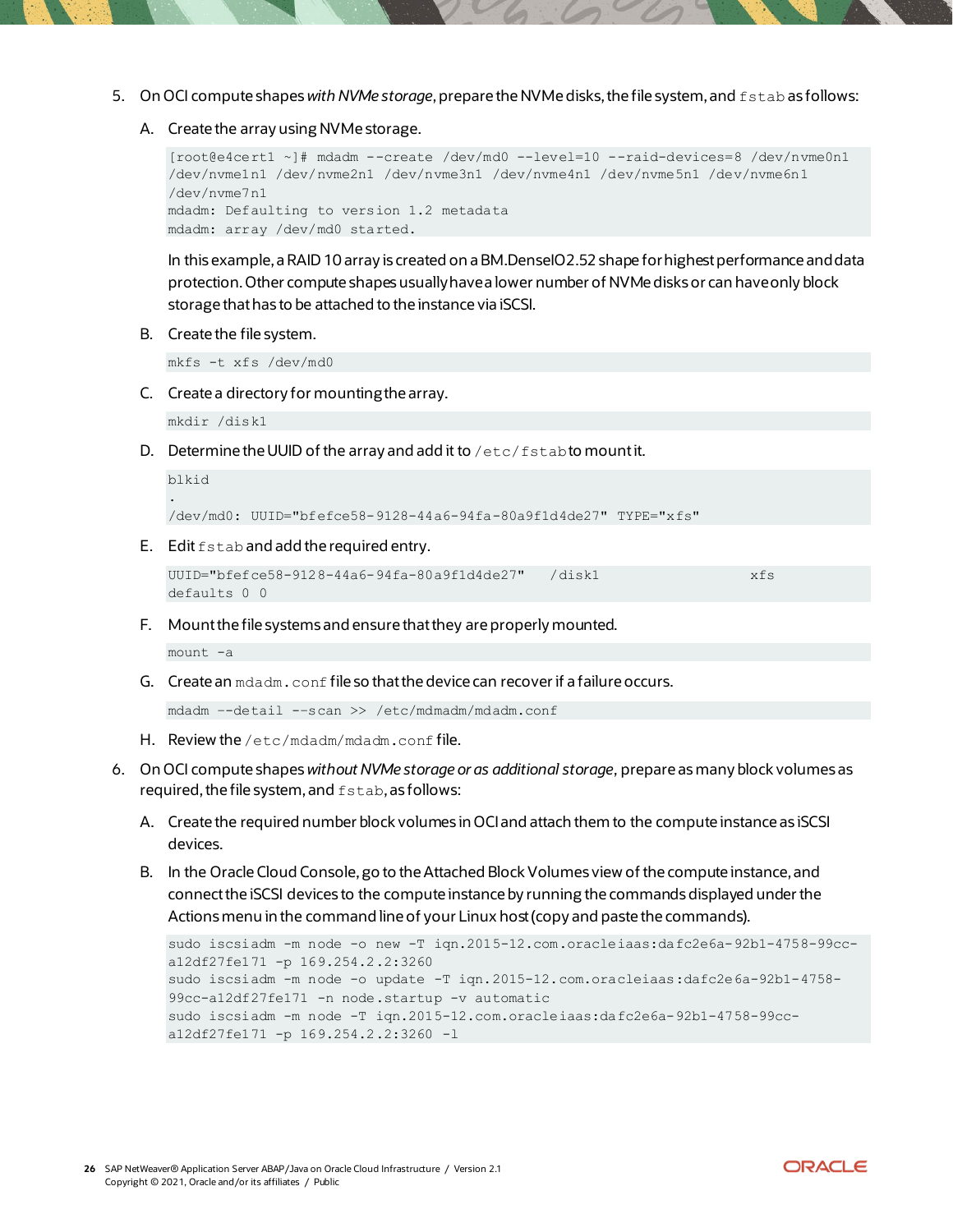5. On OCI compute shapes *with NVMe storage*, prepare the NVMe disks, the file system, and `fstab` as follows:

   A. Create the array using NVMe storage.

   ```
   [root@e4cert1 ~]# mdadm --create /dev/md0 --level=10 --raid-devices=8 /dev/nvme0n1
   /dev/nvme1n1 /dev/nvme2n1 /dev/nvme3n1 /dev/nvme4n1 /dev/nvme5n1 /dev/nvme6n1
   /dev/nvme7n1
   mdadm: Defaulting to version 1.2 metadata
   mdadm: array /dev/md0 started.
   ```

   In this example, a RAID 10 array is created on a BM.DenseIO2.52 shape for highest performance and data protection. Other compute shapes usually have a lower number of NVMe disks or can have only block storage that has to be attached to the instance via iSCSI.

   B. Create the file system.

   ```
   mkfs -t xfs /dev/md0
   ```

   C. Create a directory for mounting the array.

   ```
   mkdir /disk1
   ```

   D. Determine the UUID of the array and add it to `/etc/fstab` to mount it.

   ```
   blkid
   .
   /dev/md0: UUID="bfefce58-9128-44a6-94fa-80a9f1d4de27" TYPE="xfs"
   ```

   E. Edit `fstab` and add the required entry.

   ```
   UUID="bfefce58-9128-44a6-94fa-80a9f1d4de27"    /disk1                    xfs
   defaults 0 0
   ```

   F. Mount the file systems and ensure that they are properly mounted.

   ```
   mount -a
   ```

   G. Create an `mdadm.conf` file so that the device can recover if a failure occurs.

   ```
   mdadm --detail --scan >> /etc/mdmadm/mdadm.conf
   ```

   H. Review the `/etc/mdadm/mdadm.conf` file.

6. On OCI compute shapes *without NVMe storage or as additional storage*, prepare as many block volumes as required, the file system, and `fstab`, as follows:

   A. Create the required number block volumes in OCI and attach them to the compute instance as iSCSI devices.

   B. In the Oracle Cloud Console, go to the Attached Block Volumes view of the compute instance, and connect the iSCSI devices to the compute instance by running the commands displayed under the Actions menu in the command line of your Linux host (copy and paste the commands).

   ```
   sudo iscsiadm -m node -o new -T iqn.2015-12.com.oracleiaas:dafc2e6a-92b1-4758-99cc-
   a12df27fe171 -p 169.254.2.2:3260
   sudo iscsiadm -m node -o update -T iqn.2015-12.com.oracleiaas:dafc2e6a-92b1-4758-
   99cc-a12df27fe171 -n node.startup -v automatic
   sudo iscsiadm -m node -T iqn.2015-12.com.oracleiaas:dafc2e6a-92b1-4758-99cc-
   a12df27fe171 -p 169.254.2.2:3260 -l
   ```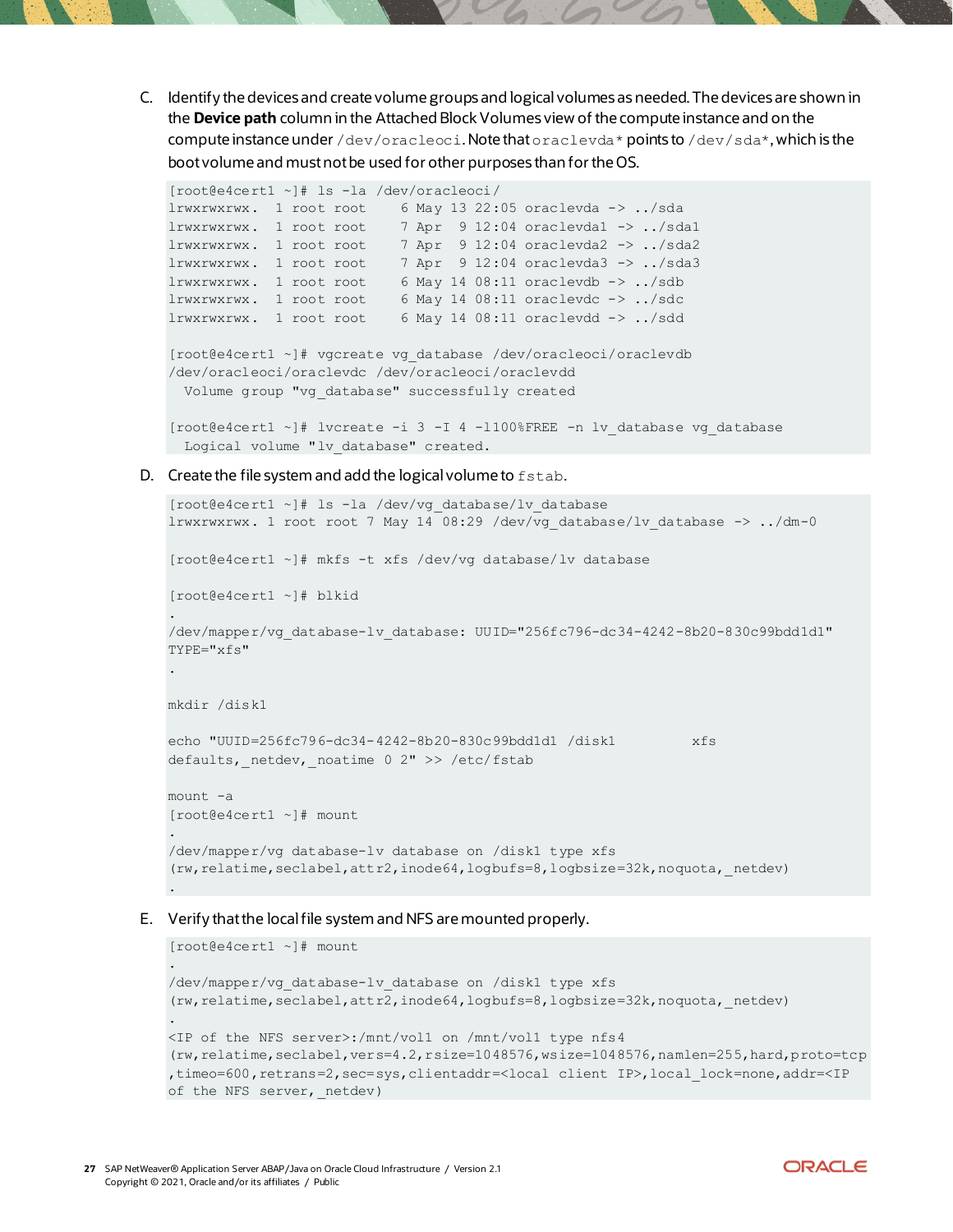C. Identify the devices and create volume groups and logical volumes as needed. The devices are shown in the **Device path** column in the Attached Block Volumes view of the compute instance and on the compute instance under `/dev/oracleoci`. Note that `oraclevda*` points to `/dev/sda*`, which is the boot volume and must not be used for other purposes than for the OS.

```
[root@e4cert1 ~]# ls -la /dev/oracleoci/
lrwxrwxrwx.  1 root root    6 May 13 22:05 oraclevda -> ../sda
lrwxrwxrwx.  1 root root    7 Apr  9 12:04 oraclevda1 -> ../sda1
lrwxrwxrwx.  1 root root    7 Apr  9 12:04 oraclevda2 -> ../sda2
lrwxrwxrwx.  1 root root    7 Apr  9 12:04 oraclevda3 -> ../sda3
lrwxrwxrwx.  1 root root    6 May 14 08:11 oraclevdb -> ../sdb
lrwxrwxrwx.  1 root root    6 May 14 08:11 oraclevdc -> ../sdc
lrwxrwxrwx.  1 root root    6 May 14 08:11 oraclevdd -> ../sdd

[root@e4cert1 ~]# vgcreate vg_database /dev/oracleoci/oraclevdb
/dev/oracleoci/oraclevdc /dev/oracleoci/oraclevdd
  Volume group "vg_database" successfully created

[root@e4cert1 ~]# lvcreate -i 3 -I 4 -l100%FREE -n lv_database vg_database
  Logical volume "lv_database" created.
```

D. Create the file system and add the logical volume to `fstab`.

```
[root@e4cert1 ~]# ls -la /dev/vg_database/lv_database
lrwxrwxrwx. 1 root root 7 May 14 08:29 /dev/vg_database/lv_database -> ../dm-0

[root@e4cert1 ~]# mkfs -t xfs /dev/vg_database/lv_database

[root@e4cert1 ~]# blkid
.
/dev/mapper/vg_database-lv_database: UUID="256fc796-dc34-4242-8b20-830c99bdd1d1"
TYPE="xfs"
.

mkdir /disk1

echo "UUID=256fc796-dc34-4242-8b20-830c99bdd1d1 /disk1          xfs
defaults,_netdev,_noatime 0 2" >> /etc/fstab

mount -a
[root@e4cert1 ~]# mount
.
/dev/mapper/vg_database-lv_database on /disk1 type xfs
(rw,relatime,seclabel,attr2,inode64,logbufs=8,logbsize=32k,noquota,_netdev)
.
```

E. Verify that the local file system and NFS are mounted properly.

```
[root@e4cert1 ~]# mount
.
/dev/mapper/vg_database-lv_database on /disk1 type xfs
(rw,relatime,seclabel,attr2,inode64,logbufs=8,logbsize=32k,noquota,_netdev)
.
<IP of the NFS server>:/mnt/vol1 on /mnt/vol1 type nfs4
(rw,relatime,seclabel,vers=4.2,rsize=1048576,wsize=1048576,namlen=255,hard,proto=tcp
,timeo=600,retrans=2,sec=sys,clientaddr=<local client IP>,local_lock=none,addr=<IP
of the NFS server,_netdev)
```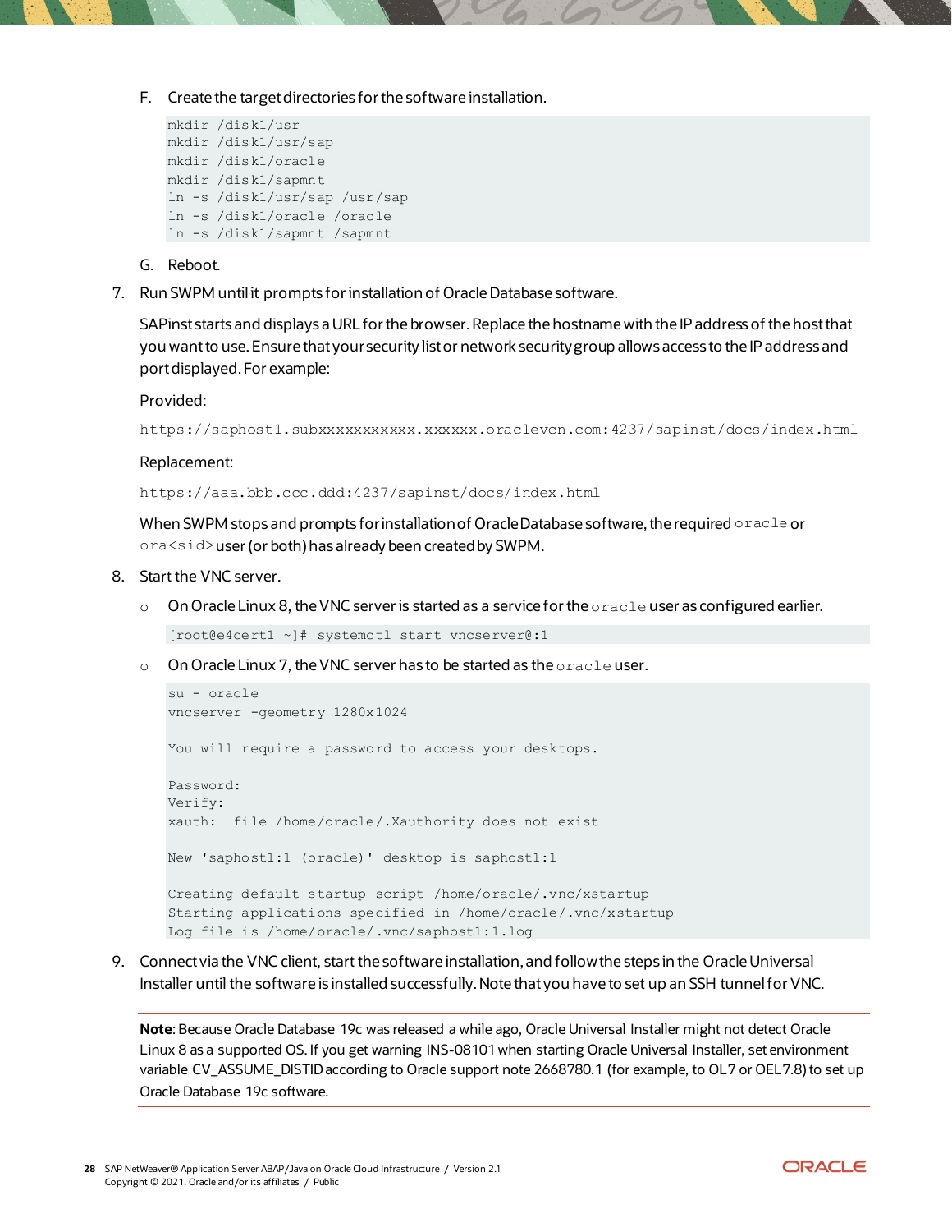F. Create the target directories for the software installation.

```
mkdir /disk1/usr
mkdir /disk1/usr/sap
mkdir /disk1/oracle
mkdir /disk1/sapmnt
ln -s /disk1/usr/sap /usr/sap
ln -s /disk1/oracle /oracle
ln -s /disk1/sapmnt /sapmnt
```

G. Reboot.

7. Run SWPM until it prompts for installation of Oracle Database software.

   SAPinst starts and displays a URL for the browser. Replace the hostname with the IP address of the host that you want to use. Ensure that your security list or network security group allows access to the IP address and port displayed. For example:

   Provided:

   `https://saphost1.subxxxxxxxxxxx.xxxxxx.oraclevcn.com:4237/sapinst/docs/index.html`

   Replacement:

   `https://aaa.bbb.ccc.ddd:4237/sapinst/docs/index.html`

   When SWPM stops and prompts for installation of Oracle Database software, the required `oracle` or `ora<sid>` user (or both) has already been created by SWPM.

8. Start the VNC server.

   - On Oracle Linux 8, the VNC server is started as a service for the `oracle` user as configured earlier.

   ```
   [root@e4cert1 ~]# systemctl start vncserver@:1
   ```

   - On Oracle Linux 7, the VNC server has to be started as the `oracle` user.

   ```
   su - oracle
   vncserver -geometry 1280x1024

   You will require a password to access your desktops.

   Password:
   Verify:
   xauth:  file /home/oracle/.Xauthority does not exist

   New 'saphost1:1 (oracle)' desktop is saphost1:1

   Creating default startup script /home/oracle/.vnc/xstartup
   Starting applications specified in /home/oracle/.vnc/xstartup
   Log file is /home/oracle/.vnc/saphost1:1.log
   ```

9. Connect via the VNC client, start the software installation, and follow the steps in the Oracle Universal Installer until the software is installed successfully. Note that you have to set up an SSH tunnel for VNC.

**Note**: Because Oracle Database 19c was released a while ago, Oracle Universal Installer might not detect Oracle Linux 8 as a supported OS. If you get warning INS-08101 when starting Oracle Universal Installer, set environment variable CV_ASSUME_DISTID according to Oracle support note 2668780.1 (for example, to OL7 or OEL7.8) to set up Oracle Database 19c software.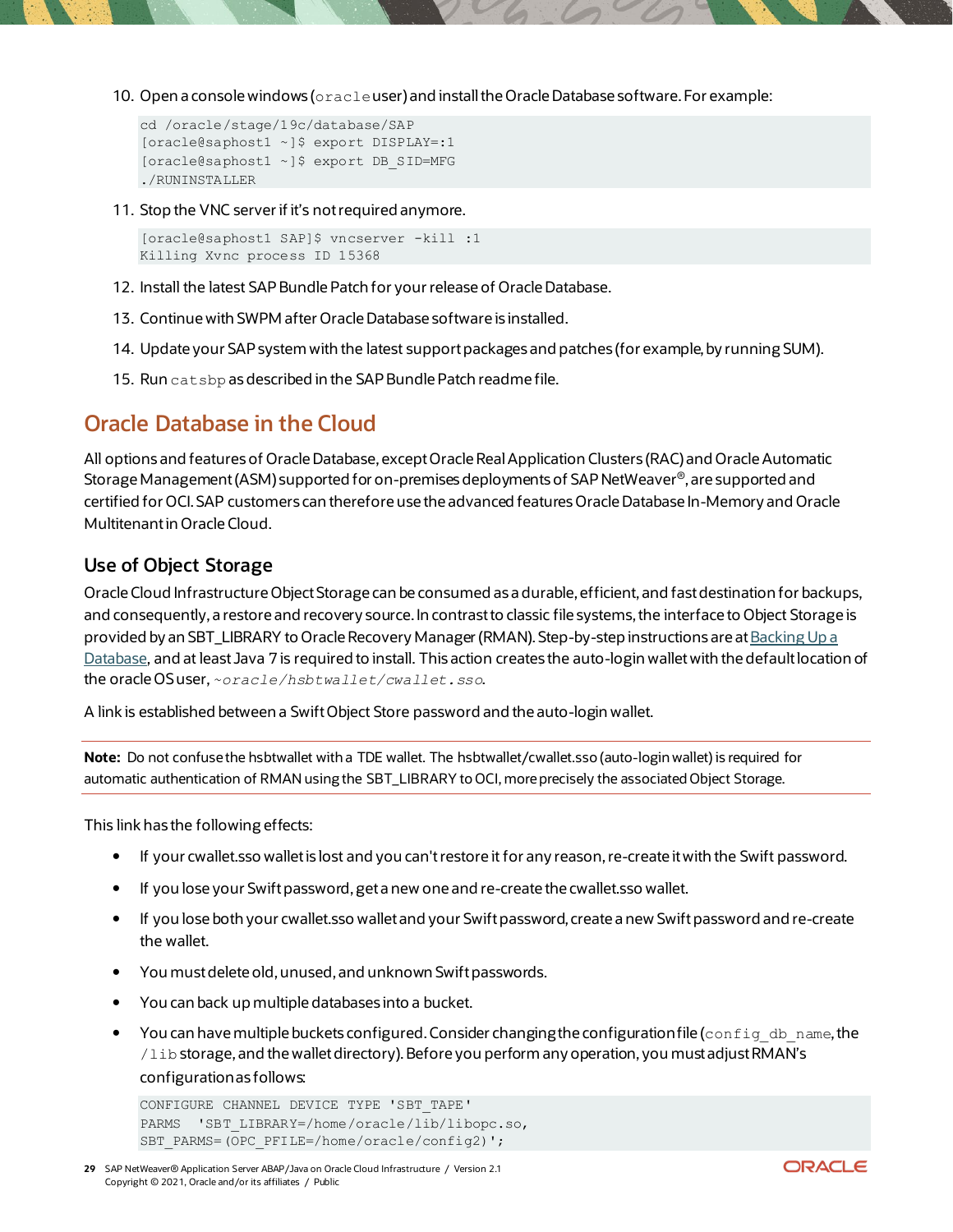10. Open a console windows (`oracle` user) and install the Oracle Database software. For example:

```
cd /oracle/stage/19c/database/SAP
[oracle@saphost1 ~]$ export DISPLAY=:1
[oracle@saphost1 ~]$ export DB_SID=MFG
./RUNINSTALLER
```

11. Stop the VNC server if it's not required anymore.

```
[oracle@saphost1 SAP]$ vncserver -kill :1
Killing Xvnc process ID 15368
```

12. Install the latest SAP Bundle Patch for your release of Oracle Database.
13. Continue with SWPM after Oracle Database software is installed.
14. Update your SAP system with the latest support packages and patches (for example, by running SUM).
15. Run `catsbp` as described in the SAP Bundle Patch readme file.

## Oracle Database in the Cloud

All options and features of Oracle Database, except Oracle Real Application Clusters (RAC) and Oracle Automatic Storage Management (ASM) supported for on-premises deployments of SAP NetWeaver®, are supported and certified for OCI. SAP customers can therefore use the advanced features Oracle Database In-Memory and Oracle Multitenant in Oracle Cloud.

### Use of Object Storage

Oracle Cloud Infrastructure Object Storage can be consumed as a durable, efficient, and fast destination for backups, and consequently, a restore and recovery source. In contrast to classic file systems, the interface to Object Storage is provided by an SBT_LIBRARY to Oracle Recovery Manager (RMAN). Step-by-step instructions are at [Backing Up a Database](), and at least Java 7 is required to install. This action creates the auto-login wallet with the default location of the oracle OS user, *~oracle/hsbtwallet/cwallet.sso*.

A link is established between a Swift Object Store password and the auto-login wallet.

**Note:** Do not confuse the hsbtwallet with a TDE wallet. The hsbtwallet/cwallet.sso (auto-login wallet) is required for automatic authentication of RMAN using the SBT_LIBRARY to OCI, more precisely the associated Object Storage.

This link has the following effects:

- If your cwallet.sso wallet is lost and you can't restore it for any reason, re-create it with the Swift password.
- If you lose your Swift password, get a new one and re-create the cwallet.sso wallet.
- If you lose both your cwallet.sso wallet and your Swift password, create a new Swift password and re-create the wallet.
- You must delete old, unused, and unknown Swift passwords.
- You can back up multiple databases into a bucket.
- You can have multiple buckets configured. Consider changing the configuration file (`config_db_name`, the `/lib` storage, and the wallet directory). Before you perform any operation, you must adjust RMAN's configuration as follows:

```
CONFIGURE CHANNEL DEVICE TYPE 'SBT_TAPE'
PARMS  'SBT_LIBRARY=/home/oracle/lib/libopc.so,
SBT_PARMS=(OPC_PFILE=/home/oracle/config2)';
```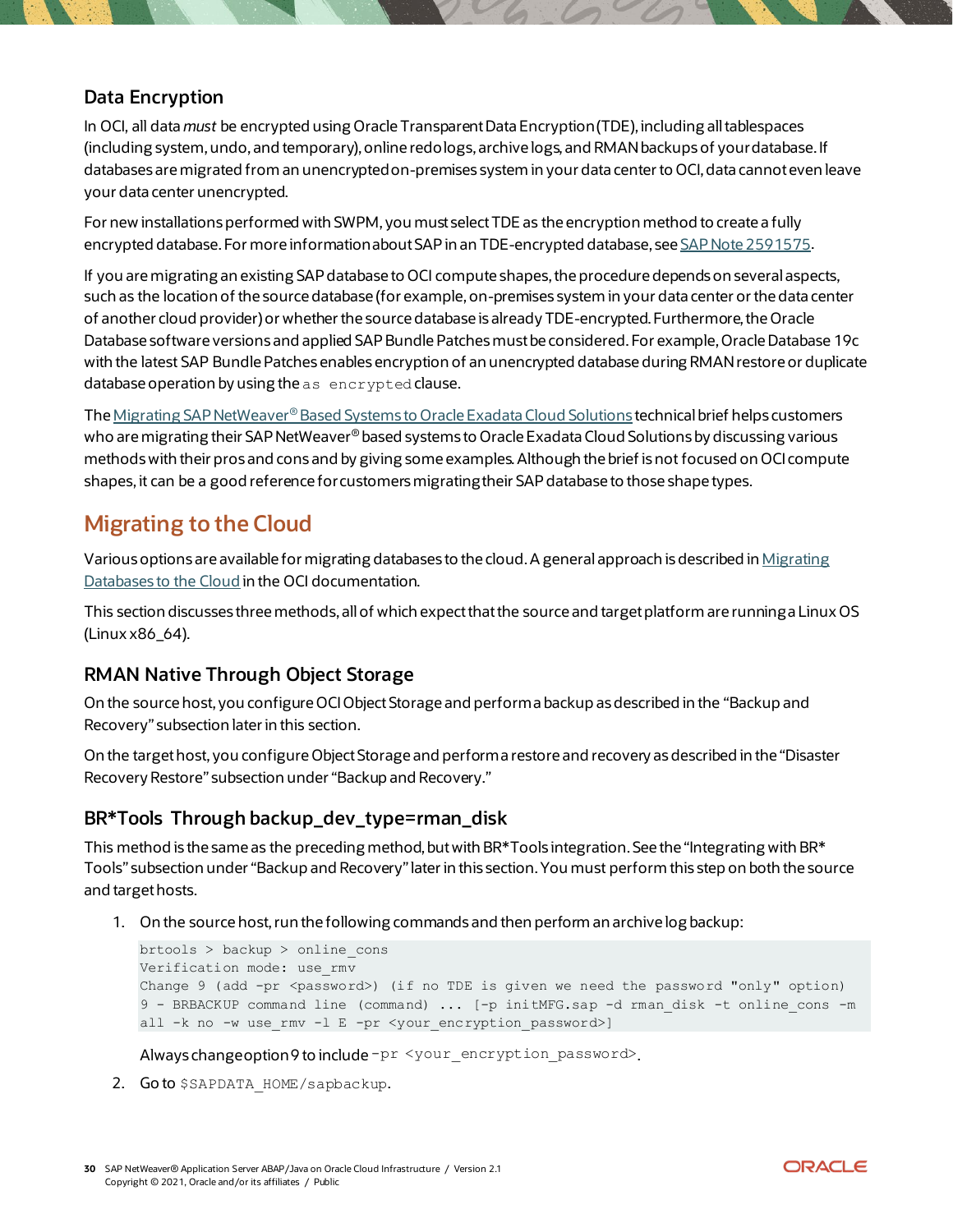### Data Encryption

In OCI, all data *must* be encrypted using Oracle Transparent Data Encryption (TDE), including all tablespaces (including system, undo, and temporary), online redo logs, archive logs, and RMAN backups of your database. If databases are migrated from an unencrypted on-premises system in your data center to OCI, data cannot even leave your data center unencrypted.

For new installations performed with SWPM, you must select TDE as the encryption method to create a fully encrypted database. For more information about SAP in an TDE-encrypted database, see SAP Note 2591575.

If you are migrating an existing SAP database to OCI compute shapes, the procedure depends on several aspects, such as the location of the source database (for example, on-premises system in your data center or the data center of another cloud provider) or whether the source database is already TDE-encrypted. Furthermore, the Oracle Database software versions and applied SAP Bundle Patches must be considered. For example, Oracle Database 19c with the latest SAP Bundle Patches enables encryption of an unencrypted database during RMAN restore or duplicate database operation by using the `as encrypted` clause.

The Migrating SAP NetWeaver® Based Systems to Oracle Exadata Cloud Solutions technical brief helps customers who are migrating their SAP NetWeaver® based systems to Oracle Exadata Cloud Solutions by discussing various methods with their pros and cons and by giving some examples. Although the brief is not focused on OCI compute shapes, it can be a good reference for customers migrating their SAP database to those shape types.

## Migrating to the Cloud

Various options are available for migrating databases to the cloud. A general approach is described in Migrating Databases to the Cloud in the OCI documentation.

This section discusses three methods, all of which expect that the source and target platform are running a Linux OS (Linux x86_64).

### RMAN Native Through Object Storage

On the source host, you configure OCI Object Storage and perform a backup as described in the "Backup and Recovery" subsection later in this section.

On the target host, you configure Object Storage and perform a restore and recovery as described in the "Disaster Recovery Restore" subsection under "Backup and Recovery."

### BR*Tools Through backup_dev_type=rman_disk

This method is the same as the preceding method, but with BR*Tools integration. See the "Integrating with BR* Tools" subsection under "Backup and Recovery" later in this section. You must perform this step on both the source and target hosts.

1. On the source host, run the following commands and then perform an archive log backup:

   ```
   brtools > backup > online_cons
   Verification mode: use_rmv
   Change 9 (add -pr <password>) (if no TDE is given we need the password "only" option)
   9 - BRBACKUP command line (command) ... [-p initMFG.sap -d rman_disk -t online_cons -m
   all -k no -w use_rmv -l E -pr <your_encryption_password>]
   ```

   Always change option 9 to include `-pr <your_encryption_password>`.

2. Go to `$SAPDATA_HOME/sapbackup`.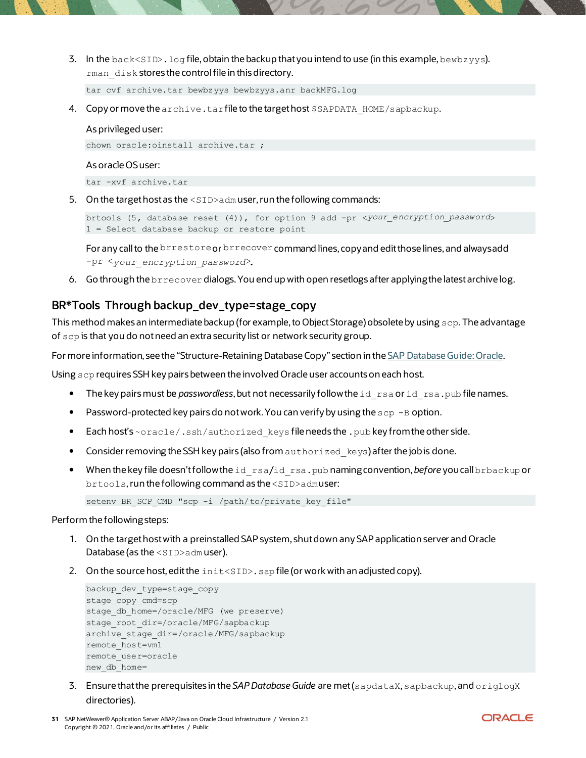3. In the `back<SID>.log` file, obtain the backup that you intend to use (in this example, `bewbzyys`). `rman_disk` stores the control file in this directory.

```
tar cvf archive.tar bewbzyys bewbzyys.anr backMFG.log
```

4. Copy or move the `archive.tar` file to the target host `$SAPDATA_HOME/sapbackup`.

   As privileged user:

```
chown oracle:oinstall archive.tar ;
```

   As oracle OS user:

```
tar -xvf archive.tar
```

5. On the target host as the `<SID>adm` user, run the following commands:

```
brtools (5, database reset (4)), for option 9 add -pr <your_encryption_password>
1 = Select database backup or restore point
```

   For any call to the `brrestore` or `brrecover` command lines, copy and edit those lines, and always add `-pr <your_encryption_password>`.

6. Go through the `brrecover` dialogs. You end up with open resetlogs after applying the latest archive log.

## BR*Tools Through backup_dev_type=stage_copy

This method makes an intermediate backup (for example, to Object Storage) obsolete by using `scp`. The advantage of `scp` is that you do not need an extra security list or network security group.

For more information, see the "Structure-Retaining Database Copy" section in the SAP Database Guide: Oracle.

Using `scp` requires SSH key pairs between the involved Oracle user accounts on each host.

- The key pairs must be *passwordless*, but not necessarily follow the `id_rsa` or `id_rsa.pub` file names.
- Password-protected key pairs do not work. You can verify by using the `scp -B` option.
- Each host's `~oracle/.ssh/authorized_keys` file needs the `.pub` key from the other side.
- Consider removing the SSH key pairs (also from `authorized_keys`) after the job is done.
- When the key file doesn't follow the `id_rsa`/`id_rsa.pub` naming convention, *before* you call `brbackup` or `brtools`, run the following command as the `<SID>adm` user:

```
setenv BR_SCP_CMD "scp -i /path/to/private_key_file"
```

Perform the following steps:

1. On the target host with a preinstalled SAP system, shut down any SAP application server and Oracle Database (as the `<SID>adm` user).
2. On the source host, edit the `init<SID>.sap` file (or work with an adjusted copy).

```
backup_dev_type=stage_copy
stage copy cmd=scp
stage_db_home=/oracle/MFG (we preserve)
stage_root_dir=/oracle/MFG/sapbackup
archive_stage_dir=/oracle/MFG/sapbackup
remote_host=vm1
remote_user=oracle
new_db_home=
```

3. Ensure that the prerequisites in the *SAP Database Guide* are met (`sapdataX`, `sapbackup`, and `origlogX` directories).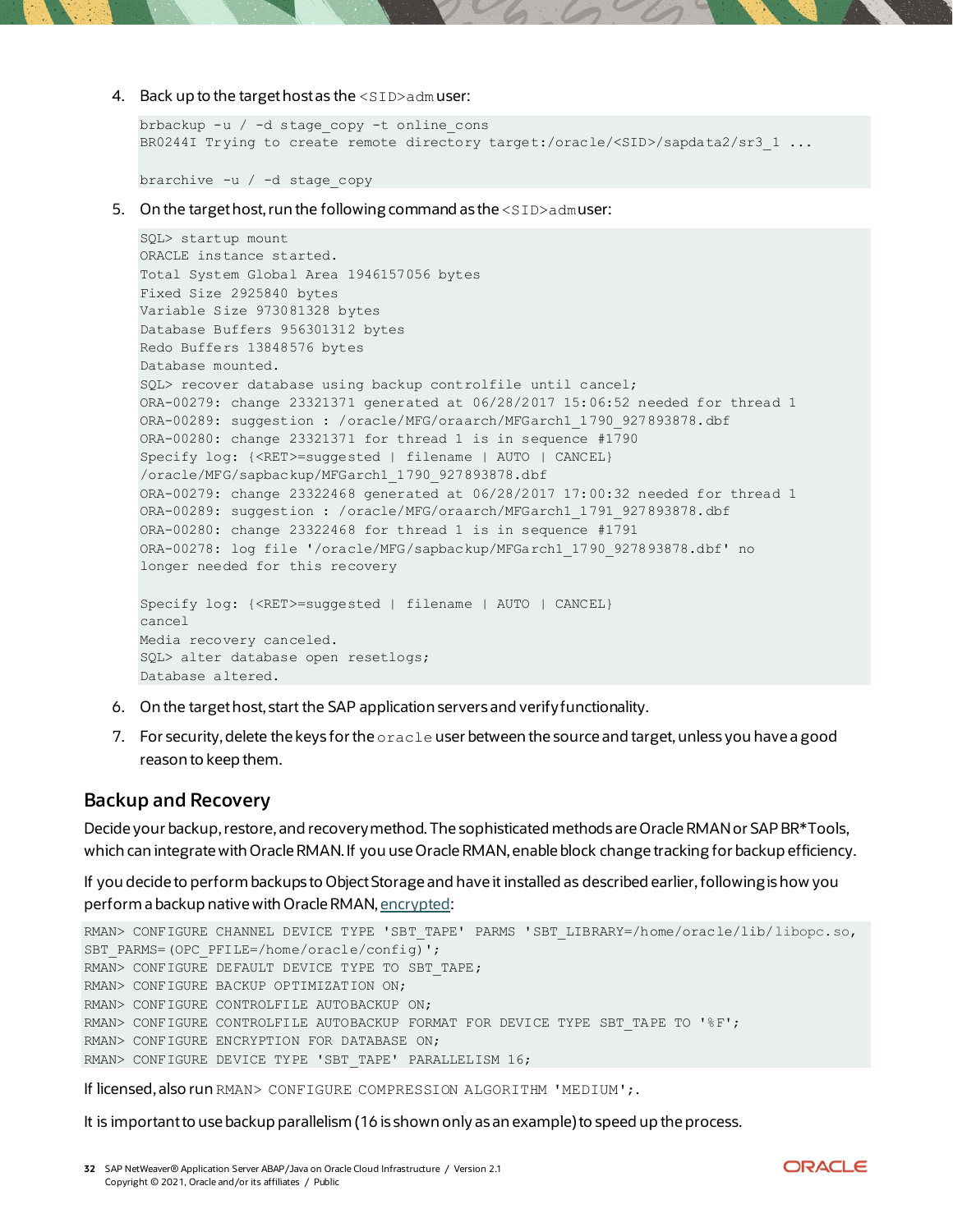4. Back up to the target host as the `<SID>adm` user:

```
brbackup -u / -d stage_copy -t online_cons
BR0244I Trying to create remote directory target:/oracle/<SID>/sapdata2/sr3_1 ...

brarchive -u / -d stage_copy
```

5. On the target host, run the following command as the `<SID>adm` user:

```
SQL> startup mount
ORACLE instance started.
Total System Global Area 1946157056 bytes
Fixed Size 2925840 bytes
Variable Size 973081328 bytes
Database Buffers 956301312 bytes
Redo Buffers 13848576 bytes
Database mounted.
SQL> recover database using backup controlfile until cancel;
ORA-00279: change 23321371 generated at 06/28/2017 15:06:52 needed for thread 1
ORA-00289: suggestion : /oracle/MFG/oraarch/MFGarch1_1790_927893878.dbf
ORA-00280: change 23321371 for thread 1 is in sequence #1790
Specify log: {<RET>=suggested | filename | AUTO | CANCEL}
/oracle/MFG/sapbackup/MFGarch1_1790_927893878.dbf
ORA-00279: change 23322468 generated at 06/28/2017 17:00:32 needed for thread 1
ORA-00289: suggestion : /oracle/MFG/oraarch/MFGarch1_1791_927893878.dbf
ORA-00280: change 23322468 for thread 1 is in sequence #1791
ORA-00278: log file '/oracle/MFG/sapbackup/MFGarch1_1790_927893878.dbf' no
longer needed for this recovery

Specify log: {<RET>=suggested | filename | AUTO | CANCEL}
cancel
Media recovery canceled.
SQL> alter database open resetlogs;
Database altered.
```

6. On the target host, start the SAP application servers and verify functionality.

7. For security, delete the keys for the `oracle` user between the source and target, unless you have a good reason to keep them.

## Backup and Recovery

Decide your backup, restore, and recovery method. The sophisticated methods are Oracle RMAN or SAP BR*Tools, which can integrate with Oracle RMAN. If you use Oracle RMAN, enable block change tracking for backup efficiency.

If you decide to perform backups to Object Storage and have it installed as described earlier, following is how you perform a backup native with Oracle RMAN, encrypted:

```
RMAN> CONFIGURE CHANNEL DEVICE TYPE 'SBT_TAPE' PARMS 'SBT_LIBRARY=/home/oracle/lib/libopc.so,
SBT_PARMS=(OPC_PFILE=/home/oracle/config)';
RMAN> CONFIGURE DEFAULT DEVICE TYPE TO SBT_TAPE;
RMAN> CONFIGURE BACKUP OPTIMIZATION ON;
RMAN> CONFIGURE CONTROLFILE AUTOBACKUP ON;
RMAN> CONFIGURE CONTROLFILE AUTOBACKUP FORMAT FOR DEVICE TYPE SBT_TAPE TO '%F';
RMAN> CONFIGURE ENCRYPTION FOR DATABASE ON;
RMAN> CONFIGURE DEVICE TYPE 'SBT_TAPE' PARALLELISM 16;
```

If licensed, also run `RMAN> CONFIGURE COMPRESSION ALGORITHM 'MEDIUM';`.

It is important to use backup parallelism (16 is shown only as an example) to speed up the process.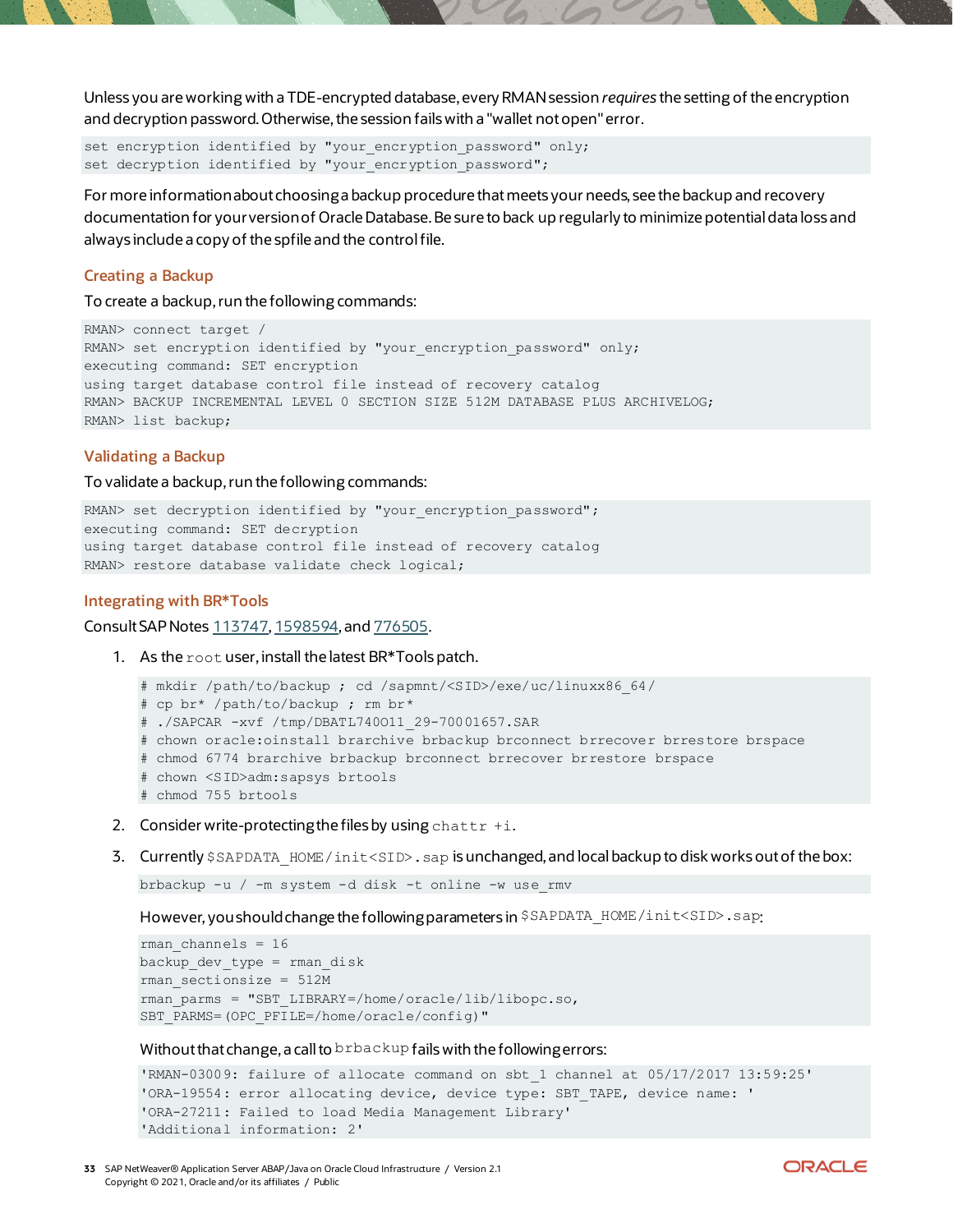Unless you are working with a TDE-encrypted database, every RMAN session *requires* the setting of the encryption and decryption password. Otherwise, the session fails with a "wallet not open" error.

```
set encryption identified by "your_encryption_password" only;
set decryption identified by "your_encryption_password";
```

For more information about choosing a backup procedure that meets your needs, see the backup and recovery documentation for your version of Oracle Database. Be sure to back up regularly to minimize potential data loss and always include a copy of the spfile and the control file.

### Creating a Backup

To create a backup, run the following commands:

```
RMAN> connect target /
RMAN> set encryption identified by "your_encryption_password" only;
executing command: SET encryption
using target database control file instead of recovery catalog
RMAN> BACKUP INCREMENTAL LEVEL 0 SECTION SIZE 512M DATABASE PLUS ARCHIVELOG;
RMAN> list backup;
```

### Validating a Backup

To validate a backup, run the following commands:

```
RMAN> set decryption identified by "your_encryption_password";
executing command: SET decryption
using target database control file instead of recovery catalog
RMAN> restore database validate check logical;
```

### Integrating with BR*Tools

Consult SAP Notes [113747](), [1598594](), and [776505]().

1. As the `root` user, install the latest BR*Tools patch.

```
# mkdir /path/to/backup ; cd /sapmnt/<SID>/exe/uc/linuxx86_64/
# cp br* /path/to/backup ; rm br*
# ./SAPCAR -xvf /tmp/DBATL740O11_29-70001657.SAR
# chown oracle:oinstall brarchive brbackup brconnect brrecover brrestore brspace
# chmod 6774 brarchive brbackup brconnect brrecover brrestore brspace
# chown <SID>adm:sapsys brtools
# chmod 755 brtools
```

2. Consider write-protecting the files by using `chattr +i`.

3. Currently `$SAPDATA_HOME/init<SID>.sap` is unchanged, and local backup to disk works out of the box:

```
brbackup -u / -m system -d disk -t online -w use_rmv
```

However, you should change the following parameters in `$SAPDATA_HOME/init<SID>.sap`:

```
rman_channels = 16
backup_dev_type = rman_disk
rman_sectionsize = 512M
rman_parms = "SBT_LIBRARY=/home/oracle/lib/libopc.so,
SBT_PARMS=(OPC_PFILE=/home/oracle/config)"
```

Without that change, a call to `brbackup` fails with the following errors:

```
'RMAN-03009: failure of allocate command on sbt_1 channel at 05/17/2017 13:59:25'
'ORA-19554: error allocating device, device type: SBT_TAPE, device name: '
'ORA-27211: Failed to load Media Management Library'
'Additional information: 2'
```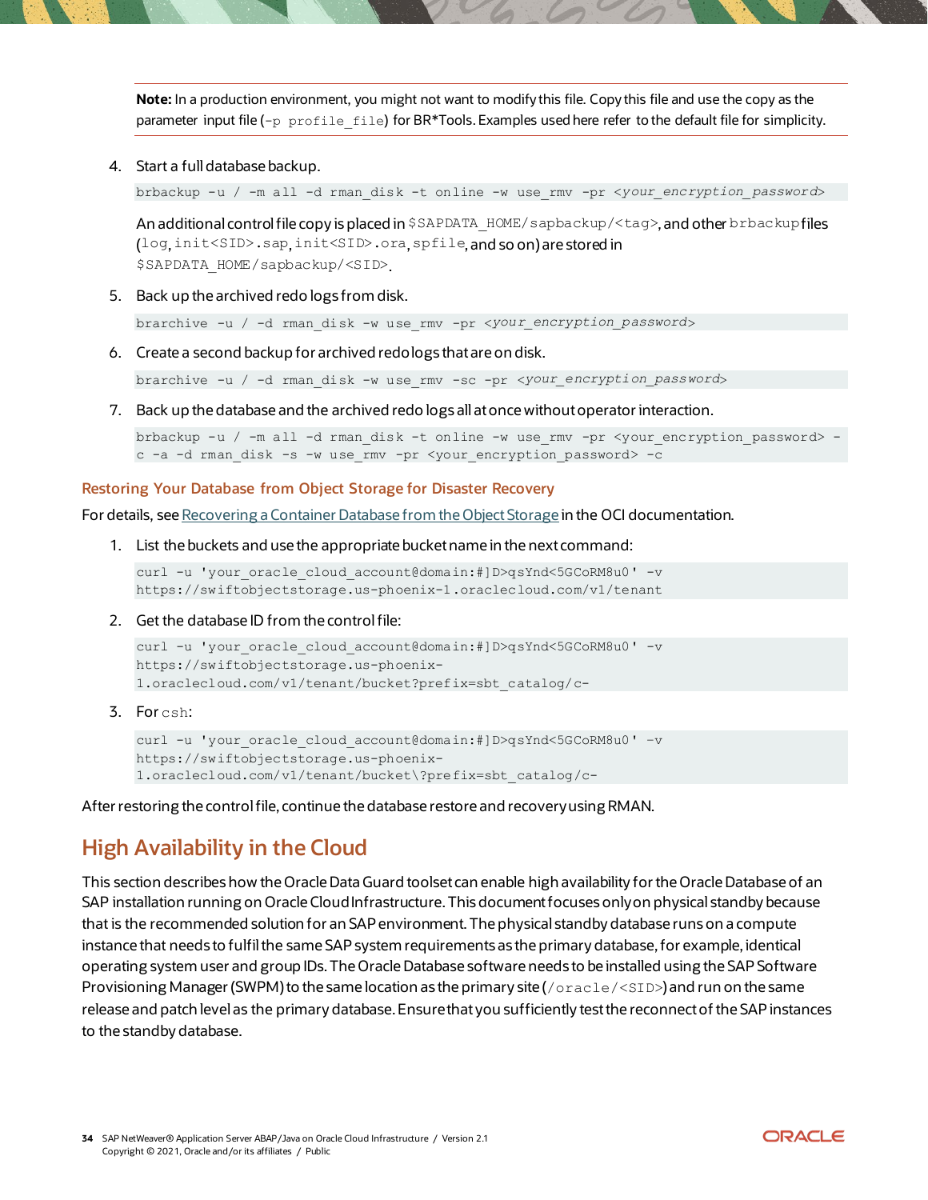**Note:** In a production environment, you might not want to modify this file. Copy this file and use the copy as the parameter input file (`-p profile_file`) for BR*Tools. Examples used here refer to the default file for simplicity.

4. Start a full database backup.

```
brbackup -u / -m all -d rman_disk -t online -w use_rmv -pr <your_encryption_password>
```

An additional control file copy is placed in `$SAPDATA_HOME/sapbackup/<tag>`, and other `brbackup` files (`log`, `init<SID>.sap`, `init<SID>.ora`, `spfile`, and so on) are stored in `$SAPDATA_HOME/sapbackup/<SID>`.

5. Back up the archived redo logs from disk.

```
brarchive -u / -d rman_disk -w use_rmv -pr <your_encryption_password>
```

6. Create a second backup for archived redo logs that are on disk.

```
brarchive -u / -d rman_disk -w use_rmv -sc -pr <your_encryption_password>
```

7. Back up the database and the archived redo logs all at once without operator interaction.

```
brbackup -u / -m all -d rman_disk -t online -w use_rmv -pr <your_encryption_password> -
c -a -d rman_disk -s -w use_rmv -pr <your_encryption_password> -c
```

### Restoring Your Database from Object Storage for Disaster Recovery

For details, see Recovering a Container Database from the Object Storage in the OCI documentation.

1. List the buckets and use the appropriate bucket name in the next command:

```
curl -u 'your_oracle_cloud_account@domain:#]D>qsYnd<5GCoRM8u0' -v
https://swiftobjectstorage.us-phoenix-1.oraclecloud.com/v1/tenant
```

2. Get the database ID from the control file:

```
curl -u 'your_oracle_cloud_account@domain:#]D>qsYnd<5GCoRM8u0' -v
https://swiftobjectstorage.us-phoenix-
1.oraclecloud.com/v1/tenant/bucket?prefix=sbt_catalog/c-
```

3. For `csh`:

```
curl -u 'your_oracle_cloud_account@domain:#]D>qsYnd<5GCoRM8u0' -v
https://swiftobjectstorage.us-phoenix-
1.oraclecloud.com/v1/tenant/bucket\?prefix=sbt_catalog/c-
```

After restoring the control file, continue the database restore and recovery using RMAN.

## High Availability in the Cloud

This section describes how the Oracle Data Guard toolset can enable high availability for the Oracle Database of an SAP installation running on Oracle Cloud Infrastructure. This document focuses only on physical standby because that is the recommended solution for an SAP environment. The physical standby database runs on a compute instance that needs to fulfil the same SAP system requirements as the primary database, for example, identical operating system user and group IDs. The Oracle Database software needs to be installed using the SAP Software Provisioning Manager (SWPM) to the same location as the primary site (`/oracle/<SID>`) and run on the same release and patch level as the primary database. Ensure that you sufficiently test the reconnect of the SAP instances to the standby database.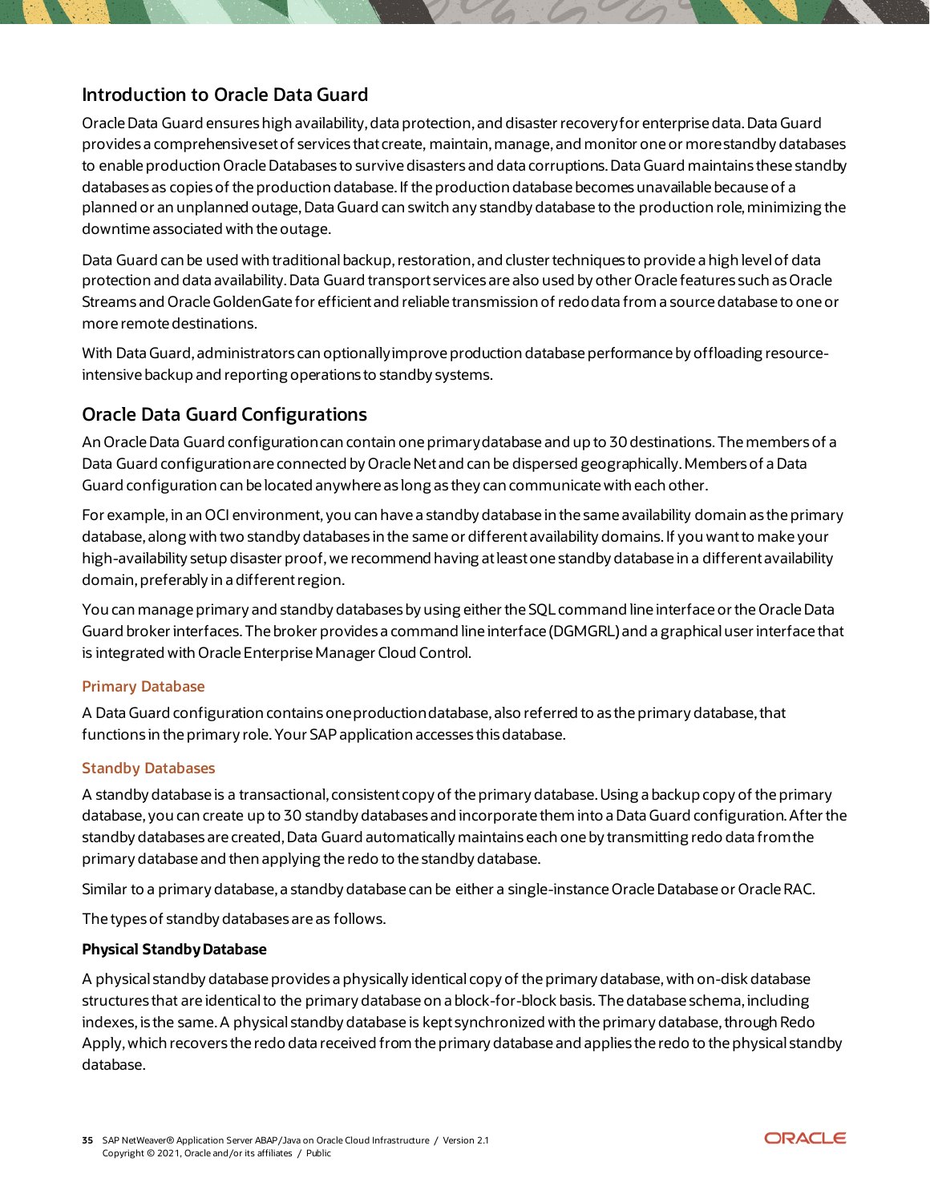## Introduction to Oracle Data Guard

Oracle Data Guard ensures high availability, data protection, and disaster recovery for enterprise data. Data Guard provides a comprehensive set of services that create, maintain, manage, and monitor one or more standby databases to enable production Oracle Databases to survive disasters and data corruptions. Data Guard maintains these standby databases as copies of the production database. If the production database becomes unavailable because of a planned or an unplanned outage, Data Guard can switch any standby database to the production role, minimizing the downtime associated with the outage.

Data Guard can be used with traditional backup, restoration, and cluster techniques to provide a high level of data protection and data availability. Data Guard transport services are also used by other Oracle features such as Oracle Streams and Oracle GoldenGate for efficient and reliable transmission of redo data from a source database to one or more remote destinations.

With Data Guard, administrators can optionally improve production database performance by offloading resource-intensive backup and reporting operations to standby systems.

## Oracle Data Guard Configurations

An Oracle Data Guard configuration can contain one primary database and up to 30 destinations. The members of a Data Guard configuration are connected by Oracle Net and can be dispersed geographically. Members of a Data Guard configuration can be located anywhere as long as they can communicate with each other.

For example, in an OCI environment, you can have a standby database in the same availability domain as the primary database, along with two standby databases in the same or different availability domains. If you want to make your high-availability setup disaster proof, we recommend having at least one standby database in a different availability domain, preferably in a different region.

You can manage primary and standby databases by using either the SQL command line interface or the Oracle Data Guard broker interfaces. The broker provides a command line interface (DGMGRL) and a graphical user interface that is integrated with Oracle Enterprise Manager Cloud Control.

### Primary Database

A Data Guard configuration contains one production database, also referred to as the primary database, that functions in the primary role. Your SAP application accesses this database.

### Standby Databases

A standby database is a transactional, consistent copy of the primary database. Using a backup copy of the primary database, you can create up to 30 standby databases and incorporate them into a Data Guard configuration. After the standby databases are created, Data Guard automatically maintains each one by transmitting redo data from the primary database and then applying the redo to the standby database.

Similar to a primary database, a standby database can be either a single-instance Oracle Database or Oracle RAC.

The types of standby databases are as follows.

**Physical Standby Database**

A physical standby database provides a physically identical copy of the primary database, with on-disk database structures that are identical to the primary database on a block-for-block basis. The database schema, including indexes, is the same. A physical standby database is kept synchronized with the primary database, through Redo Apply, which recovers the redo data received from the primary database and applies the redo to the physical standby database.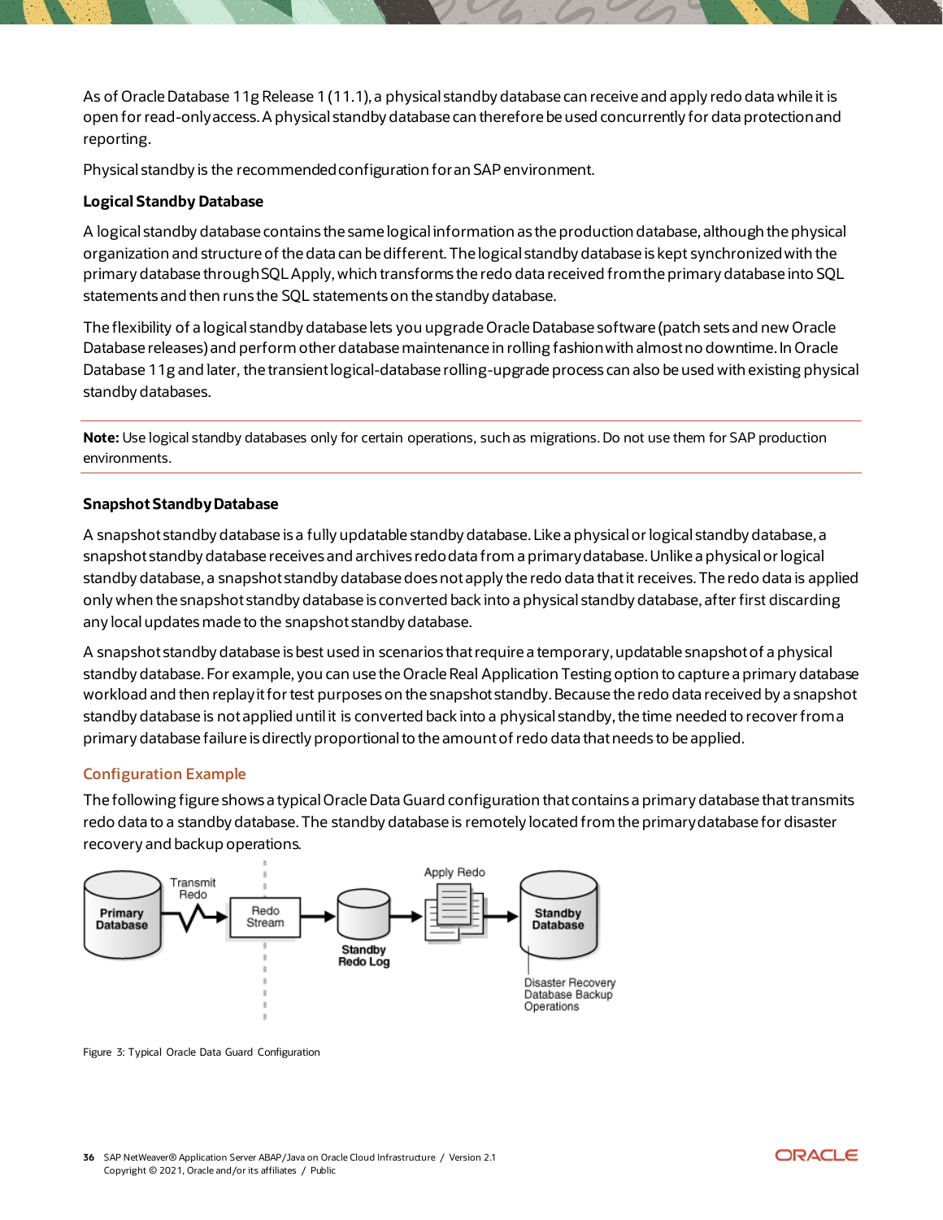As of Oracle Database 11g Release 1 (11.1), a physical standby database can receive and apply redo data while it is open for read-only access. A physical standby database can therefore be used concurrently for data protection and reporting.

Physical standby is the recommended configuration for an SAP environment.

**Logical Standby Database**

A logical standby database contains the same logical information as the production database, although the physical organization and structure of the data can be different. The logical standby database is kept synchronized with the primary database through SQL Apply, which transforms the redo data received from the primary database into SQL statements and then runs the SQL statements on the standby database.

The flexibility of a logical standby database lets you upgrade Oracle Database software (patch sets and new Oracle Database releases) and perform other database maintenance in rolling fashion with almost no downtime. In Oracle Database 11g and later, the transient logical-database rolling-upgrade process can also be used with existing physical standby databases.

**Note:** Use logical standby databases only for certain operations, such as migrations. Do not use them for SAP production environments.

**Snapshot Standby Database**

A snapshot standby database is a fully updatable standby database. Like a physical or logical standby database, a snapshot standby database receives and archives redo data from a primary database. Unlike a physical or logical standby database, a snapshot standby database does not apply the redo data that it receives. The redo data is applied only when the snapshot standby database is converted back into a physical standby database, after first discarding any local updates made to the snapshot standby database.

A snapshot standby database is best used in scenarios that require a temporary, updatable snapshot of a physical standby database. For example, you can use the Oracle Real Application Testing option to capture a primary database workload and then replay it for test purposes on the snapshot standby. Because the redo data received by a snapshot standby database is not applied until it is converted back into a physical standby, the time needed to recover from a primary database failure is directly proportional to the amount of redo data that needs to be applied.

### Configuration Example

The following figure shows a typical Oracle Data Guard configuration that contains a primary database that transmits redo data to a standby database. The standby database is remotely located from the primary database for disaster recovery and backup operations.

Figure 3: Typical Oracle Data Guard Configuration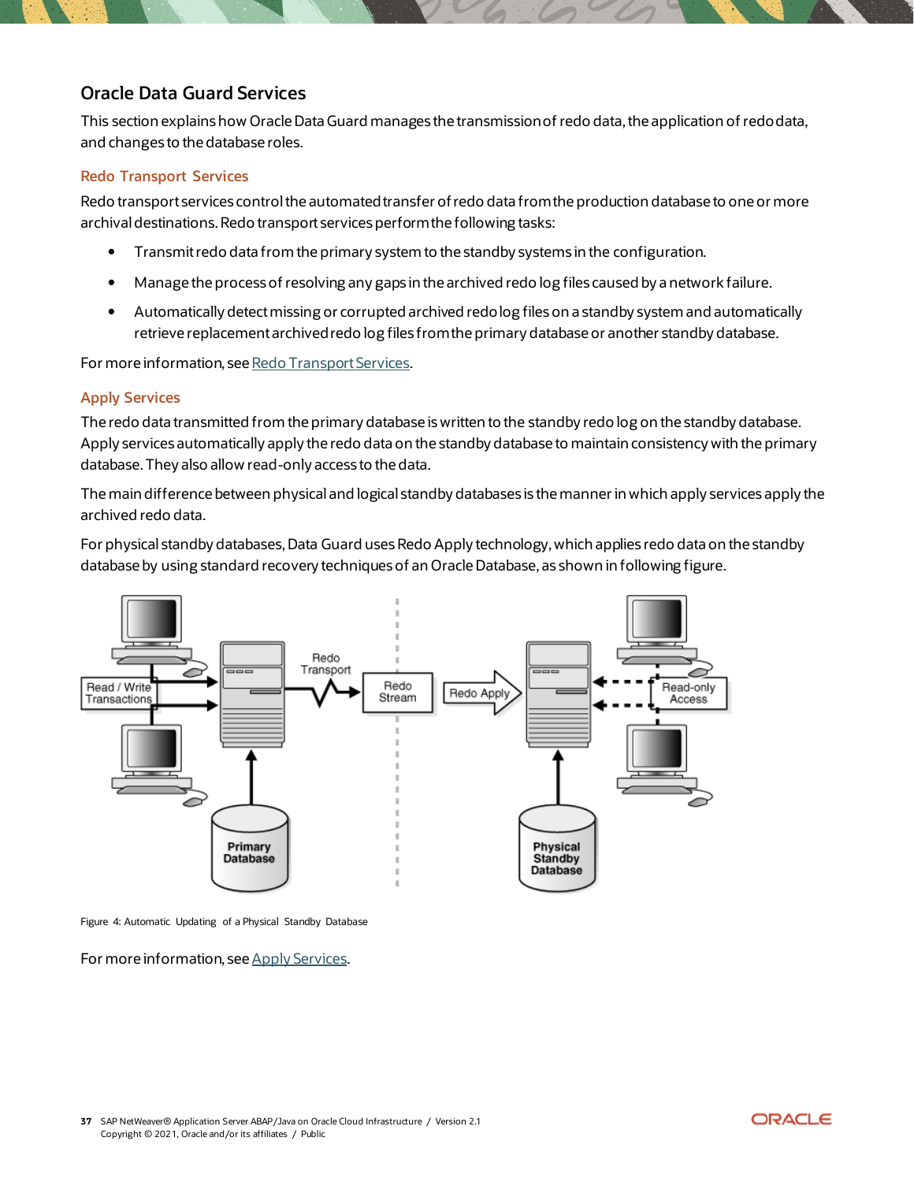## Oracle Data Guard Services

This section explains how Oracle Data Guard manages the transmission of redo data, the application of redo data, and changes to the database roles.

### Redo Transport Services

Redo transport services control the automated transfer of redo data from the production database to one or more archival destinations. Redo transport services perform the following tasks:

- Transmit redo data from the primary system to the standby systems in the configuration.
- Manage the process of resolving any gaps in the archived redo log files caused by a network failure.
- Automatically detect missing or corrupted archived redo log files on a standby system and automatically retrieve replacement archived redo log files from the primary database or another standby database.

For more information, see Redo Transport Services.

### Apply Services

The redo data transmitted from the primary database is written to the standby redo log on the standby database. Apply services automatically apply the redo data on the standby database to maintain consistency with the primary database. They also allow read-only access to the data.

The main difference between physical and logical standby databases is the manner in which apply services apply the archived redo data.

For physical standby databases, Data Guard uses Redo Apply technology, which applies redo data on the standby database by using standard recovery techniques of an Oracle Database, as shown in following figure.

Figure 4: Automatic Updating of a Physical Standby Database

For more information, see Apply Services.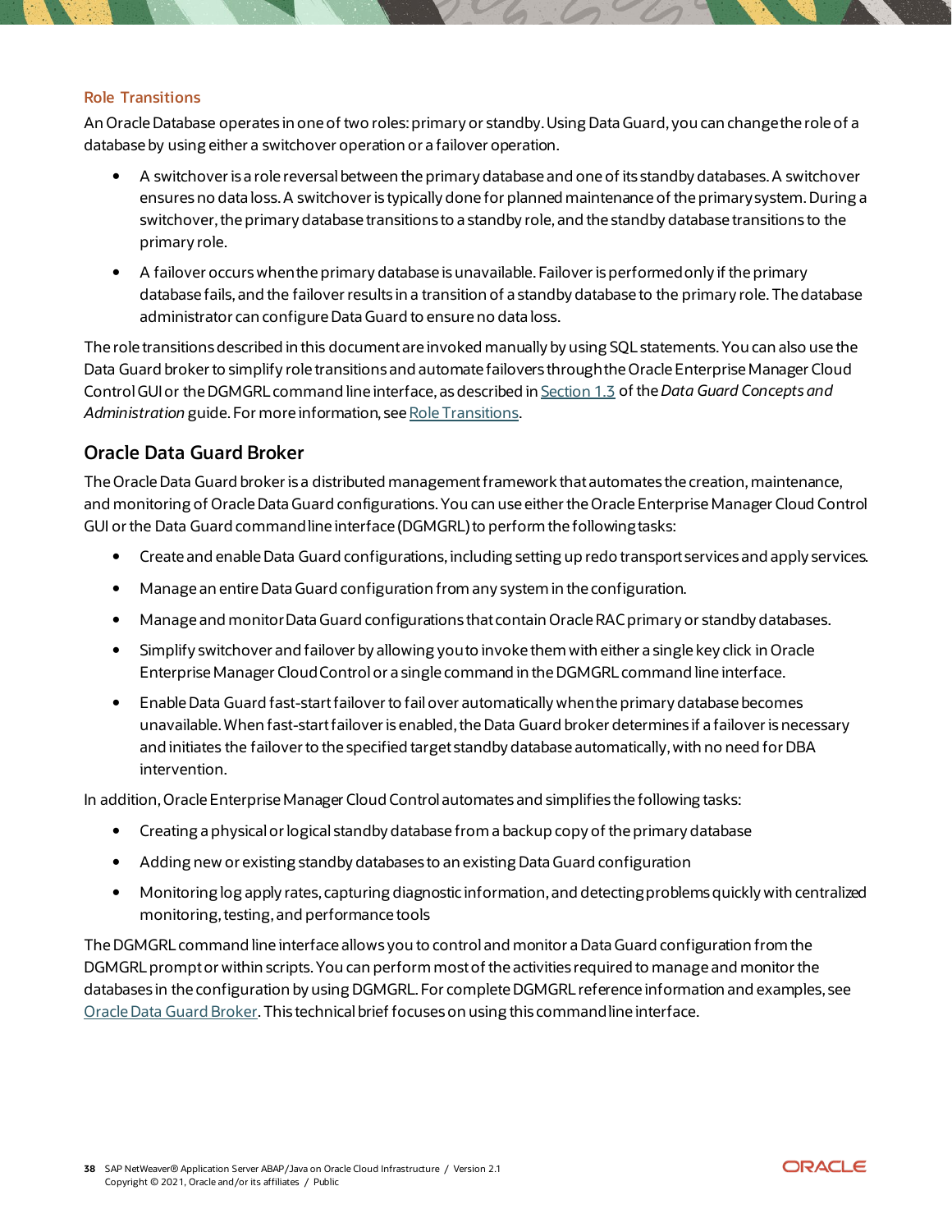### Role Transitions

An Oracle Database operates in one of two roles: primary or standby. Using Data Guard, you can change the role of a database by using either a switchover operation or a failover operation.

- A switchover is a role reversal between the primary database and one of its standby databases. A switchover ensures no data loss. A switchover is typically done for planned maintenance of the primary system. During a switchover, the primary database transitions to a standby role, and the standby database transitions to the primary role.
- A failover occurs when the primary database is unavailable. Failover is performed only if the primary database fails, and the failover results in a transition of a standby database to the primary role. The database administrator can configure Data Guard to ensure no data loss.

The role transitions described in this document are invoked manually by using SQL statements. You can also use the Data Guard broker to simplify role transitions and automate failovers through the Oracle Enterprise Manager Cloud Control GUI or the DGMGRL command line interface, as described in Section 1.3 of the *Data Guard Concepts and Administration* guide. For more information, see Role Transitions.

## Oracle Data Guard Broker

The Oracle Data Guard broker is a distributed management framework that automates the creation, maintenance, and monitoring of Oracle Data Guard configurations. You can use either the Oracle Enterprise Manager Cloud Control GUI or the Data Guard command line interface (DGMGRL) to perform the following tasks:

- Create and enable Data Guard configurations, including setting up redo transport services and apply services.
- Manage an entire Data Guard configuration from any system in the configuration.
- Manage and monitor Data Guard configurations that contain Oracle RAC primary or standby databases.
- Simplify switchover and failover by allowing you to invoke them with either a single key click in Oracle Enterprise Manager Cloud Control or a single command in the DGMGRL command line interface.
- Enable Data Guard fast-start failover to fail over automatically when the primary database becomes unavailable. When fast-start failover is enabled, the Data Guard broker determines if a failover is necessary and initiates the failover to the specified target standby database automatically, with no need for DBA intervention.

In addition, Oracle Enterprise Manager Cloud Control automates and simplifies the following tasks:

- Creating a physical or logical standby database from a backup copy of the primary database
- Adding new or existing standby databases to an existing Data Guard configuration
- Monitoring log apply rates, capturing diagnostic information, and detecting problems quickly with centralized monitoring, testing, and performance tools

The DGMGRL command line interface allows you to control and monitor a Data Guard configuration from the DGMGRL prompt or within scripts. You can perform most of the activities required to manage and monitor the databases in the configuration by using DGMGRL. For complete DGMGRL reference information and examples, see Oracle Data Guard Broker. This technical brief focuses on using this command line interface.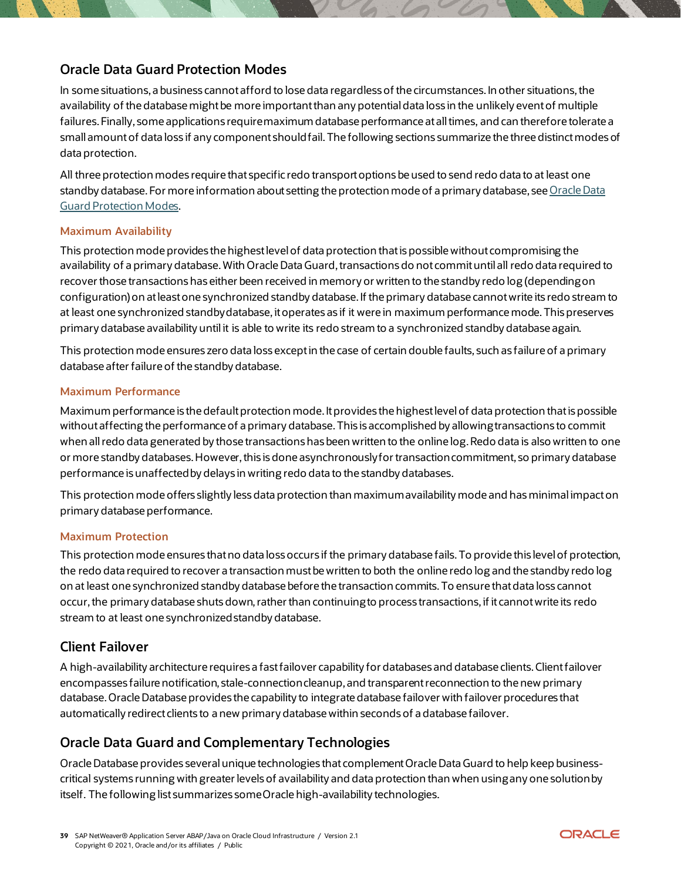## Oracle Data Guard Protection Modes

In some situations, a business cannot afford to lose data regardless of the circumstances. In other situations, the availability of the database might be more important than any potential data loss in the unlikely event of multiple failures. Finally, some applications require maximum database performance at all times, and can therefore tolerate a small amount of data loss if any component should fail. The following sections summarize the three distinct modes of data protection.

All three protection modes require that specific redo transport options be used to send redo data to at least one standby database. For more information about setting the protection mode of a primary database, see [Oracle Data Guard Protection Modes](Oracle Data Guard Protection Modes).

### Maximum Availability

This protection mode provides the highest level of data protection that is possible without compromising the availability of a primary database. With Oracle Data Guard, transactions do not commit until all redo data required to recover those transactions has either been received in memory or written to the standby redo log (depending on configuration) on at least one synchronized standby database. If the primary database cannot write its redo stream to at least one synchronized standby database, it operates as if it were in maximum performance mode. This preserves primary database availability until it is able to write its redo stream to a synchronized standby database again.

This protection mode ensures zero data loss except in the case of certain double faults, such as failure of a primary database after failure of the standby database.

### Maximum Performance

Maximum performance is the default protection mode. It provides the highest level of data protection that is possible without affecting the performance of a primary database. This is accomplished by allowing transactions to commit when all redo data generated by those transactions has been written to the online log. Redo data is also written to one or more standby databases. However, this is done asynchronously for transaction commitment, so primary database performance is unaffected by delays in writing redo data to the standby databases.

This protection mode offers slightly less data protection than maximum availability mode and has minimal impact on primary database performance.

### Maximum Protection

This protection mode ensures that no data loss occurs if the primary database fails. To provide this level of protection, the redo data required to recover a transaction must be written to both the online redo log and the standby redo log on at least one synchronized standby database before the transaction commits. To ensure that data loss cannot occur, the primary database shuts down, rather than continuing to process transactions, if it cannot write its redo stream to at least one synchronized standby database.

## Client Failover

A high-availability architecture requires a fast failover capability for databases and database clients. Client failover encompasses failure notification, stale-connection cleanup, and transparent reconnection to the new primary database. Oracle Database provides the capability to integrate database failover with failover procedures that automatically redirect clients to a new primary database within seconds of a database failover.

## Oracle Data Guard and Complementary Technologies

Oracle Database provides several unique technologies that complement Oracle Data Guard to help keep business-critical systems running with greater levels of availability and data protection than when using any one solution by itself. The following list summarizes some Oracle high-availability technologies.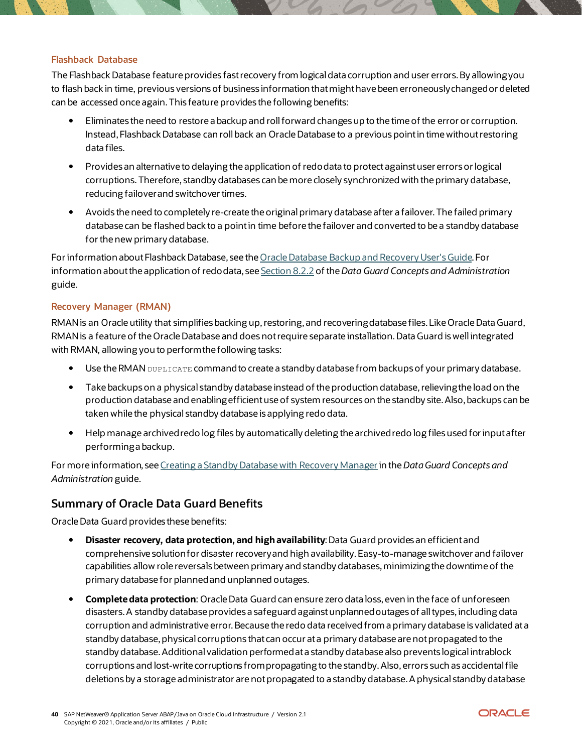### Flashback Database

The Flashback Database feature provides fast recovery from logical data corruption and user errors. By allowing you to flash back in time, previous versions of business information that might have been erroneously changed or deleted can be accessed once again. This feature provides the following benefits:

- Eliminates the need to restore a backup and roll forward changes up to the time of the error or corruption. Instead, Flashback Database can roll back an Oracle Database to a previous point in time without restoring data files.
- Provides an alternative to delaying the application of redo data to protect against user errors or logical corruptions. Therefore, standby databases can be more closely synchronized with the primary database, reducing failover and switchover times.
- Avoids the need to completely re-create the original primary database after a failover. The failed primary database can be flashed back to a point in time before the failover and converted to be a standby database for the new primary database.

For information about Flashback Database, see the Oracle Database Backup and Recovery User's Guide. For information about the application of redo data, see Section 8.2.2 of the *Data Guard Concepts and Administration* guide.

### Recovery Manager (RMAN)

RMAN is an Oracle utility that simplifies backing up, restoring, and recovering database files. Like Oracle Data Guard, RMAN is a feature of the Oracle Database and does not require separate installation. Data Guard is well integrated with RMAN, allowing you to perform the following tasks:

- Use the RMAN `DUPLICATE` command to create a standby database from backups of your primary database.
- Take backups on a physical standby database instead of the production database, relieving the load on the production database and enabling efficient use of system resources on the standby site. Also, backups can be taken while the physical standby database is applying redo data.
- Help manage archived redo log files by automatically deleting the archived redo log files used for input after performing a backup.

For more information, see Creating a Standby Database with Recovery Manager in the *Data Guard Concepts and Administration* guide.

## Summary of Oracle Data Guard Benefits

Oracle Data Guard provides these benefits:

- **Disaster recovery, data protection, and high availability**: Data Guard provides an efficient and comprehensive solution for disaster recovery and high availability. Easy-to-manage switchover and failover capabilities allow role reversals between primary and standby databases, minimizing the downtime of the primary database for planned and unplanned outages.
- **Complete data protection**: Oracle Data Guard can ensure zero data loss, even in the face of unforeseen disasters. A standby database provides a safeguard against unplanned outages of all types, including data corruption and administrative error. Because the redo data received from a primary database is validated at a standby database, physical corruptions that can occur at a primary database are not propagated to the standby database. Additional validation performed at a standby database also prevents logical intrablock corruptions and lost-write corruptions from propagating to the standby. Also, errors such as accidental file deletions by a storage administrator are not propagated to a standby database. A physical standby database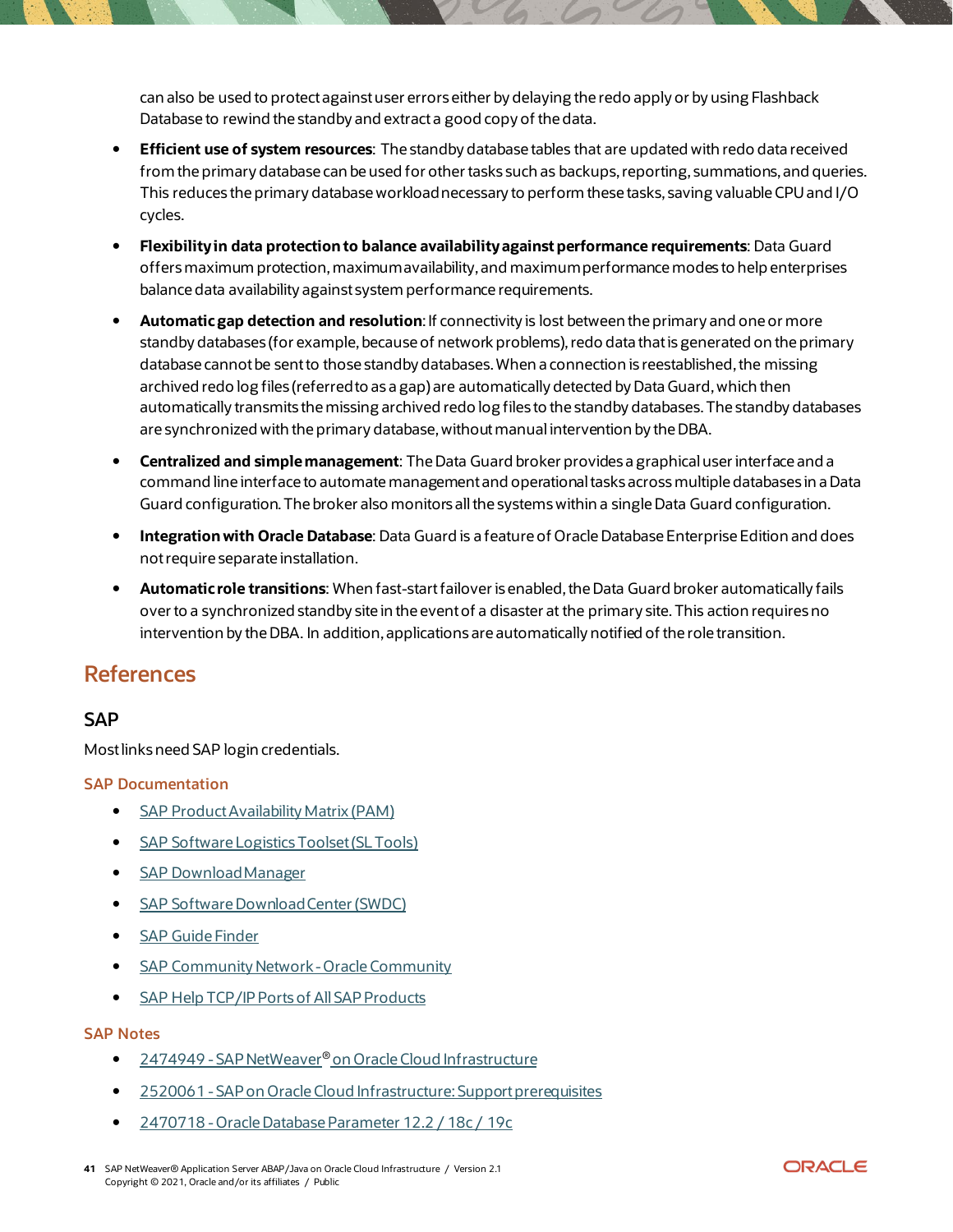can also be used to protect against user errors either by delaying the redo apply or by using Flashback Database to rewind the standby and extract a good copy of the data.

- **Efficient use of system resources**: The standby database tables that are updated with redo data received from the primary database can be used for other tasks such as backups, reporting, summations, and queries. This reduces the primary database workload necessary to perform these tasks, saving valuable CPU and I/O cycles.
- **Flexibility in data protection to balance availability against performance requirements**: Data Guard offers maximum protection, maximum availability, and maximum performance modes to help enterprises balance data availability against system performance requirements.
- **Automatic gap detection and resolution**: If connectivity is lost between the primary and one or more standby databases (for example, because of network problems), redo data that is generated on the primary database cannot be sent to those standby databases. When a connection is reestablished, the missing archived redo log files (referred to as a gap) are automatically detected by Data Guard, which then automatically transmits the missing archived redo log files to the standby databases. The standby databases are synchronized with the primary database, without manual intervention by the DBA.
- **Centralized and simple management**: The Data Guard broker provides a graphical user interface and a command line interface to automate management and operational tasks across multiple databases in a Data Guard configuration. The broker also monitors all the systems within a single Data Guard configuration.
- **Integration with Oracle Database**: Data Guard is a feature of Oracle Database Enterprise Edition and does not require separate installation.
- **Automatic role transitions**: When fast-start failover is enabled, the Data Guard broker automatically fails over to a synchronized standby site in the event of a disaster at the primary site. This action requires no intervention by the DBA. In addition, applications are automatically notified of the role transition.

## References

### SAP

Most links need SAP login credentials.

#### SAP Documentation

- SAP Product Availability Matrix (PAM)
- SAP Software Logistics Toolset (SL Tools)
- SAP Download Manager
- SAP Software Download Center (SWDC)
- SAP Guide Finder
- SAP Community Network - Oracle Community
- SAP Help TCP/IP Ports of All SAP Products

#### SAP Notes

- 2474949 - SAP NetWeaver® on Oracle Cloud Infrastructure
- 2520061 - SAP on Oracle Cloud Infrastructure: Support prerequisites
- 2470718 - Oracle Database Parameter 12.2 / 18c / 19c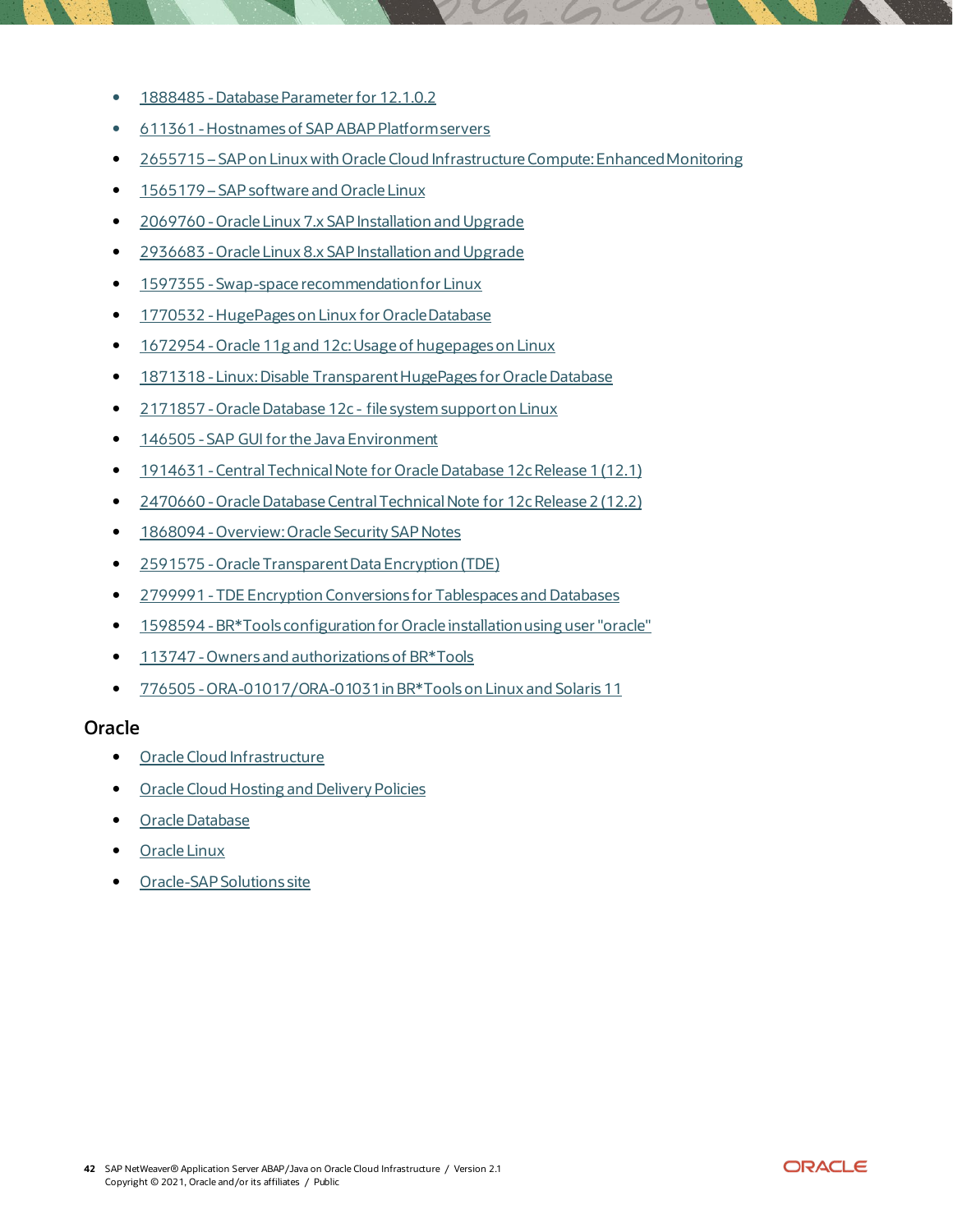- 1888485 - Database Parameter for 12.1.0.2
- 611361 - Hostnames of SAP ABAP Platform servers
- 2655715 – SAP on Linux with Oracle Cloud Infrastructure Compute: Enhanced Monitoring
- 1565179 – SAP software and Oracle Linux
- 2069760 - Oracle Linux 7.x SAP Installation and Upgrade
- 2936683 - Oracle Linux 8.x SAP Installation and Upgrade
- 1597355 - Swap-space recommendation for Linux
- 1770532 - HugePages on Linux for Oracle Database
- 1672954 - Oracle 11g and 12c: Usage of hugepages on Linux
- 1871318 - Linux: Disable Transparent HugePages for Oracle Database
- 2171857 - Oracle Database 12c - file system support on Linux
- 146505 - SAP GUI for the Java Environment
- 1914631 - Central Technical Note for Oracle Database 12c Release 1 (12.1)
- 2470660 - Oracle Database Central Technical Note for 12c Release 2 (12.2)
- 1868094 - Overview: Oracle Security SAP Notes
- 2591575 - Oracle Transparent Data Encryption (TDE)
- 2799991 - TDE Encryption Conversions for Tablespaces and Databases
- 1598594 - BR*Tools configuration for Oracle installation using user "oracle"
- 113747 - Owners and authorizations of BR*Tools
- 776505 - ORA-01017/ORA-01031 in BR*Tools on Linux and Solaris 11

## Oracle

- Oracle Cloud Infrastructure
- Oracle Cloud Hosting and Delivery Policies
- Oracle Database
- Oracle Linux
- Oracle-SAP Solutions site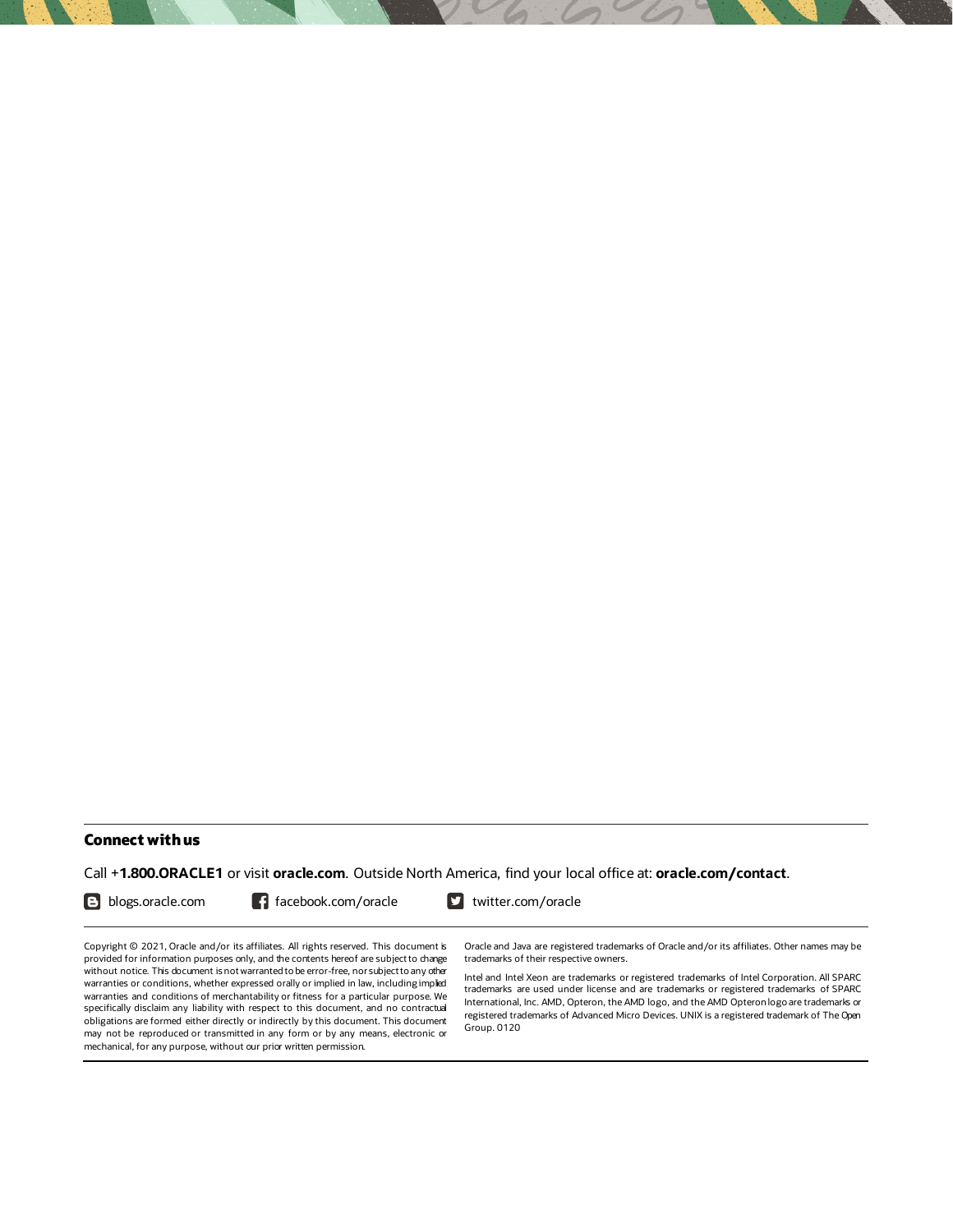## Connect with us

Call +**1.800.ORACLE1** or visit **oracle.com**. Outside North America, find your local office at: **oracle.com/contact**.

blogs.oracle.com    facebook.com/oracle    twitter.com/oracle

Copyright © 2021, Oracle and/or its affiliates. All rights reserved. This document is provided for information purposes only, and the contents hereof are subject to change without notice. This document is not warranted to be error-free, nor subject to any other warranties or conditions, whether expressed orally or implied in law, including implied warranties and conditions of merchantability or fitness for a particular purpose. We specifically disclaim any liability with respect to this document, and no contractual obligations are formed either directly or indirectly by this document. This document may not be reproduced or transmitted in any form or by any means, electronic or mechanical, for any purpose, without our prior written permission.

Oracle and Java are registered trademarks of Oracle and/or its affiliates. Other names may be trademarks of their respective owners.

Intel and Intel Xeon are trademarks or registered trademarks of Intel Corporation. All SPARC trademarks are used under license and are trademarks or registered trademarks of SPARC International, Inc. AMD, Opteron, the AMD logo, and the AMD Opteron logo are trademarks or registered trademarks of Advanced Micro Devices. UNIX is a registered trademark of The Open Group. 0120